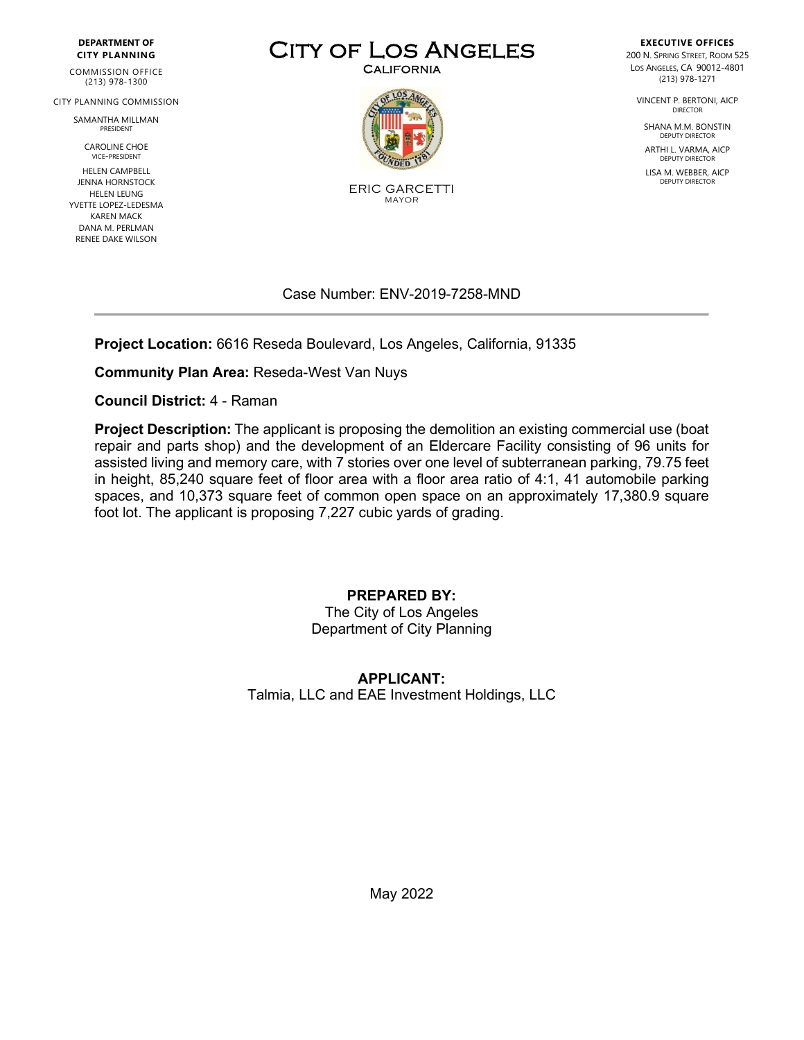**DEPARTMENT OF CITY PLANNING**

COMMISSION OFFICE
(213) 978-1300

CITY PLANNING COMMISSION

SAMANTHA MILLMAN
PRESIDENT

CAROLINE CHOE
VICE-PRESIDENT

HELEN CAMPBELL
JENNA HORNSTOCK
HELEN LEUNG
YVETTE LOPEZ-LEDESMA
KAREN MACK
DANA M. PERLMAN
RENEE DAKE WILSON

# CITY OF LOS ANGELES

CALIFORNIA

ERIC GARCETTI
MAYOR

**EXECUTIVE OFFICES**

200 N. SPRING STREET, ROOM 525
LOS ANGELES, CA 90012-4801
(213) 978-1271

VINCENT P. BERTONI, AICP
DIRECTOR

SHANA M.M. BONSTIN
DEPUTY DIRECTOR

ARTHI L. VARMA, AICP
DEPUTY DIRECTOR

LISA M. WEBBER, AICP
DEPUTY DIRECTOR

Case Number: ENV-2019-7258-MND

---

**Project Location:** 6616 Reseda Boulevard, Los Angeles, California, 91335

**Community Plan Area:** Reseda-West Van Nuys

**Council District:** 4 - Raman

**Project Description:** The applicant is proposing the demolition an existing commercial use (boat repair and parts shop) and the development of an Eldercare Facility consisting of 96 units for assisted living and memory care, with 7 stories over one level of subterranean parking, 79.75 feet in height, 85,240 square feet of floor area with a floor area ratio of 4:1, 41 automobile parking spaces, and 10,373 square feet of common open space on an approximately 17,380.9 square foot lot. The applicant is proposing 7,227 cubic yards of grading.

**PREPARED BY:**
The City of Los Angeles
Department of City Planning

**APPLICANT:**
Talmia, LLC and EAE Investment Holdings, LLC

May 2022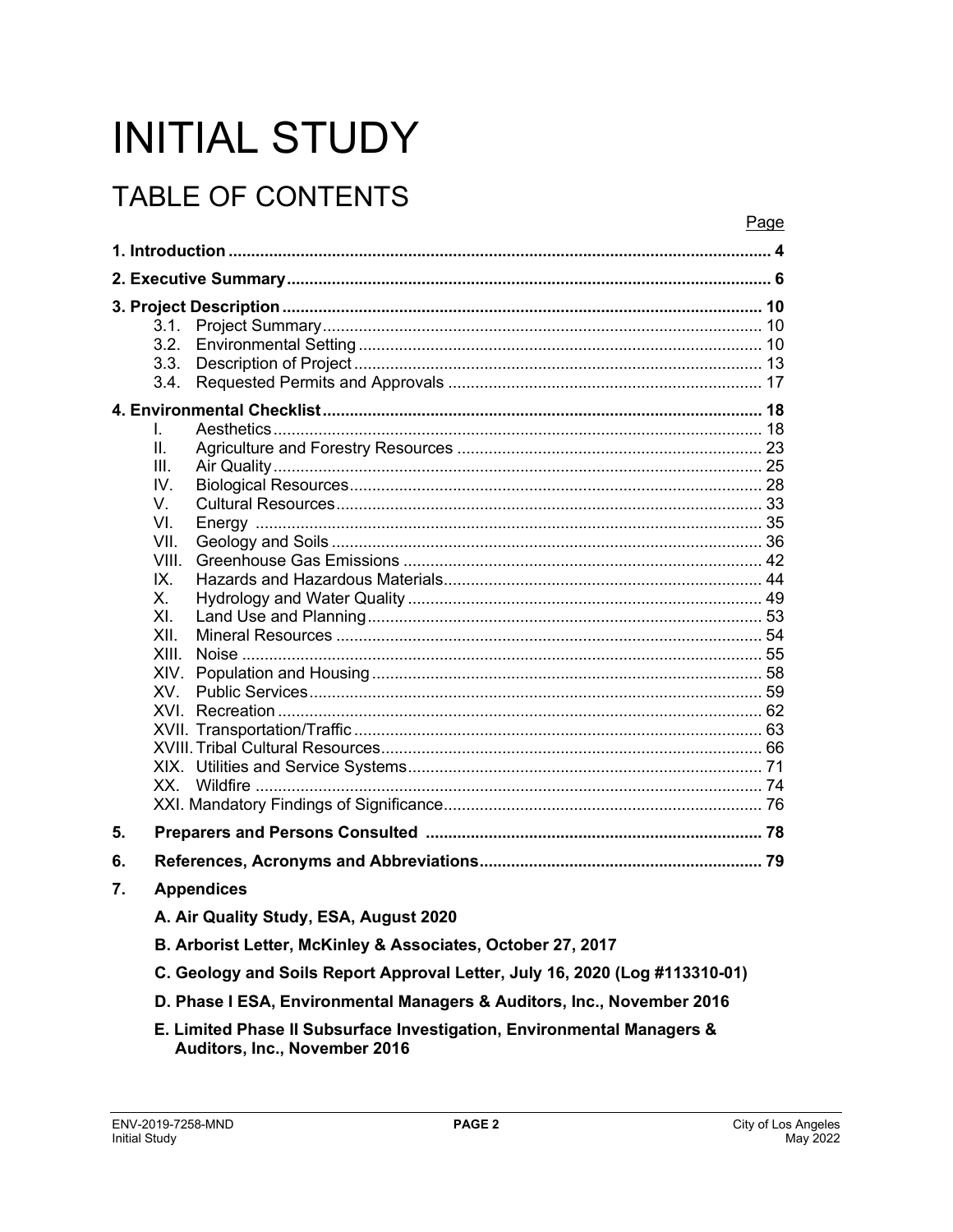# INITIAL STUDY

## TABLE OF CONTENTS

| | Page |
|---|---|
| **1. Introduction** | **4** |
| **2. Executive Summary** | **6** |
| **3. Project Description** | **10** |
| 3.1. Project Summary | 10 |
| 3.2. Environmental Setting | 10 |
| 3.3. Description of Project | 13 |
| 3.4. Requested Permits and Approvals | 17 |
| **4. Environmental Checklist** | **18** |
| I. Aesthetics | 18 |
| II. Agriculture and Forestry Resources | 23 |
| III. Air Quality | 25 |
| IV. Biological Resources | 28 |
| V. Cultural Resources | 33 |
| VI. Energy | 35 |
| VII. Geology and Soils | 36 |
| VIII. Greenhouse Gas Emissions | 42 |
| IX. Hazards and Hazardous Materials | 44 |
| X. Hydrology and Water Quality | 49 |
| XI. Land Use and Planning | 53 |
| XII. Mineral Resources | 54 |
| XIII. Noise | 55 |
| XIV. Population and Housing | 58 |
| XV. Public Services | 59 |
| XVI. Recreation | 62 |
| XVII. Transportation/Traffic | 63 |
| XVIII. Tribal Cultural Resources | 66 |
| XIX. Utilities and Service Systems | 71 |
| XX. Wildfire | 74 |
| XXI. Mandatory Findings of Significance | 76 |
| **5. Preparers and Persons Consulted** | **78** |
| **6. References, Acronyms and Abbreviations** | **79** |
| **7. Appendices** | |

**A. Air Quality Study, ESA, August 2020**

**B. Arborist Letter, McKinley & Associates, October 27, 2017**

**C. Geology and Soils Report Approval Letter, July 16, 2020 (Log #113310-01)**

**D. Phase I ESA, Environmental Managers & Auditors, Inc., November 2016**

**E. Limited Phase II Subsurface Investigation, Environmental Managers & Auditors, Inc., November 2016**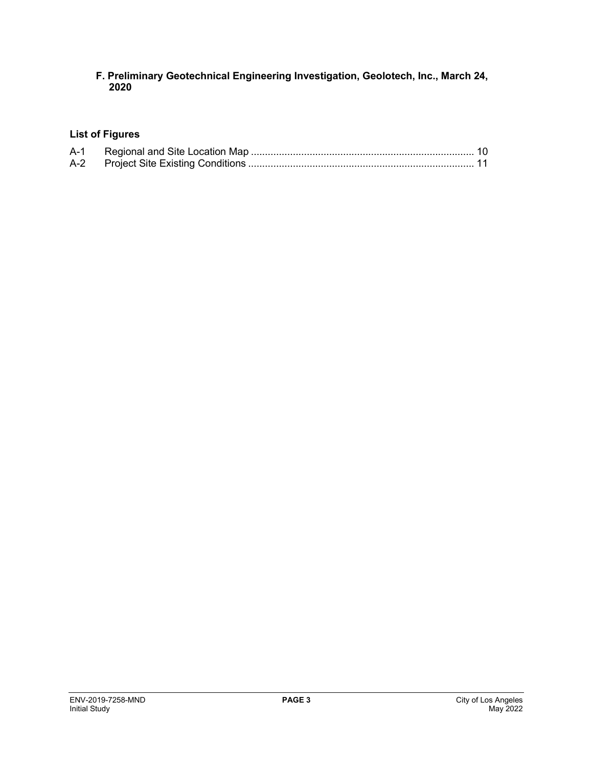**F. Preliminary Geotechnical Engineering Investigation, Geolotech, Inc., March 24, 2020**

### List of Figures

A-1 Regional and Site Location Map ............................................................................... 10
A-2 Project Site Existing Conditions ................................................................................ 11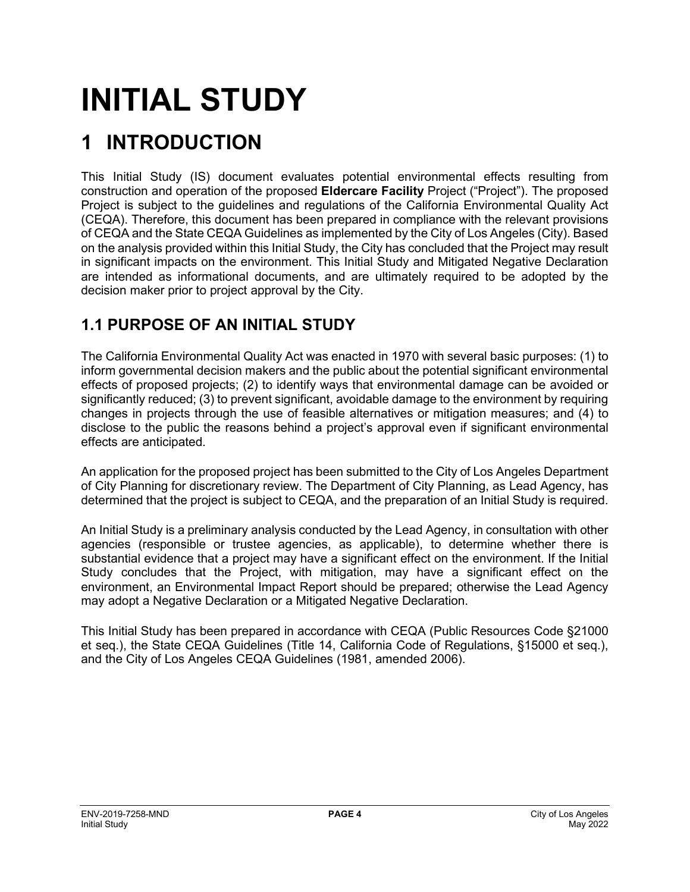# INITIAL STUDY

# 1 INTRODUCTION

This Initial Study (IS) document evaluates potential environmental effects resulting from construction and operation of the proposed **Eldercare Facility** Project ("Project"). The proposed Project is subject to the guidelines and regulations of the California Environmental Quality Act (CEQA). Therefore, this document has been prepared in compliance with the relevant provisions of CEQA and the State CEQA Guidelines as implemented by the City of Los Angeles (City). Based on the analysis provided within this Initial Study, the City has concluded that the Project may result in significant impacts on the environment. This Initial Study and Mitigated Negative Declaration are intended as informational documents, and are ultimately required to be adopted by the decision maker prior to project approval by the City.

## 1.1 PURPOSE OF AN INITIAL STUDY

The California Environmental Quality Act was enacted in 1970 with several basic purposes: (1) to inform governmental decision makers and the public about the potential significant environmental effects of proposed projects; (2) to identify ways that environmental damage can be avoided or significantly reduced; (3) to prevent significant, avoidable damage to the environment by requiring changes in projects through the use of feasible alternatives or mitigation measures; and (4) to disclose to the public the reasons behind a project's approval even if significant environmental effects are anticipated.

An application for the proposed project has been submitted to the City of Los Angeles Department of City Planning for discretionary review. The Department of City Planning, as Lead Agency, has determined that the project is subject to CEQA, and the preparation of an Initial Study is required.

An Initial Study is a preliminary analysis conducted by the Lead Agency, in consultation with other agencies (responsible or trustee agencies, as applicable), to determine whether there is substantial evidence that a project may have a significant effect on the environment. If the Initial Study concludes that the Project, with mitigation, may have a significant effect on the environment, an Environmental Impact Report should be prepared; otherwise the Lead Agency may adopt a Negative Declaration or a Mitigated Negative Declaration.

This Initial Study has been prepared in accordance with CEQA (Public Resources Code §21000 et seq.), the State CEQA Guidelines (Title 14, California Code of Regulations, §15000 et seq.), and the City of Los Angeles CEQA Guidelines (1981, amended 2006).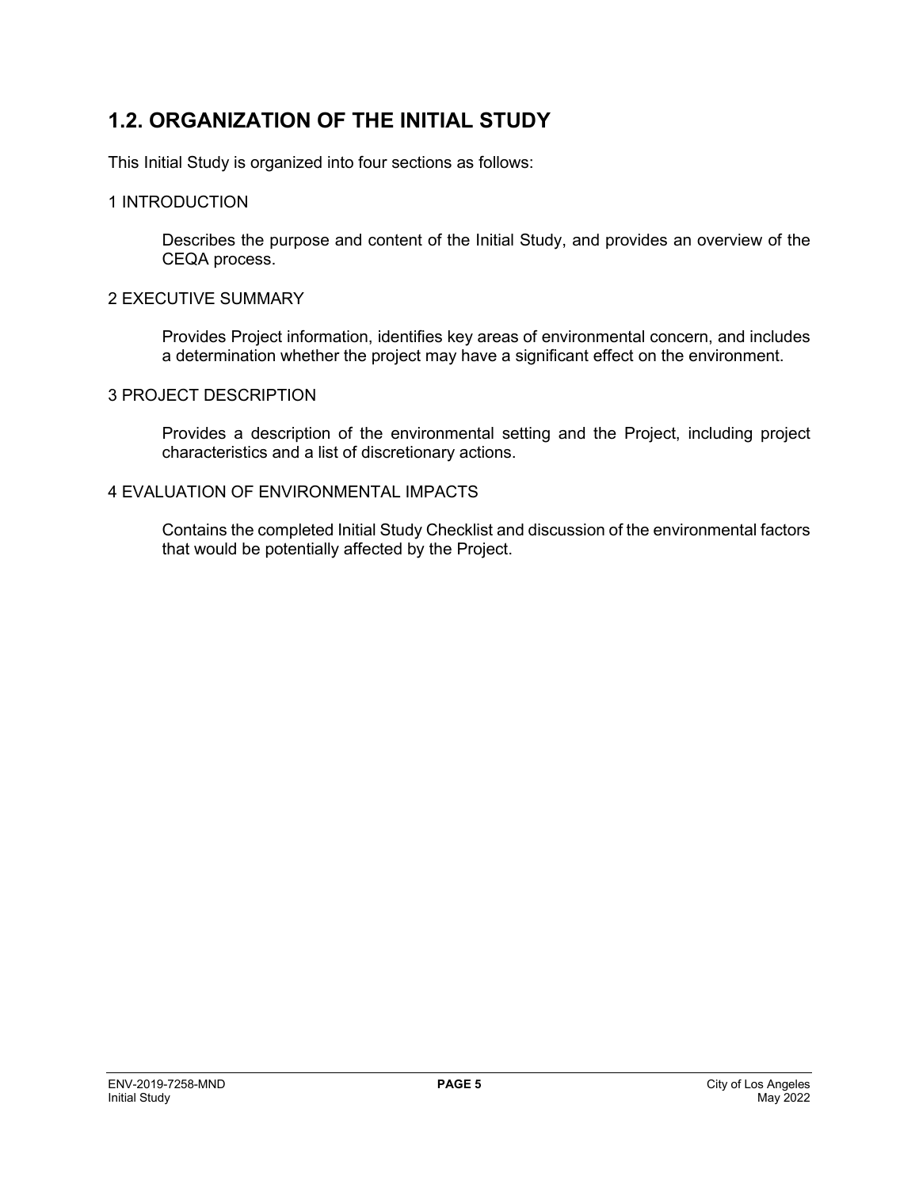## 1.2. ORGANIZATION OF THE INITIAL STUDY

This Initial Study is organized into four sections as follows:

1 INTRODUCTION

> Describes the purpose and content of the Initial Study, and provides an overview of the CEQA process.

2 EXECUTIVE SUMMARY

> Provides Project information, identifies key areas of environmental concern, and includes a determination whether the project may have a significant effect on the environment.

3 PROJECT DESCRIPTION

> Provides a description of the environmental setting and the Project, including project characteristics and a list of discretionary actions.

4 EVALUATION OF ENVIRONMENTAL IMPACTS

> Contains the completed Initial Study Checklist and discussion of the environmental factors that would be potentially affected by the Project.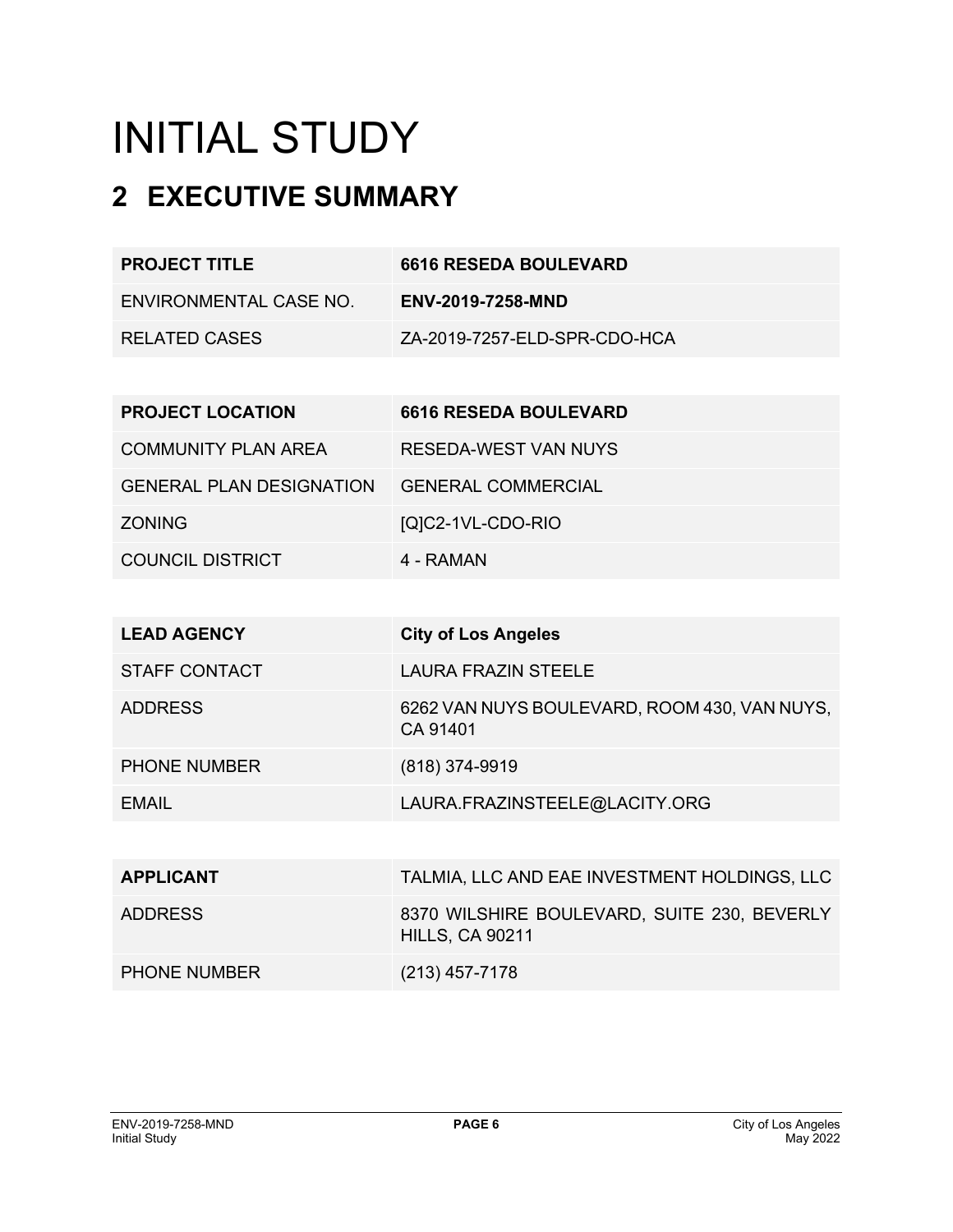# INITIAL STUDY

## 2 EXECUTIVE SUMMARY

| **PROJECT TITLE** | **6616 RESEDA BOULEVARD** |
|---|---|
| ENVIRONMENTAL CASE NO. | **ENV-2019-7258-MND** |
| RELATED CASES | ZA-2019-7257-ELD-SPR-CDO-HCA |

| **PROJECT LOCATION** | **6616 RESEDA BOULEVARD** |
|---|---|
| COMMUNITY PLAN AREA | RESEDA-WEST VAN NUYS |
| GENERAL PLAN DESIGNATION | GENERAL COMMERCIAL |
| ZONING | [Q]C2-1VL-CDO-RIO |
| COUNCIL DISTRICT | 4 - RAMAN |

| **LEAD AGENCY** | **City of Los Angeles** |
|---|---|
| STAFF CONTACT | LAURA FRAZIN STEELE |
| ADDRESS | 6262 VAN NUYS BOULEVARD, ROOM 430, VAN NUYS, CA 91401 |
| PHONE NUMBER | (818) 374-9919 |
| EMAIL | LAURA.FRAZINSTEELE@LACITY.ORG |

| **APPLICANT** | TALMIA, LLC AND EAE INVESTMENT HOLDINGS, LLC |
|---|---|
| ADDRESS | 8370 WILSHIRE BOULEVARD, SUITE 230, BEVERLY HILLS, CA 90211 |
| PHONE NUMBER | (213) 457-7178 |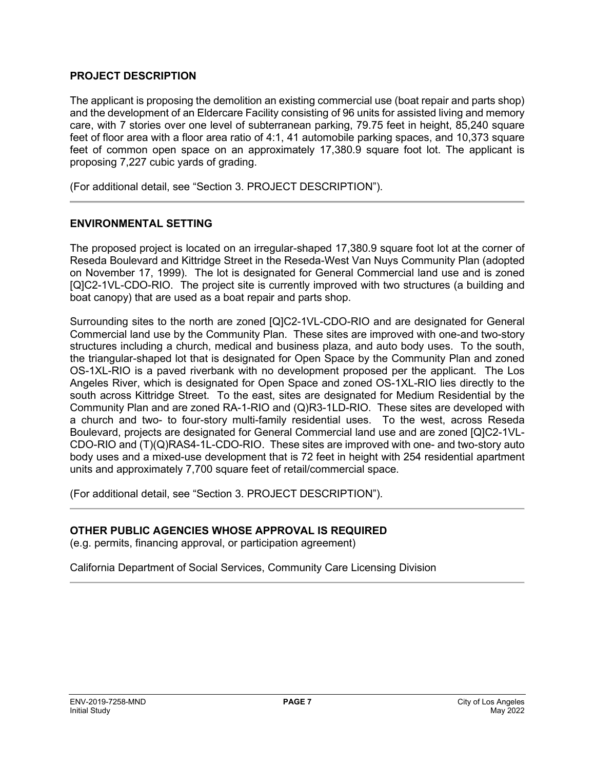## PROJECT DESCRIPTION

The applicant is proposing the demolition an existing commercial use (boat repair and parts shop) and the development of an Eldercare Facility consisting of 96 units for assisted living and memory care, with 7 stories over one level of subterranean parking, 79.75 feet in height, 85,240 square feet of floor area with a floor area ratio of 4:1, 41 automobile parking spaces, and 10,373 square feet of common open space on an approximately 17,380.9 square foot lot. The applicant is proposing 7,227 cubic yards of grading.

(For additional detail, see "Section 3. PROJECT DESCRIPTION").

---

## ENVIRONMENTAL SETTING

The proposed project is located on an irregular-shaped 17,380.9 square foot lot at the corner of Reseda Boulevard and Kittridge Street in the Reseda-West Van Nuys Community Plan (adopted on November 17, 1999). The lot is designated for General Commercial land use and is zoned [Q]C2-1VL-CDO-RIO. The project site is currently improved with two structures (a building and boat canopy) that are used as a boat repair and parts shop.

Surrounding sites to the north are zoned [Q]C2-1VL-CDO-RIO and are designated for General Commercial land use by the Community Plan. These sites are improved with one-and two-story structures including a church, medical and business plaza, and auto body uses. To the south, the triangular-shaped lot that is designated for Open Space by the Community Plan and zoned OS-1XL-RIO is a paved riverbank with no development proposed per the applicant. The Los Angeles River, which is designated for Open Space and zoned OS-1XL-RIO lies directly to the south across Kittridge Street. To the east, sites are designated for Medium Residential by the Community Plan and are zoned RA-1-RIO and (Q)R3-1LD-RIO. These sites are developed with a church and two- to four-story multi-family residential uses. To the west, across Reseda Boulevard, projects are designated for General Commercial land use and are zoned [Q]C2-1VL-CDO-RIO and (T)(Q)RAS4-1L-CDO-RIO. These sites are improved with one- and two-story auto body uses and a mixed-use development that is 72 feet in height with 254 residential apartment units and approximately 7,700 square feet of retail/commercial space.

(For additional detail, see "Section 3. PROJECT DESCRIPTION").

---

## OTHER PUBLIC AGENCIES WHOSE APPROVAL IS REQUIRED

(e.g. permits, financing approval, or participation agreement)

California Department of Social Services, Community Care Licensing Division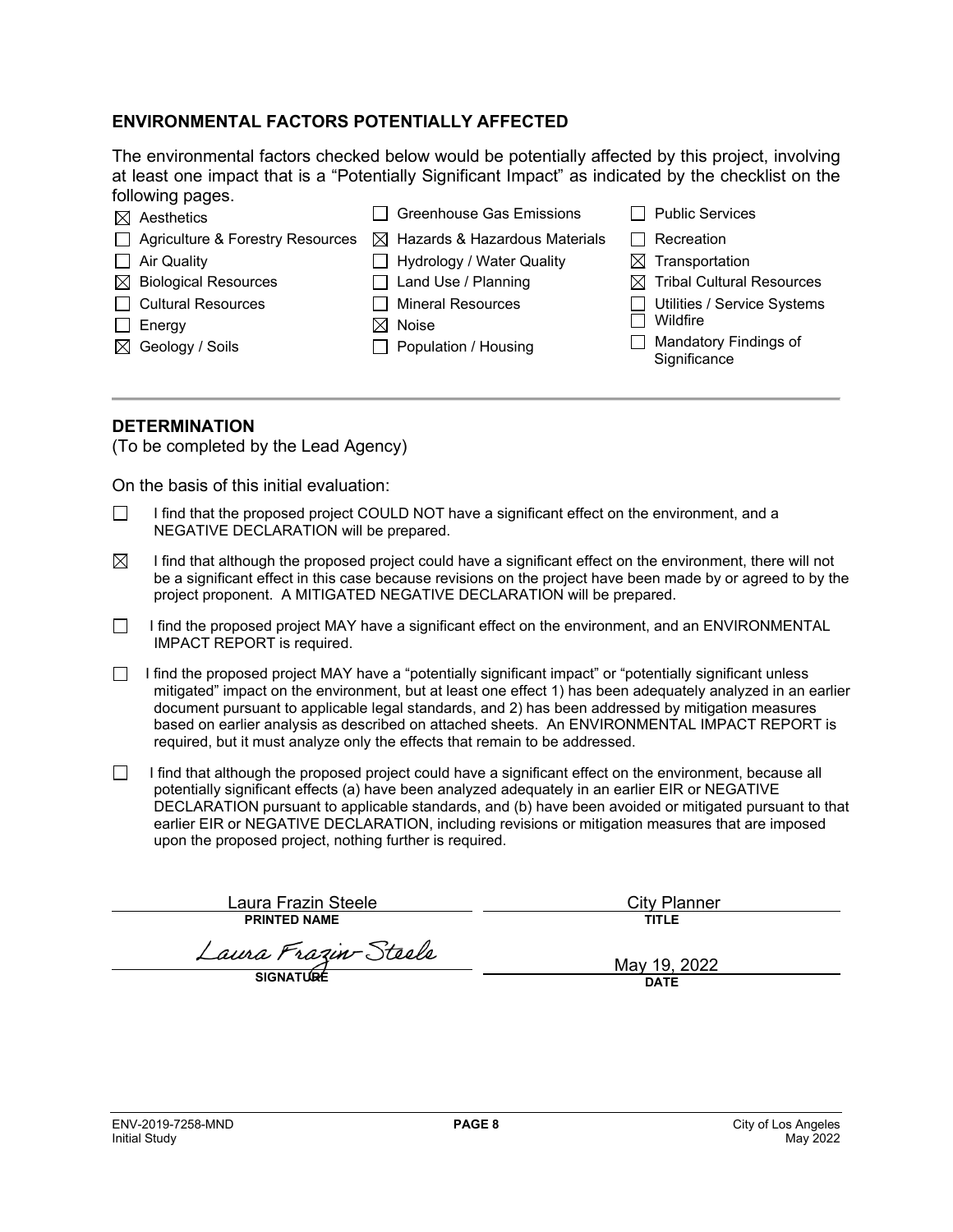## ENVIRONMENTAL FACTORS POTENTIALLY AFFECTED

The environmental factors checked below would be potentially affected by this project, involving at least one impact that is a "Potentially Significant Impact" as indicated by the checklist on the following pages.

| | | |
|---|---|---|
| ☒ Aesthetics | ☐ Greenhouse Gas Emissions | ☐ Public Services |
| ☐ Agriculture & Forestry Resources | ☒ Hazards & Hazardous Materials | ☐ Recreation |
| ☐ Air Quality | ☐ Hydrology / Water Quality | ☒ Transportation |
| ☒ Biological Resources | ☐ Land Use / Planning | ☒ Tribal Cultural Resources |
| ☐ Cultural Resources | ☐ Mineral Resources | ☐ Utilities / Service Systems |
| ☐ Energy | ☒ Noise | ☐ Wildfire |
| ☒ Geology / Soils | ☐ Population / Housing | ☐ Mandatory Findings of Significance |

## DETERMINATION

(To be completed by the Lead Agency)

On the basis of this initial evaluation:

☐ I find that the proposed project COULD NOT have a significant effect on the environment, and a NEGATIVE DECLARATION will be prepared.

☒ I find that although the proposed project could have a significant effect on the environment, there will not be a significant effect in this case because revisions on the project have been made by or agreed to by the project proponent. A MITIGATED NEGATIVE DECLARATION will be prepared.

☐ I find the proposed project MAY have a significant effect on the environment, and an ENVIRONMENTAL IMPACT REPORT is required.

☐ I find the proposed project MAY have a "potentially significant impact" or "potentially significant unless mitigated" impact on the environment, but at least one effect 1) has been adequately analyzed in an earlier document pursuant to applicable legal standards, and 2) has been addressed by mitigation measures based on earlier analysis as described on attached sheets. An ENVIRONMENTAL IMPACT REPORT is required, but it must analyze only the effects that remain to be addressed.

☐ I find that although the proposed project could have a significant effect on the environment, because all potentially significant effects (a) have been analyzed adequately in an earlier EIR or NEGATIVE DECLARATION pursuant to applicable standards, and (b) have been avoided or mitigated pursuant to that earlier EIR or NEGATIVE DECLARATION, including revisions or mitigation measures that are imposed upon the proposed project, nothing further is required.

| | |
|---|---|
| Laura Frazin Steele | City Planner |
| **PRINTED NAME** | **TITLE** |
| *Laura Frazin Steele* | May 19, 2022 |
| **SIGNATURE** | **DATE** |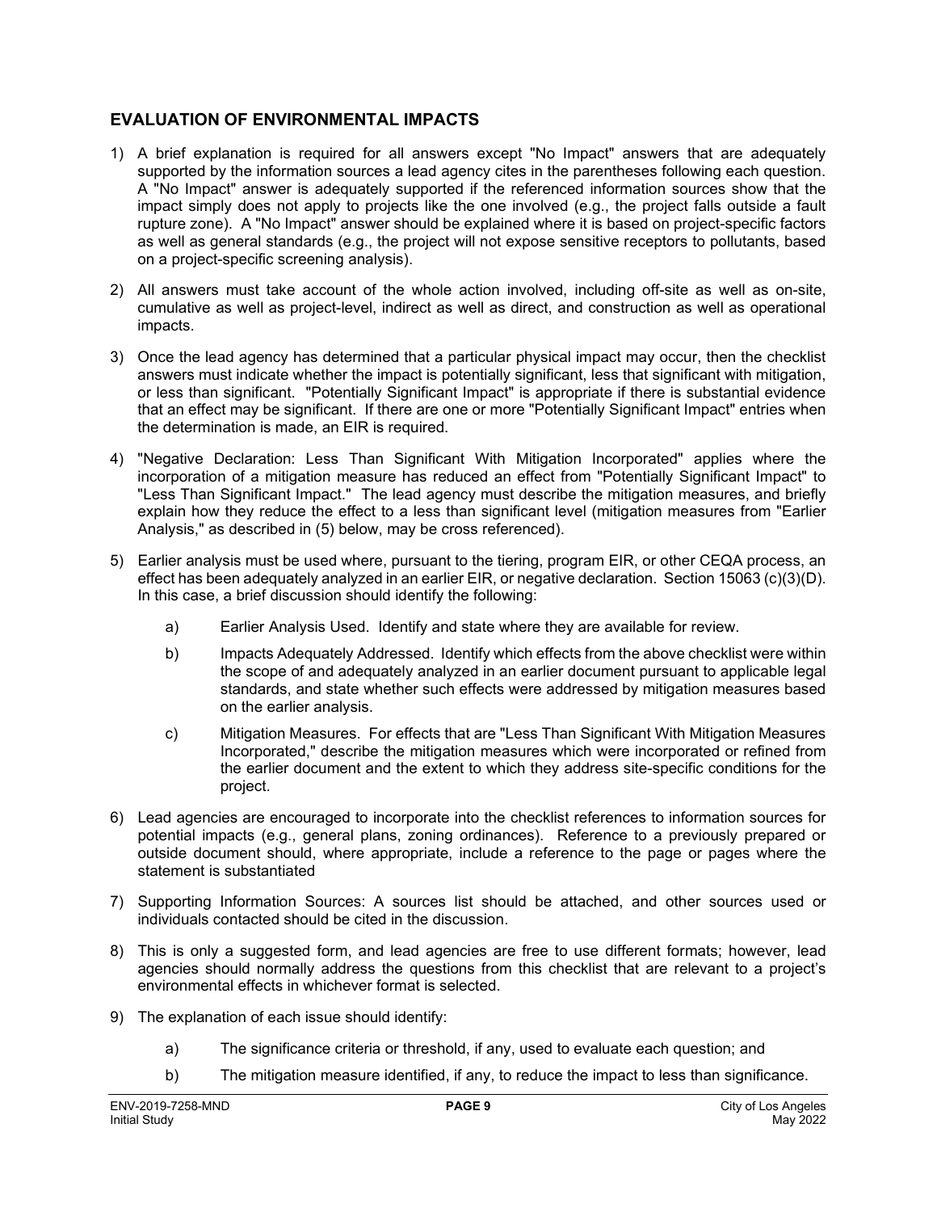## EVALUATION OF ENVIRONMENTAL IMPACTS

1) A brief explanation is required for all answers except "No Impact" answers that are adequately supported by the information sources a lead agency cites in the parentheses following each question. A "No Impact" answer is adequately supported if the referenced information sources show that the impact simply does not apply to projects like the one involved (e.g., the project falls outside a fault rupture zone). A "No Impact" answer should be explained where it is based on project-specific factors as well as general standards (e.g., the project will not expose sensitive receptors to pollutants, based on a project-specific screening analysis).

2) All answers must take account of the whole action involved, including off-site as well as on-site, cumulative as well as project-level, indirect as well as direct, and construction as well as operational impacts.

3) Once the lead agency has determined that a particular physical impact may occur, then the checklist answers must indicate whether the impact is potentially significant, less that significant with mitigation, or less than significant. "Potentially Significant Impact" is appropriate if there is substantial evidence that an effect may be significant. If there are one or more "Potentially Significant Impact" entries when the determination is made, an EIR is required.

4) "Negative Declaration: Less Than Significant With Mitigation Incorporated" applies where the incorporation of a mitigation measure has reduced an effect from "Potentially Significant Impact" to "Less Than Significant Impact." The lead agency must describe the mitigation measures, and briefly explain how they reduce the effect to a less than significant level (mitigation measures from "Earlier Analysis," as described in (5) below, may be cross referenced).

5) Earlier analysis must be used where, pursuant to the tiering, program EIR, or other CEQA process, an effect has been adequately analyzed in an earlier EIR, or negative declaration. Section 15063 (c)(3)(D). In this case, a brief discussion should identify the following:

   a) Earlier Analysis Used. Identify and state where they are available for review.

   b) Impacts Adequately Addressed. Identify which effects from the above checklist were within the scope of and adequately analyzed in an earlier document pursuant to applicable legal standards, and state whether such effects were addressed by mitigation measures based on the earlier analysis.

   c) Mitigation Measures. For effects that are "Less Than Significant With Mitigation Measures Incorporated," describe the mitigation measures which were incorporated or refined from the earlier document and the extent to which they address site-specific conditions for the project.

6) Lead agencies are encouraged to incorporate into the checklist references to information sources for potential impacts (e.g., general plans, zoning ordinances). Reference to a previously prepared or outside document should, where appropriate, include a reference to the page or pages where the statement is substantiated

7) Supporting Information Sources: A sources list should be attached, and other sources used or individuals contacted should be cited in the discussion.

8) This is only a suggested form, and lead agencies are free to use different formats; however, lead agencies should normally address the questions from this checklist that are relevant to a project's environmental effects in whichever format is selected.

9) The explanation of each issue should identify:

   a) The significance criteria or threshold, if any, used to evaluate each question; and

   b) The mitigation measure identified, if any, to reduce the impact to less than significance.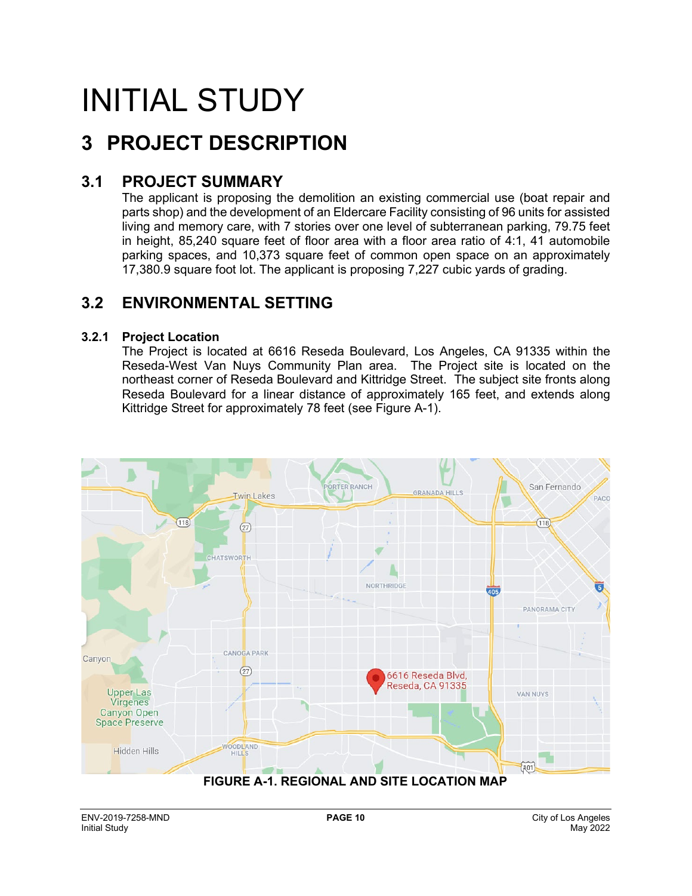# INITIAL STUDY

# 3 PROJECT DESCRIPTION

## 3.1 PROJECT SUMMARY

The applicant is proposing the demolition an existing commercial use (boat repair and parts shop) and the development of an Eldercare Facility consisting of 96 units for assisted living and memory care, with 7 stories over one level of subterranean parking, 79.75 feet in height, 85,240 square feet of floor area with a floor area ratio of 4:1, 41 automobile parking spaces, and 10,373 square feet of common open space on an approximately 17,380.9 square foot lot. The applicant is proposing 7,227 cubic yards of grading.

## 3.2 ENVIRONMENTAL SETTING

### 3.2.1 Project Location

The Project is located at 6616 Reseda Boulevard, Los Angeles, CA 91335 within the Reseda-West Van Nuys Community Plan area. The Project site is located on the northeast corner of Reseda Boulevard and Kittridge Street. The subject site fronts along Reseda Boulevard for a linear distance of approximately 165 feet, and extends along Kittridge Street for approximately 78 feet (see Figure A-1).

**FIGURE A-1. REGIONAL AND SITE LOCATION MAP**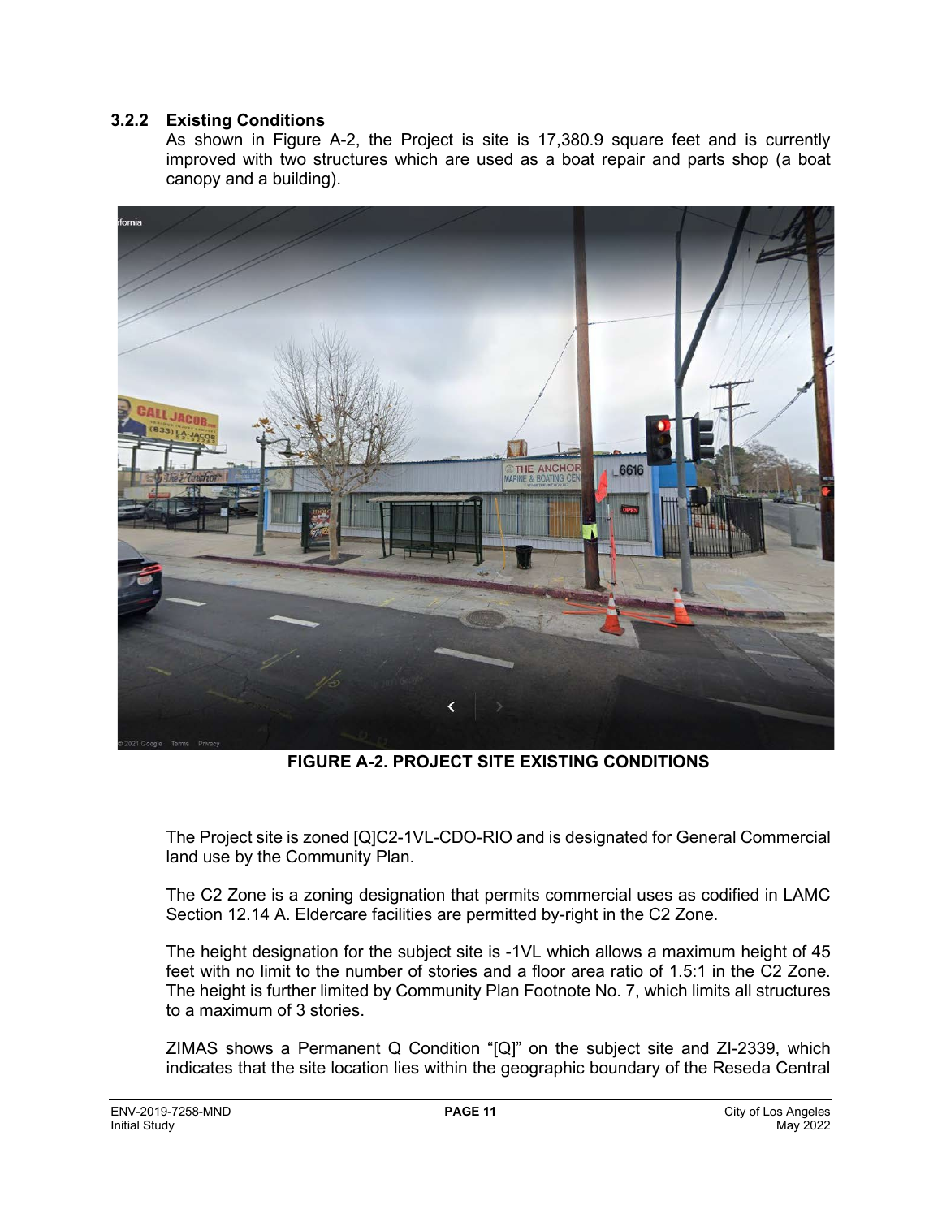### 3.2.2 Existing Conditions

As shown in Figure A-2, the Project is site is 17,380.9 square feet and is currently improved with two structures which are used as a boat repair and parts shop (a boat canopy and a building).

**FIGURE A-2. PROJECT SITE EXISTING CONDITIONS**

The Project site is zoned [Q]C2-1VL-CDO-RIO and is designated for General Commercial land use by the Community Plan.

The C2 Zone is a zoning designation that permits commercial uses as codified in LAMC Section 12.14 A. Eldercare facilities are permitted by-right in the C2 Zone.

The height designation for the subject site is -1VL which allows a maximum height of 45 feet with no limit to the number of stories and a floor area ratio of 1.5:1 in the C2 Zone. The height is further limited by Community Plan Footnote No. 7, which limits all structures to a maximum of 3 stories.

ZIMAS shows a Permanent Q Condition "[Q]" on the subject site and ZI-2339, which indicates that the site location lies within the geographic boundary of the Reseda Central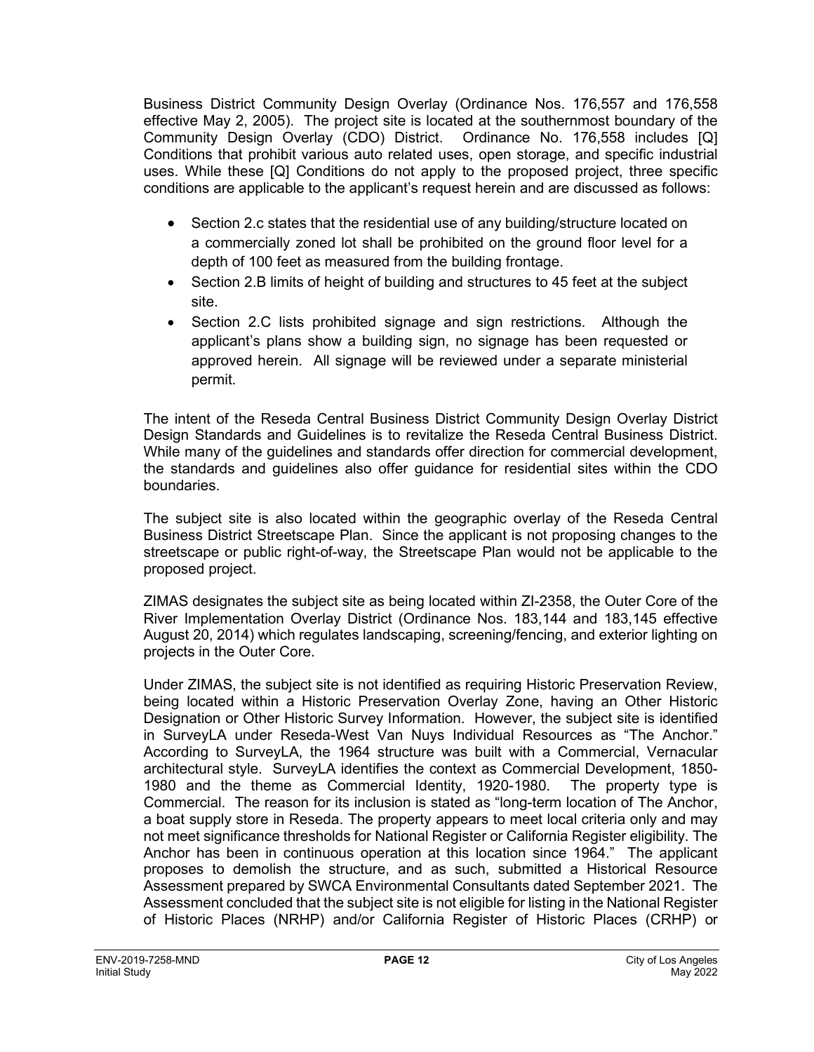Business District Community Design Overlay (Ordinance Nos. 176,557 and 176,558 effective May 2, 2005). The project site is located at the southernmost boundary of the Community Design Overlay (CDO) District. Ordinance No. 176,558 includes [Q] Conditions that prohibit various auto related uses, open storage, and specific industrial uses. While these [Q] Conditions do not apply to the proposed project, three specific conditions are applicable to the applicant's request herein and are discussed as follows:

- Section 2.c states that the residential use of any building/structure located on a commercially zoned lot shall be prohibited on the ground floor level for a depth of 100 feet as measured from the building frontage.
- Section 2.B limits of height of building and structures to 45 feet at the subject site.
- Section 2.C lists prohibited signage and sign restrictions. Although the applicant's plans show a building sign, no signage has been requested or approved herein. All signage will be reviewed under a separate ministerial permit.

The intent of the Reseda Central Business District Community Design Overlay District Design Standards and Guidelines is to revitalize the Reseda Central Business District. While many of the guidelines and standards offer direction for commercial development, the standards and guidelines also offer guidance for residential sites within the CDO boundaries.

The subject site is also located within the geographic overlay of the Reseda Central Business District Streetscape Plan. Since the applicant is not proposing changes to the streetscape or public right-of-way, the Streetscape Plan would not be applicable to the proposed project.

ZIMAS designates the subject site as being located within ZI-2358, the Outer Core of the River Implementation Overlay District (Ordinance Nos. 183,144 and 183,145 effective August 20, 2014) which regulates landscaping, screening/fencing, and exterior lighting on projects in the Outer Core.

Under ZIMAS, the subject site is not identified as requiring Historic Preservation Review, being located within a Historic Preservation Overlay Zone, having an Other Historic Designation or Other Historic Survey Information. However, the subject site is identified in SurveyLA under Reseda-West Van Nuys Individual Resources as "The Anchor." According to SurveyLA, the 1964 structure was built with a Commercial, Vernacular architectural style. SurveyLA identifies the context as Commercial Development, 1850-1980 and the theme as Commercial Identity, 1920-1980. The property type is Commercial. The reason for its inclusion is stated as "long-term location of The Anchor, a boat supply store in Reseda. The property appears to meet local criteria only and may not meet significance thresholds for National Register or California Register eligibility. The Anchor has been in continuous operation at this location since 1964." The applicant proposes to demolish the structure, and as such, submitted a Historical Resource Assessment prepared by SWCA Environmental Consultants dated September 2021. The Assessment concluded that the subject site is not eligible for listing in the National Register of Historic Places (NRHP) and/or California Register of Historic Places (CRHP) or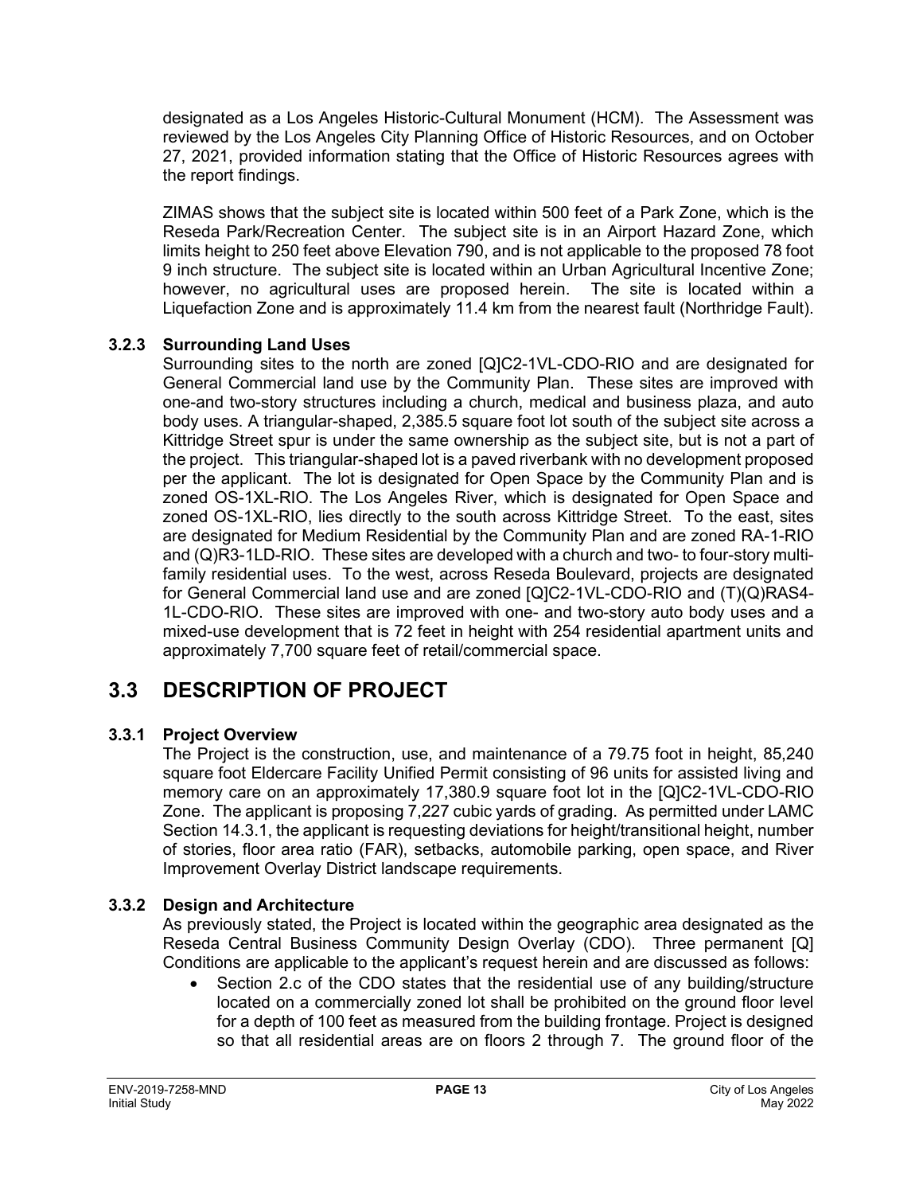designated as a Los Angeles Historic-Cultural Monument (HCM). The Assessment was reviewed by the Los Angeles City Planning Office of Historic Resources, and on October 27, 2021, provided information stating that the Office of Historic Resources agrees with the report findings.

ZIMAS shows that the subject site is located within 500 feet of a Park Zone, which is the Reseda Park/Recreation Center. The subject site is in an Airport Hazard Zone, which limits height to 250 feet above Elevation 790, and is not applicable to the proposed 78 foot 9 inch structure. The subject site is located within an Urban Agricultural Incentive Zone; however, no agricultural uses are proposed herein. The site is located within a Liquefaction Zone and is approximately 11.4 km from the nearest fault (Northridge Fault).

### 3.2.3 Surrounding Land Uses

Surrounding sites to the north are zoned [Q]C2-1VL-CDO-RIO and are designated for General Commercial land use by the Community Plan. These sites are improved with one-and two-story structures including a church, medical and business plaza, and auto body uses. A triangular-shaped, 2,385.5 square foot lot south of the subject site across a Kittridge Street spur is under the same ownership as the subject site, but is not a part of the project. This triangular-shaped lot is a paved riverbank with no development proposed per the applicant. The lot is designated for Open Space by the Community Plan and is zoned OS-1XL-RIO. The Los Angeles River, which is designated for Open Space and zoned OS-1XL-RIO, lies directly to the south across Kittridge Street. To the east, sites are designated for Medium Residential by the Community Plan and are zoned RA-1-RIO and (Q)R3-1LD-RIO. These sites are developed with a church and two- to four-story multi-family residential uses. To the west, across Reseda Boulevard, projects are designated for General Commercial land use and are zoned [Q]C2-1VL-CDO-RIO and (T)(Q)RAS4-1L-CDO-RIO. These sites are improved with one- and two-story auto body uses and a mixed-use development that is 72 feet in height with 254 residential apartment units and approximately 7,700 square feet of retail/commercial space.

## 3.3 DESCRIPTION OF PROJECT

### 3.3.1 Project Overview

The Project is the construction, use, and maintenance of a 79.75 foot in height, 85,240 square foot Eldercare Facility Unified Permit consisting of 96 units for assisted living and memory care on an approximately 17,380.9 square foot lot in the [Q]C2-1VL-CDO-RIO Zone. The applicant is proposing 7,227 cubic yards of grading. As permitted under LAMC Section 14.3.1, the applicant is requesting deviations for height/transitional height, number of stories, floor area ratio (FAR), setbacks, automobile parking, open space, and River Improvement Overlay District landscape requirements.

### 3.3.2 Design and Architecture

As previously stated, the Project is located within the geographic area designated as the Reseda Central Business Community Design Overlay (CDO). Three permanent [Q] Conditions are applicable to the applicant's request herein and are discussed as follows:

- Section 2.c of the CDO states that the residential use of any building/structure located on a commercially zoned lot shall be prohibited on the ground floor level for a depth of 100 feet as measured from the building frontage. Project is designed so that all residential areas are on floors 2 through 7. The ground floor of the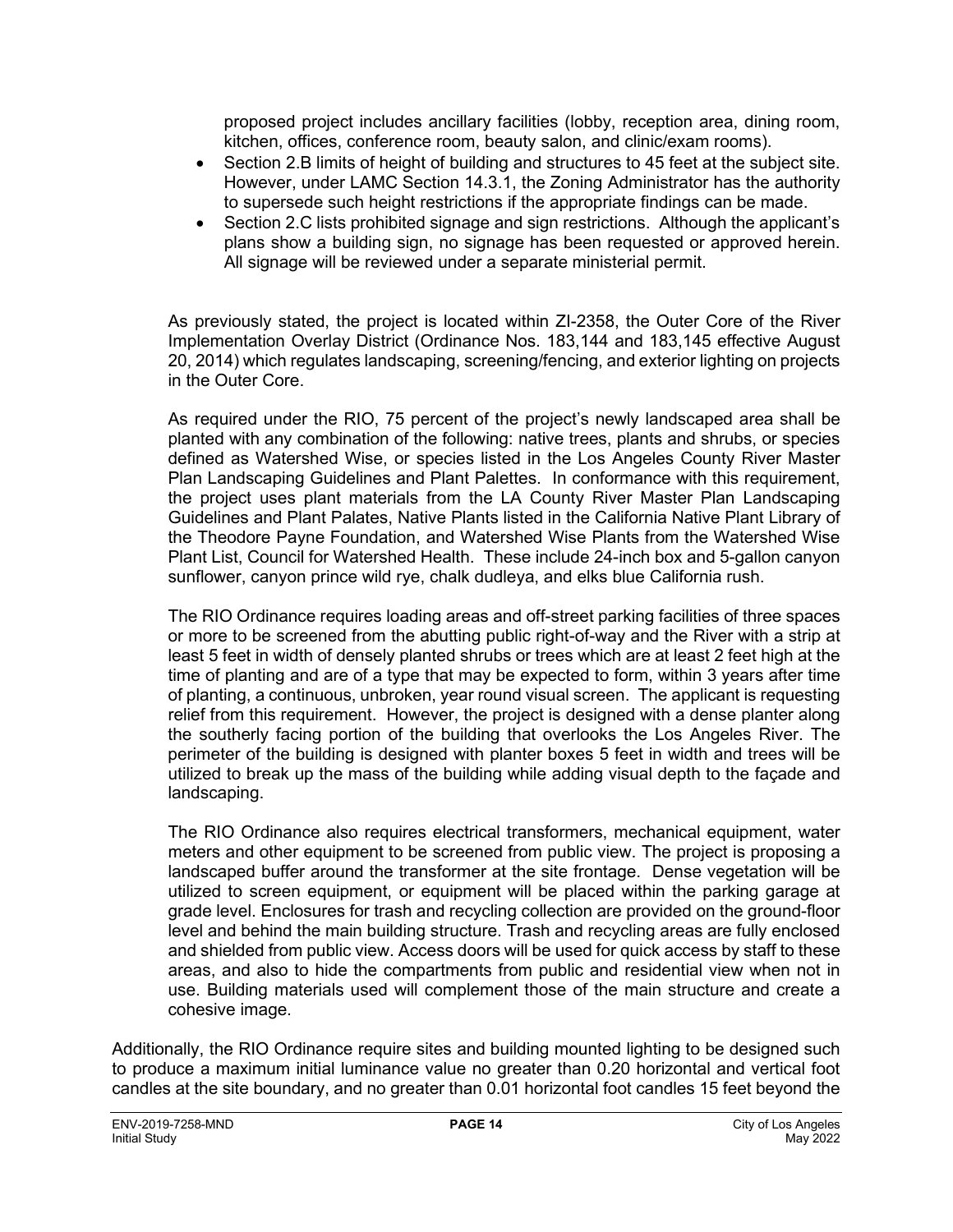proposed project includes ancillary facilities (lobby, reception area, dining room, kitchen, offices, conference room, beauty salon, and clinic/exam rooms).

- Section 2.B limits of height of building and structures to 45 feet at the subject site. However, under LAMC Section 14.3.1, the Zoning Administrator has the authority to supersede such height restrictions if the appropriate findings can be made.
- Section 2.C lists prohibited signage and sign restrictions. Although the applicant's plans show a building sign, no signage has been requested or approved herein. All signage will be reviewed under a separate ministerial permit.

As previously stated, the project is located within ZI-2358, the Outer Core of the River Implementation Overlay District (Ordinance Nos. 183,144 and 183,145 effective August 20, 2014) which regulates landscaping, screening/fencing, and exterior lighting on projects in the Outer Core.

As required under the RIO, 75 percent of the project's newly landscaped area shall be planted with any combination of the following: native trees, plants and shrubs, or species defined as Watershed Wise, or species listed in the Los Angeles County River Master Plan Landscaping Guidelines and Plant Palettes. In conformance with this requirement, the project uses plant materials from the LA County River Master Plan Landscaping Guidelines and Plant Palates, Native Plants listed in the California Native Plant Library of the Theodore Payne Foundation, and Watershed Wise Plants from the Watershed Wise Plant List, Council for Watershed Health. These include 24-inch box and 5-gallon canyon sunflower, canyon prince wild rye, chalk dudleya, and elks blue California rush.

The RIO Ordinance requires loading areas and off-street parking facilities of three spaces or more to be screened from the abutting public right-of-way and the River with a strip at least 5 feet in width of densely planted shrubs or trees which are at least 2 feet high at the time of planting and are of a type that may be expected to form, within 3 years after time of planting, a continuous, unbroken, year round visual screen. The applicant is requesting relief from this requirement. However, the project is designed with a dense planter along the southerly facing portion of the building that overlooks the Los Angeles River. The perimeter of the building is designed with planter boxes 5 feet in width and trees will be utilized to break up the mass of the building while adding visual depth to the façade and landscaping.

The RIO Ordinance also requires electrical transformers, mechanical equipment, water meters and other equipment to be screened from public view. The project is proposing a landscaped buffer around the transformer at the site frontage. Dense vegetation will be utilized to screen equipment, or equipment will be placed within the parking garage at grade level. Enclosures for trash and recycling collection are provided on the ground-floor level and behind the main building structure. Trash and recycling areas are fully enclosed and shielded from public view. Access doors will be used for quick access by staff to these areas, and also to hide the compartments from public and residential view when not in use. Building materials used will complement those of the main structure and create a cohesive image.

Additionally, the RIO Ordinance require sites and building mounted lighting to be designed such to produce a maximum initial luminance value no greater than 0.20 horizontal and vertical foot candles at the site boundary, and no greater than 0.01 horizontal foot candles 15 feet beyond the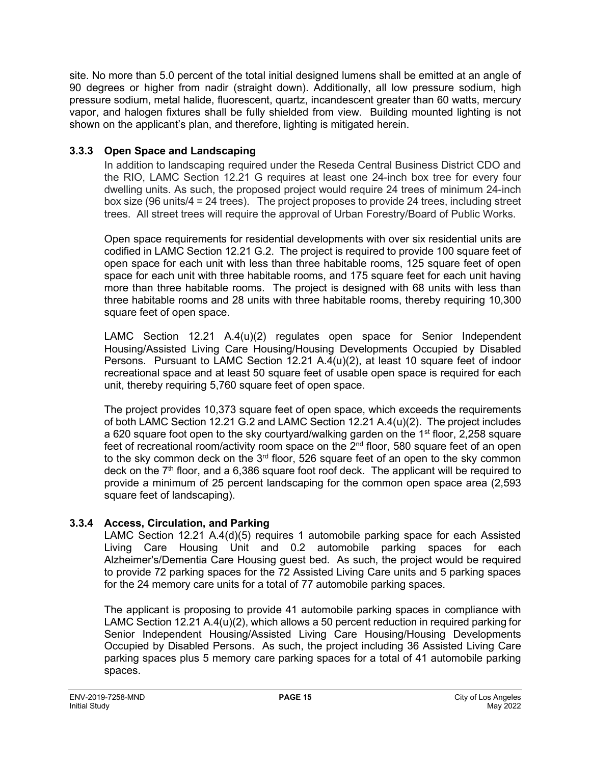site. No more than 5.0 percent of the total initial designed lumens shall be emitted at an angle of 90 degrees or higher from nadir (straight down). Additionally, all low pressure sodium, high pressure sodium, metal halide, fluorescent, quartz, incandescent greater than 60 watts, mercury vapor, and halogen fixtures shall be fully shielded from view. Building mounted lighting is not shown on the applicant's plan, and therefore, lighting is mitigated herein.

### 3.3.3 Open Space and Landscaping

In addition to landscaping required under the Reseda Central Business District CDO and the RIO, LAMC Section 12.21 G requires at least one 24-inch box tree for every four dwelling units. As such, the proposed project would require 24 trees of minimum 24-inch box size (96 units/4 = 24 trees). The project proposes to provide 24 trees, including street trees. All street trees will require the approval of Urban Forestry/Board of Public Works.

Open space requirements for residential developments with over six residential units are codified in LAMC Section 12.21 G.2. The project is required to provide 100 square feet of open space for each unit with less than three habitable rooms, 125 square feet of open space for each unit with three habitable rooms, and 175 square feet for each unit having more than three habitable rooms. The project is designed with 68 units with less than three habitable rooms and 28 units with three habitable rooms, thereby requiring 10,300 square feet of open space.

LAMC Section 12.21 A.4(u)(2) regulates open space for Senior Independent Housing/Assisted Living Care Housing/Housing Developments Occupied by Disabled Persons. Pursuant to LAMC Section 12.21 A.4(u)(2), at least 10 square feet of indoor recreational space and at least 50 square feet of usable open space is required for each unit, thereby requiring 5,760 square feet of open space.

The project provides 10,373 square feet of open space, which exceeds the requirements of both LAMC Section 12.21 G.2 and LAMC Section 12.21 A.4(u)(2). The project includes a 620 square foot open to the sky courtyard/walking garden on the 1st floor, 2,258 square feet of recreational room/activity room space on the 2nd floor, 580 square feet of an open to the sky common deck on the 3rd floor, 526 square feet of an open to the sky common deck on the 7th floor, and a 6,386 square foot roof deck. The applicant will be required to provide a minimum of 25 percent landscaping for the common open space area (2,593 square feet of landscaping).

### 3.3.4 Access, Circulation, and Parking

LAMC Section 12.21 A.4(d)(5) requires 1 automobile parking space for each Assisted Living Care Housing Unit and 0.2 automobile parking spaces for each Alzheimer's/Dementia Care Housing guest bed. As such, the project would be required to provide 72 parking spaces for the 72 Assisted Living Care units and 5 parking spaces for the 24 memory care units for a total of 77 automobile parking spaces.

The applicant is proposing to provide 41 automobile parking spaces in compliance with LAMC Section 12.21 A.4(u)(2), which allows a 50 percent reduction in required parking for Senior Independent Housing/Assisted Living Care Housing/Housing Developments Occupied by Disabled Persons. As such, the project including 36 Assisted Living Care parking spaces plus 5 memory care parking spaces for a total of 41 automobile parking spaces.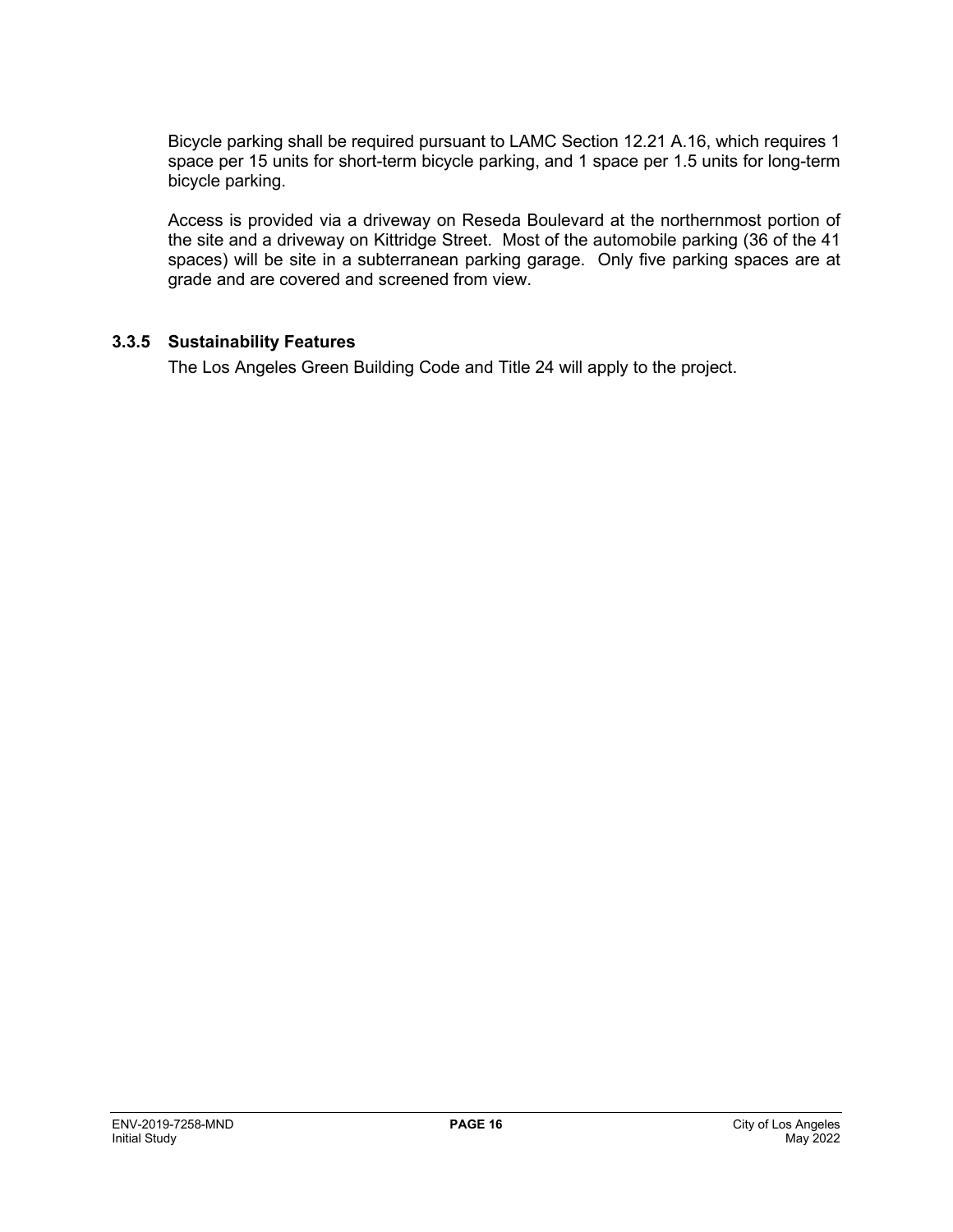Bicycle parking shall be required pursuant to LAMC Section 12.21 A.16, which requires 1 space per 15 units for short-term bicycle parking, and 1 space per 1.5 units for long-term bicycle parking.

Access is provided via a driveway on Reseda Boulevard at the northernmost portion of the site and a driveway on Kittridge Street. Most of the automobile parking (36 of the 41 spaces) will be site in a subterranean parking garage. Only five parking spaces are at grade and are covered and screened from view.

### 3.3.5 Sustainability Features

The Los Angeles Green Building Code and Title 24 will apply to the project.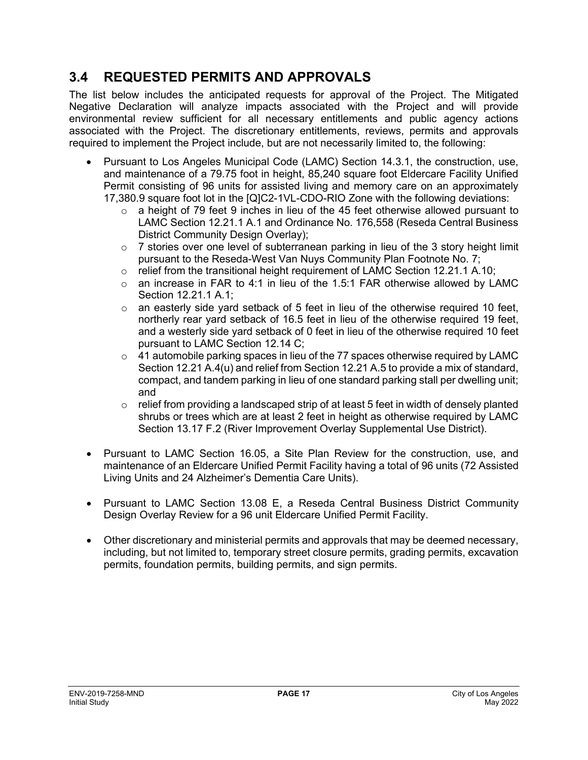## 3.4 REQUESTED PERMITS AND APPROVALS

The list below includes the anticipated requests for approval of the Project. The Mitigated Negative Declaration will analyze impacts associated with the Project and will provide environmental review sufficient for all necessary entitlements and public agency actions associated with the Project. The discretionary entitlements, reviews, permits and approvals required to implement the Project include, but are not necessarily limited to, the following:

- Pursuant to Los Angeles Municipal Code (LAMC) Section 14.3.1, the construction, use, and maintenance of a 79.75 foot in height, 85,240 square foot Eldercare Facility Unified Permit consisting of 96 units for assisted living and memory care on an approximately 17,380.9 square foot lot in the [Q]C2-1VL-CDO-RIO Zone with the following deviations:
  - a height of 79 feet 9 inches in lieu of the 45 feet otherwise allowed pursuant to LAMC Section 12.21.1 A.1 and Ordinance No. 176,558 (Reseda Central Business District Community Design Overlay);
  - 7 stories over one level of subterranean parking in lieu of the 3 story height limit pursuant to the Reseda-West Van Nuys Community Plan Footnote No. 7;
  - relief from the transitional height requirement of LAMC Section 12.21.1 A.10;
  - an increase in FAR to 4:1 in lieu of the 1.5:1 FAR otherwise allowed by LAMC Section 12.21.1 A.1;
  - an easterly side yard setback of 5 feet in lieu of the otherwise required 10 feet, northerly rear yard setback of 16.5 feet in lieu of the otherwise required 19 feet, and a westerly side yard setback of 0 feet in lieu of the otherwise required 10 feet pursuant to LAMC Section 12.14 C;
  - 41 automobile parking spaces in lieu of the 77 spaces otherwise required by LAMC Section 12.21 A.4(u) and relief from Section 12.21 A.5 to provide a mix of standard, compact, and tandem parking in lieu of one standard parking stall per dwelling unit; and
  - relief from providing a landscaped strip of at least 5 feet in width of densely planted shrubs or trees which are at least 2 feet in height as otherwise required by LAMC Section 13.17 F.2 (River Improvement Overlay Supplemental Use District).

- Pursuant to LAMC Section 16.05, a Site Plan Review for the construction, use, and maintenance of an Eldercare Unified Permit Facility having a total of 96 units (72 Assisted Living Units and 24 Alzheimer's Dementia Care Units).

- Pursuant to LAMC Section 13.08 E, a Reseda Central Business District Community Design Overlay Review for a 96 unit Eldercare Unified Permit Facility.

- Other discretionary and ministerial permits and approvals that may be deemed necessary, including, but not limited to, temporary street closure permits, grading permits, excavation permits, foundation permits, building permits, and sign permits.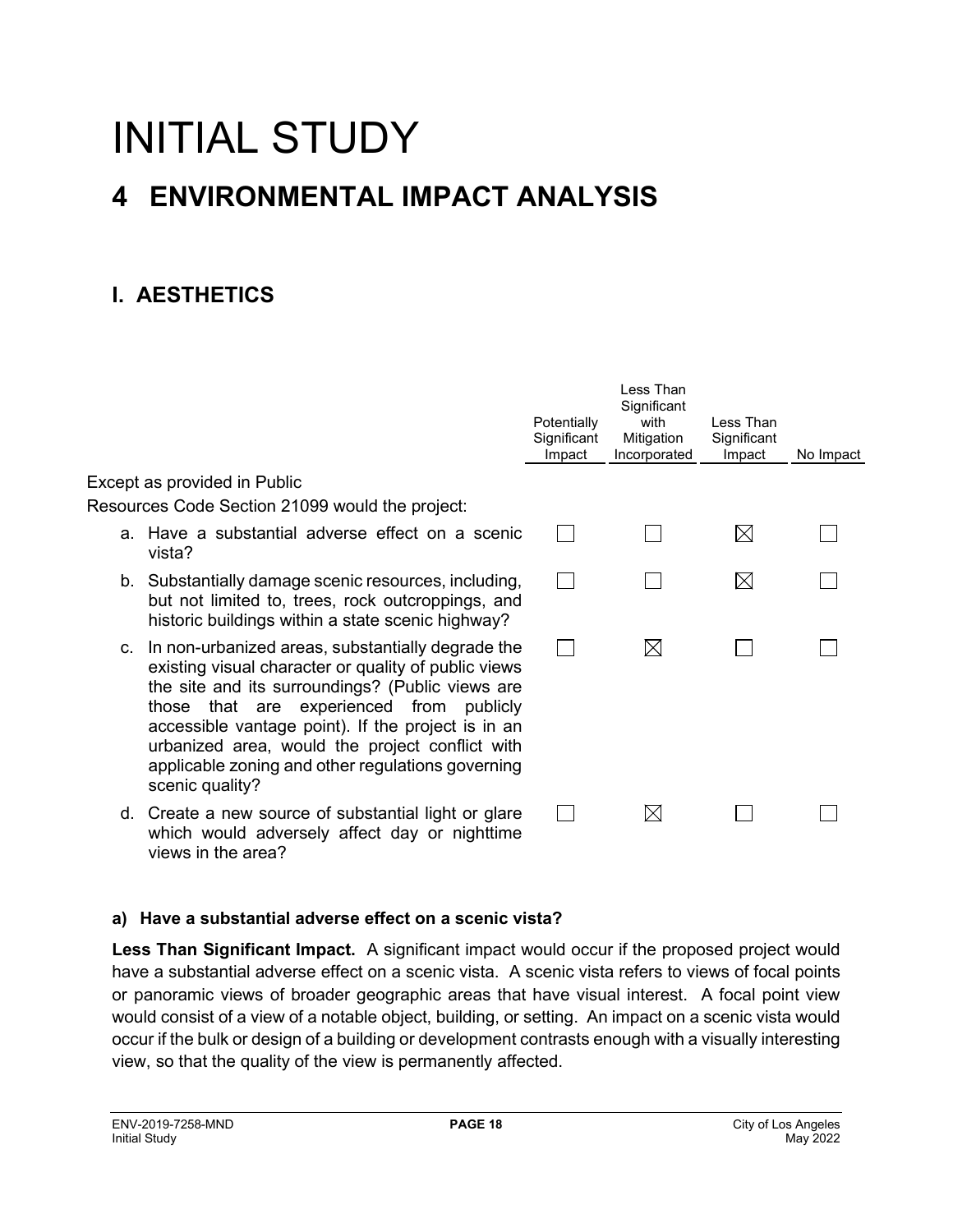# INITIAL STUDY

## 4 ENVIRONMENTAL IMPACT ANALYSIS

### I. AESTHETICS

| | Potentially Significant Impact | Less Than Significant with Mitigation Incorporated | Less Than Significant Impact | No Impact |
|---|---|---|---|---|
| Except as provided in Public Resources Code Section 21099 would the project: | | | | |
| a. Have a substantial adverse effect on a scenic vista? | ☐ | ☐ | ☒ | ☐ |
| b. Substantially damage scenic resources, including, but not limited to, trees, rock outcroppings, and historic buildings within a state scenic highway? | ☐ | ☐ | ☒ | ☐ |
| c. In non-urbanized areas, substantially degrade the existing visual character or quality of public views the site and its surroundings? (Public views are those that are experienced from publicly accessible vantage point). If the project is in an urbanized area, would the project conflict with applicable zoning and other regulations governing scenic quality? | ☐ | ☒ | ☐ | ☐ |
| d. Create a new source of substantial light or glare which would adversely affect day or nighttime views in the area? | ☐ | ☒ | ☐ | ☐ |

#### a) Have a substantial adverse effect on a scenic vista?

**Less Than Significant Impact.** A significant impact would occur if the proposed project would have a substantial adverse effect on a scenic vista. A scenic vista refers to views of focal points or panoramic views of broader geographic areas that have visual interest. A focal point view would consist of a view of a notable object, building, or setting. An impact on a scenic vista would occur if the bulk or design of a building or development contrasts enough with a visually interesting view, so that the quality of the view is permanently affected.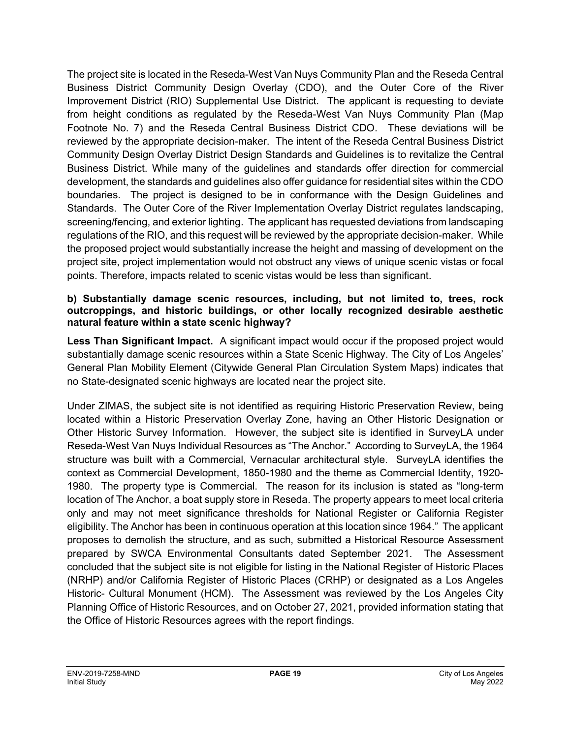The project site is located in the Reseda-West Van Nuys Community Plan and the Reseda Central Business District Community Design Overlay (CDO), and the Outer Core of the River Improvement District (RIO) Supplemental Use District. The applicant is requesting to deviate from height conditions as regulated by the Reseda-West Van Nuys Community Plan (Map Footnote No. 7) and the Reseda Central Business District CDO. These deviations will be reviewed by the appropriate decision-maker. The intent of the Reseda Central Business District Community Design Overlay District Design Standards and Guidelines is to revitalize the Central Business District. While many of the guidelines and standards offer direction for commercial development, the standards and guidelines also offer guidance for residential sites within the CDO boundaries. The project is designed to be in conformance with the Design Guidelines and Standards. The Outer Core of the River Implementation Overlay District regulates landscaping, screening/fencing, and exterior lighting. The applicant has requested deviations from landscaping regulations of the RIO, and this request will be reviewed by the appropriate decision-maker. While the proposed project would substantially increase the height and massing of development on the project site, project implementation would not obstruct any views of unique scenic vistas or focal points. Therefore, impacts related to scenic vistas would be less than significant.

**b) Substantially damage scenic resources, including, but not limited to, trees, rock outcroppings, and historic buildings, or other locally recognized desirable aesthetic natural feature within a state scenic highway?**

**Less Than Significant Impact.** A significant impact would occur if the proposed project would substantially damage scenic resources within a State Scenic Highway. The City of Los Angeles' General Plan Mobility Element (Citywide General Plan Circulation System Maps) indicates that no State-designated scenic highways are located near the project site.

Under ZIMAS, the subject site is not identified as requiring Historic Preservation Review, being located within a Historic Preservation Overlay Zone, having an Other Historic Designation or Other Historic Survey Information. However, the subject site is identified in SurveyLA under Reseda-West Van Nuys Individual Resources as "The Anchor." According to SurveyLA, the 1964 structure was built with a Commercial, Vernacular architectural style. SurveyLA identifies the context as Commercial Development, 1850-1980 and the theme as Commercial Identity, 1920-1980. The property type is Commercial. The reason for its inclusion is stated as "long-term location of The Anchor, a boat supply store in Reseda. The property appears to meet local criteria only and may not meet significance thresholds for National Register or California Register eligibility. The Anchor has been in continuous operation at this location since 1964." The applicant proposes to demolish the structure, and as such, submitted a Historical Resource Assessment prepared by SWCA Environmental Consultants dated September 2021. The Assessment concluded that the subject site is not eligible for listing in the National Register of Historic Places (NRHP) and/or California Register of Historic Places (CRHP) or designated as a Los Angeles Historic- Cultural Monument (HCM). The Assessment was reviewed by the Los Angeles City Planning Office of Historic Resources, and on October 27, 2021, provided information stating that the Office of Historic Resources agrees with the report findings.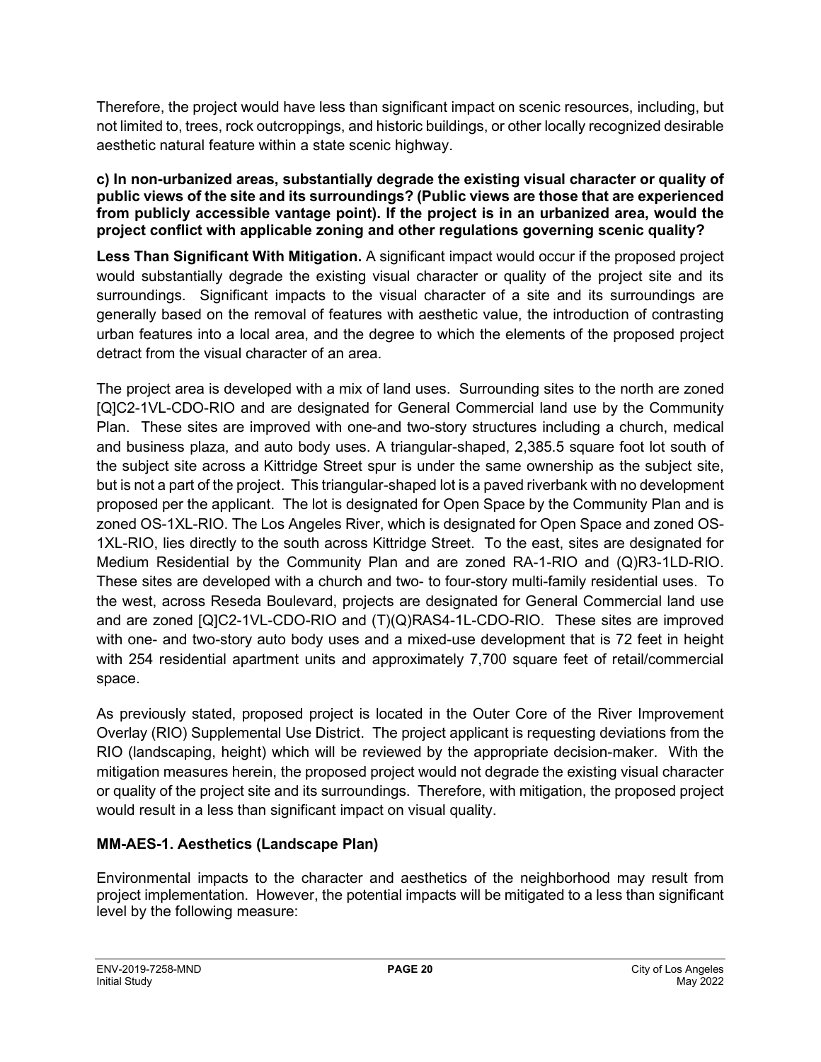Therefore, the project would have less than significant impact on scenic resources, including, but not limited to, trees, rock outcroppings, and historic buildings, or other locally recognized desirable aesthetic natural feature within a state scenic highway.

**c) In non-urbanized areas, substantially degrade the existing visual character or quality of public views of the site and its surroundings? (Public views are those that are experienced from publicly accessible vantage point). If the project is in an urbanized area, would the project conflict with applicable zoning and other regulations governing scenic quality?**

**Less Than Significant With Mitigation.** A significant impact would occur if the proposed project would substantially degrade the existing visual character or quality of the project site and its surroundings. Significant impacts to the visual character of a site and its surroundings are generally based on the removal of features with aesthetic value, the introduction of contrasting urban features into a local area, and the degree to which the elements of the proposed project detract from the visual character of an area.

The project area is developed with a mix of land uses. Surrounding sites to the north are zoned [Q]C2-1VL-CDO-RIO and are designated for General Commercial land use by the Community Plan. These sites are improved with one-and two-story structures including a church, medical and business plaza, and auto body uses. A triangular-shaped, 2,385.5 square foot lot south of the subject site across a Kittridge Street spur is under the same ownership as the subject site, but is not a part of the project. This triangular-shaped lot is a paved riverbank with no development proposed per the applicant. The lot is designated for Open Space by the Community Plan and is zoned OS-1XL-RIO. The Los Angeles River, which is designated for Open Space and zoned OS-1XL-RIO, lies directly to the south across Kittridge Street. To the east, sites are designated for Medium Residential by the Community Plan and are zoned RA-1-RIO and (Q)R3-1LD-RIO. These sites are developed with a church and two- to four-story multi-family residential uses. To the west, across Reseda Boulevard, projects are designated for General Commercial land use and are zoned [Q]C2-1VL-CDO-RIO and (T)(Q)RAS4-1L-CDO-RIO. These sites are improved with one- and two-story auto body uses and a mixed-use development that is 72 feet in height with 254 residential apartment units and approximately 7,700 square feet of retail/commercial space.

As previously stated, proposed project is located in the Outer Core of the River Improvement Overlay (RIO) Supplemental Use District. The project applicant is requesting deviations from the RIO (landscaping, height) which will be reviewed by the appropriate decision-maker. With the mitigation measures herein, the proposed project would not degrade the existing visual character or quality of the project site and its surroundings. Therefore, with mitigation, the proposed project would result in a less than significant impact on visual quality.

**MM-AES-1. Aesthetics (Landscape Plan)**

Environmental impacts to the character and aesthetics of the neighborhood may result from project implementation. However, the potential impacts will be mitigated to a less than significant level by the following measure: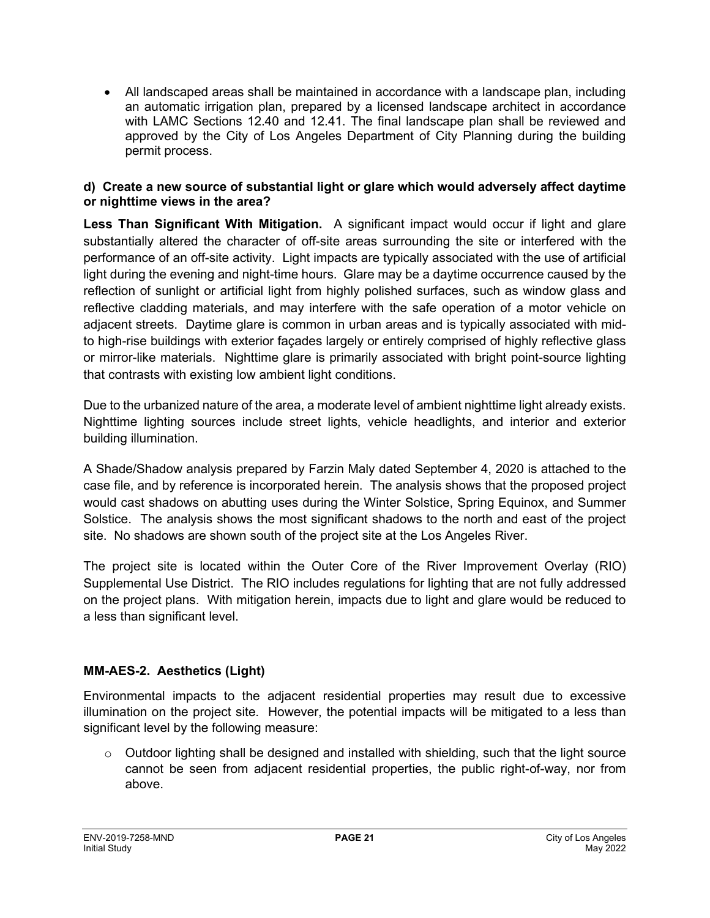- All landscaped areas shall be maintained in accordance with a landscape plan, including an automatic irrigation plan, prepared by a licensed landscape architect in accordance with LAMC Sections 12.40 and 12.41. The final landscape plan shall be reviewed and approved by the City of Los Angeles Department of City Planning during the building permit process.

**d) Create a new source of substantial light or glare which would adversely affect daytime or nighttime views in the area?**

**Less Than Significant With Mitigation.** A significant impact would occur if light and glare substantially altered the character of off-site areas surrounding the site or interfered with the performance of an off-site activity. Light impacts are typically associated with the use of artificial light during the evening and night-time hours. Glare may be a daytime occurrence caused by the reflection of sunlight or artificial light from highly polished surfaces, such as window glass and reflective cladding materials, and may interfere with the safe operation of a motor vehicle on adjacent streets. Daytime glare is common in urban areas and is typically associated with mid- to high-rise buildings with exterior façades largely or entirely comprised of highly reflective glass or mirror-like materials. Nighttime glare is primarily associated with bright point-source lighting that contrasts with existing low ambient light conditions.

Due to the urbanized nature of the area, a moderate level of ambient nighttime light already exists. Nighttime lighting sources include street lights, vehicle headlights, and interior and exterior building illumination.

A Shade/Shadow analysis prepared by Farzin Maly dated September 4, 2020 is attached to the case file, and by reference is incorporated herein. The analysis shows that the proposed project would cast shadows on abutting uses during the Winter Solstice, Spring Equinox, and Summer Solstice. The analysis shows the most significant shadows to the north and east of the project site. No shadows are shown south of the project site at the Los Angeles River.

The project site is located within the Outer Core of the River Improvement Overlay (RIO) Supplemental Use District. The RIO includes regulations for lighting that are not fully addressed on the project plans. With mitigation herein, impacts due to light and glare would be reduced to a less than significant level.

**MM-AES-2. Aesthetics (Light)**

Environmental impacts to the adjacent residential properties may result due to excessive illumination on the project site. However, the potential impacts will be mitigated to a less than significant level by the following measure:

- Outdoor lighting shall be designed and installed with shielding, such that the light source cannot be seen from adjacent residential properties, the public right-of-way, nor from above.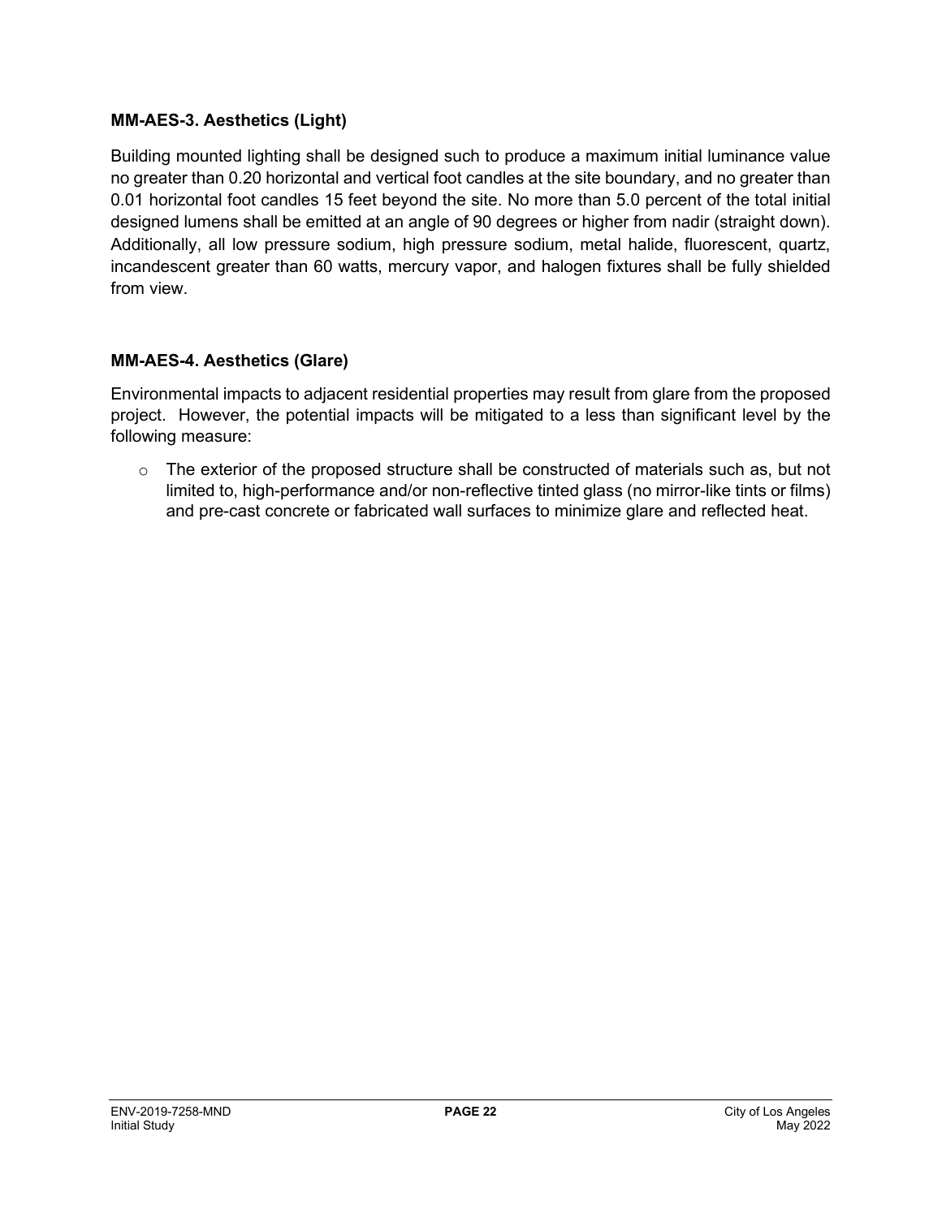**MM-AES-3. Aesthetics (Light)**

Building mounted lighting shall be designed such to produce a maximum initial luminance value no greater than 0.20 horizontal and vertical foot candles at the site boundary, and no greater than 0.01 horizontal foot candles 15 feet beyond the site. No more than 5.0 percent of the total initial designed lumens shall be emitted at an angle of 90 degrees or higher from nadir (straight down). Additionally, all low pressure sodium, high pressure sodium, metal halide, fluorescent, quartz, incandescent greater than 60 watts, mercury vapor, and halogen fixtures shall be fully shielded from view.

**MM-AES-4. Aesthetics (Glare)**

Environmental impacts to adjacent residential properties may result from glare from the proposed project. However, the potential impacts will be mitigated to a less than significant level by the following measure:

- The exterior of the proposed structure shall be constructed of materials such as, but not limited to, high-performance and/or non-reflective tinted glass (no mirror-like tints or films) and pre-cast concrete or fabricated wall surfaces to minimize glare and reflected heat.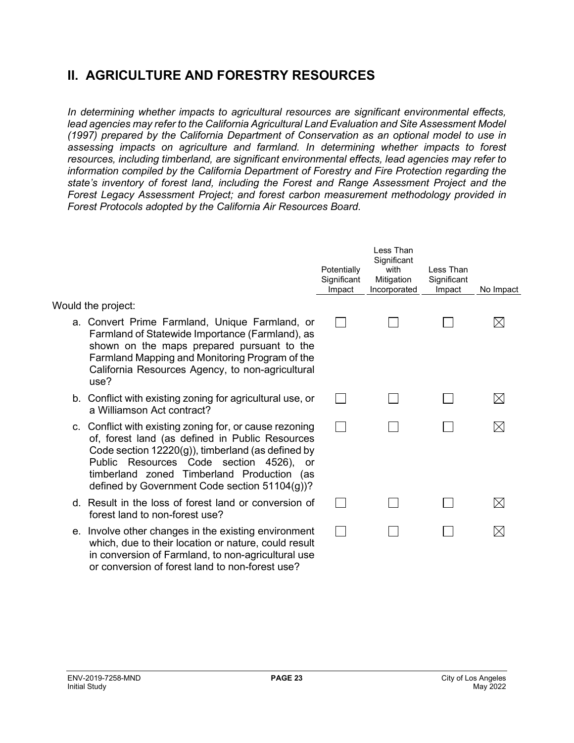## II. AGRICULTURE AND FORESTRY RESOURCES

*In determining whether impacts to agricultural resources are significant environmental effects, lead agencies may refer to the California Agricultural Land Evaluation and Site Assessment Model (1997) prepared by the California Department of Conservation as an optional model to use in assessing impacts on agriculture and farmland. In determining whether impacts to forest resources, including timberland, are significant environmental effects, lead agencies may refer to information compiled by the California Department of Forestry and Fire Protection regarding the state's inventory of forest land, including the Forest and Range Assessment Project and the Forest Legacy Assessment Project; and forest carbon measurement methodology provided in Forest Protocols adopted by the California Air Resources Board.*

| Would the project: | Potentially Significant Impact | Less Than Significant with Mitigation Incorporated | Less Than Significant Impact | No Impact |
|---|---|---|---|---|
| a. Convert Prime Farmland, Unique Farmland, or Farmland of Statewide Importance (Farmland), as shown on the maps prepared pursuant to the Farmland Mapping and Monitoring Program of the California Resources Agency, to non-agricultural use? | ☐ | ☐ | ☐ | ☒ |
| b. Conflict with existing zoning for agricultural use, or a Williamson Act contract? | ☐ | ☐ | ☐ | ☒ |
| c. Conflict with existing zoning for, or cause rezoning of, forest land (as defined in Public Resources Code section 12220(g)), timberland (as defined by Public Resources Code section 4526), or timberland zoned Timberland Production (as defined by Government Code section 51104(g))? | ☐ | ☐ | ☐ | ☒ |
| d. Result in the loss of forest land or conversion of forest land to non-forest use? | ☐ | ☐ | ☐ | ☒ |
| e. Involve other changes in the existing environment which, due to their location or nature, could result in conversion of Farmland, to non-agricultural use or conversion of forest land to non-forest use? | ☐ | ☐ | ☐ | ☒ |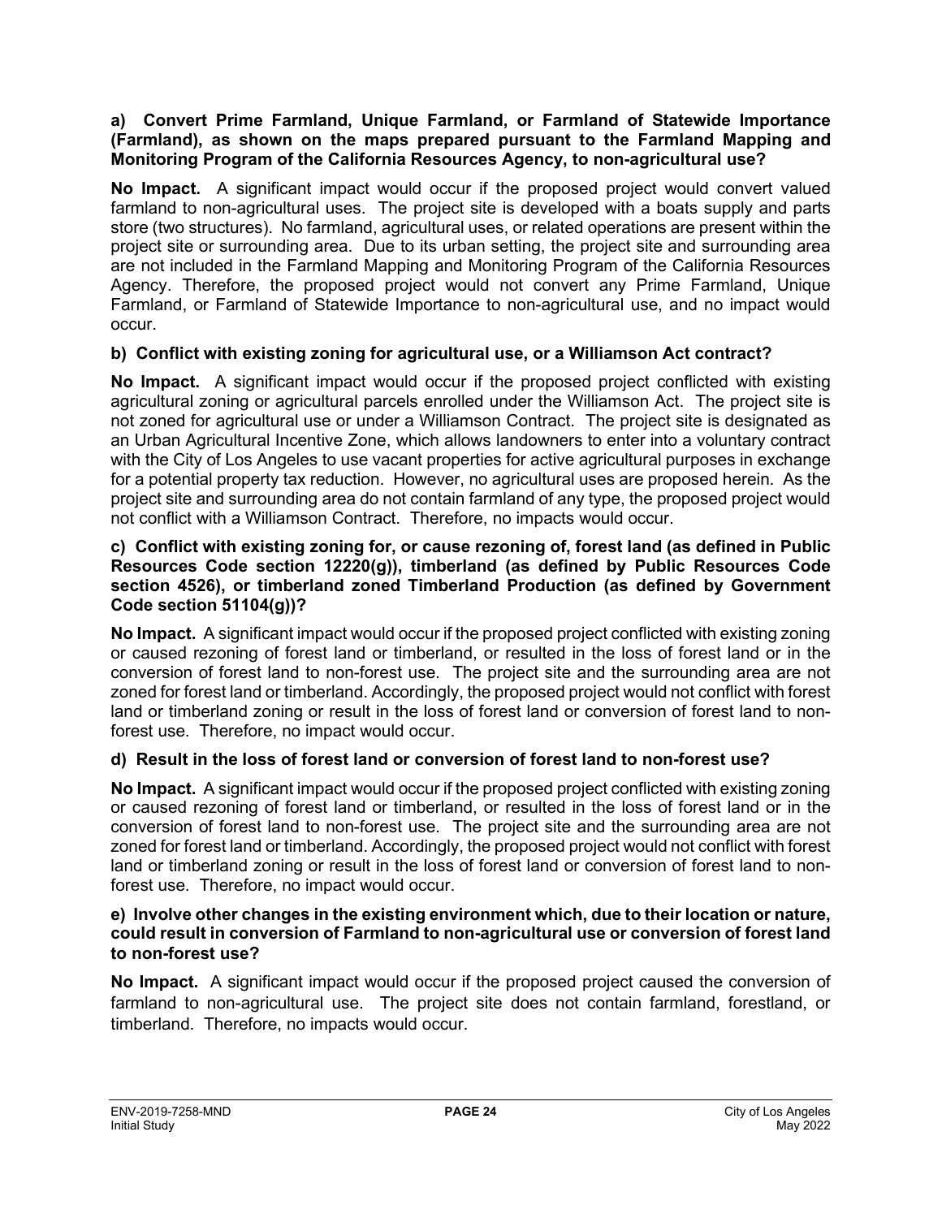**a) Convert Prime Farmland, Unique Farmland, or Farmland of Statewide Importance (Farmland), as shown on the maps prepared pursuant to the Farmland Mapping and Monitoring Program of the California Resources Agency, to non-agricultural use?**

**No Impact.** A significant impact would occur if the proposed project would convert valued farmland to non-agricultural uses. The project site is developed with a boats supply and parts store (two structures). No farmland, agricultural uses, or related operations are present within the project site or surrounding area. Due to its urban setting, the project site and surrounding area are not included in the Farmland Mapping and Monitoring Program of the California Resources Agency. Therefore, the proposed project would not convert any Prime Farmland, Unique Farmland, or Farmland of Statewide Importance to non-agricultural use, and no impact would occur.

**b) Conflict with existing zoning for agricultural use, or a Williamson Act contract?**

**No Impact.** A significant impact would occur if the proposed project conflicted with existing agricultural zoning or agricultural parcels enrolled under the Williamson Act. The project site is not zoned for agricultural use or under a Williamson Contract. The project site is designated as an Urban Agricultural Incentive Zone, which allows landowners to enter into a voluntary contract with the City of Los Angeles to use vacant properties for active agricultural purposes in exchange for a potential property tax reduction. However, no agricultural uses are proposed herein. As the project site and surrounding area do not contain farmland of any type, the proposed project would not conflict with a Williamson Contract. Therefore, no impacts would occur.

**c) Conflict with existing zoning for, or cause rezoning of, forest land (as defined in Public Resources Code section 12220(g)), timberland (as defined by Public Resources Code section 4526), or timberland zoned Timberland Production (as defined by Government Code section 51104(g))?**

**No Impact.** A significant impact would occur if the proposed project conflicted with existing zoning or caused rezoning of forest land or timberland, or resulted in the loss of forest land or in the conversion of forest land to non-forest use. The project site and the surrounding area are not zoned for forest land or timberland. Accordingly, the proposed project would not conflict with forest land or timberland zoning or result in the loss of forest land or conversion of forest land to non-forest use. Therefore, no impact would occur.

**d) Result in the loss of forest land or conversion of forest land to non-forest use?**

**No Impact.** A significant impact would occur if the proposed project conflicted with existing zoning or caused rezoning of forest land or timberland, or resulted in the loss of forest land or in the conversion of forest land to non-forest use. The project site and the surrounding area are not zoned for forest land or timberland. Accordingly, the proposed project would not conflict with forest land or timberland zoning or result in the loss of forest land or conversion of forest land to non-forest use. Therefore, no impact would occur.

**e) Involve other changes in the existing environment which, due to their location or nature, could result in conversion of Farmland to non-agricultural use or conversion of forest land to non-forest use?**

**No Impact.** A significant impact would occur if the proposed project caused the conversion of farmland to non-agricultural use. The project site does not contain farmland, forestland, or timberland. Therefore, no impacts would occur.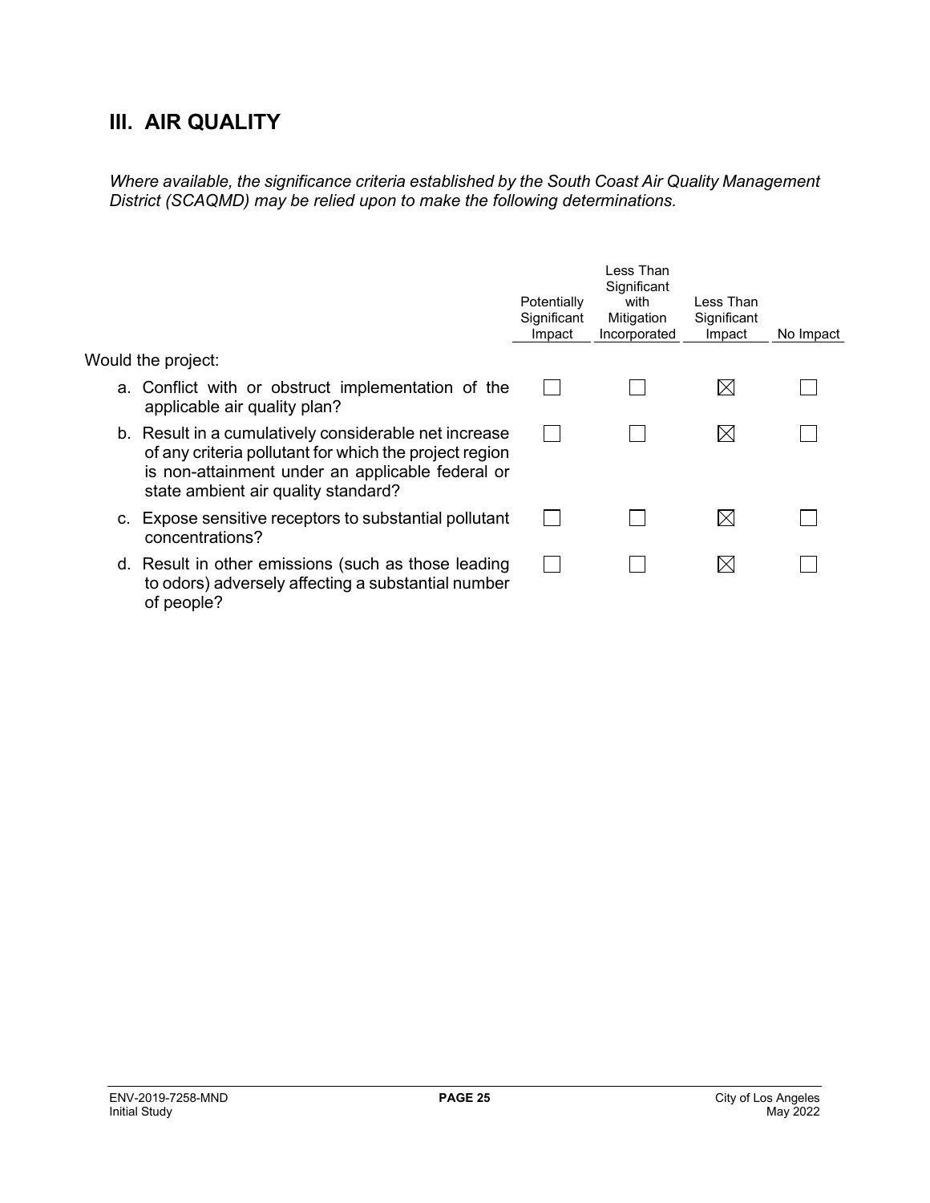## III. AIR QUALITY

*Where available, the significance criteria established by the South Coast Air Quality Management District (SCAQMD) may be relied upon to make the following determinations.*

| Would the project: | Potentially Significant Impact | Less Than Significant with Mitigation Incorporated | Less Than Significant Impact | No Impact |
|---|---|---|---|---|
| a. Conflict with or obstruct implementation of the applicable air quality plan? | ☐ | ☐ | ☒ | ☐ |
| b. Result in a cumulatively considerable net increase of any criteria pollutant for which the project region is non-attainment under an applicable federal or state ambient air quality standard? | ☐ | ☐ | ☒ | ☐ |
| c. Expose sensitive receptors to substantial pollutant concentrations? | ☐ | ☐ | ☒ | ☐ |
| d. Result in other emissions (such as those leading to odors) adversely affecting a substantial number of people? | ☐ | ☐ | ☒ | ☐ |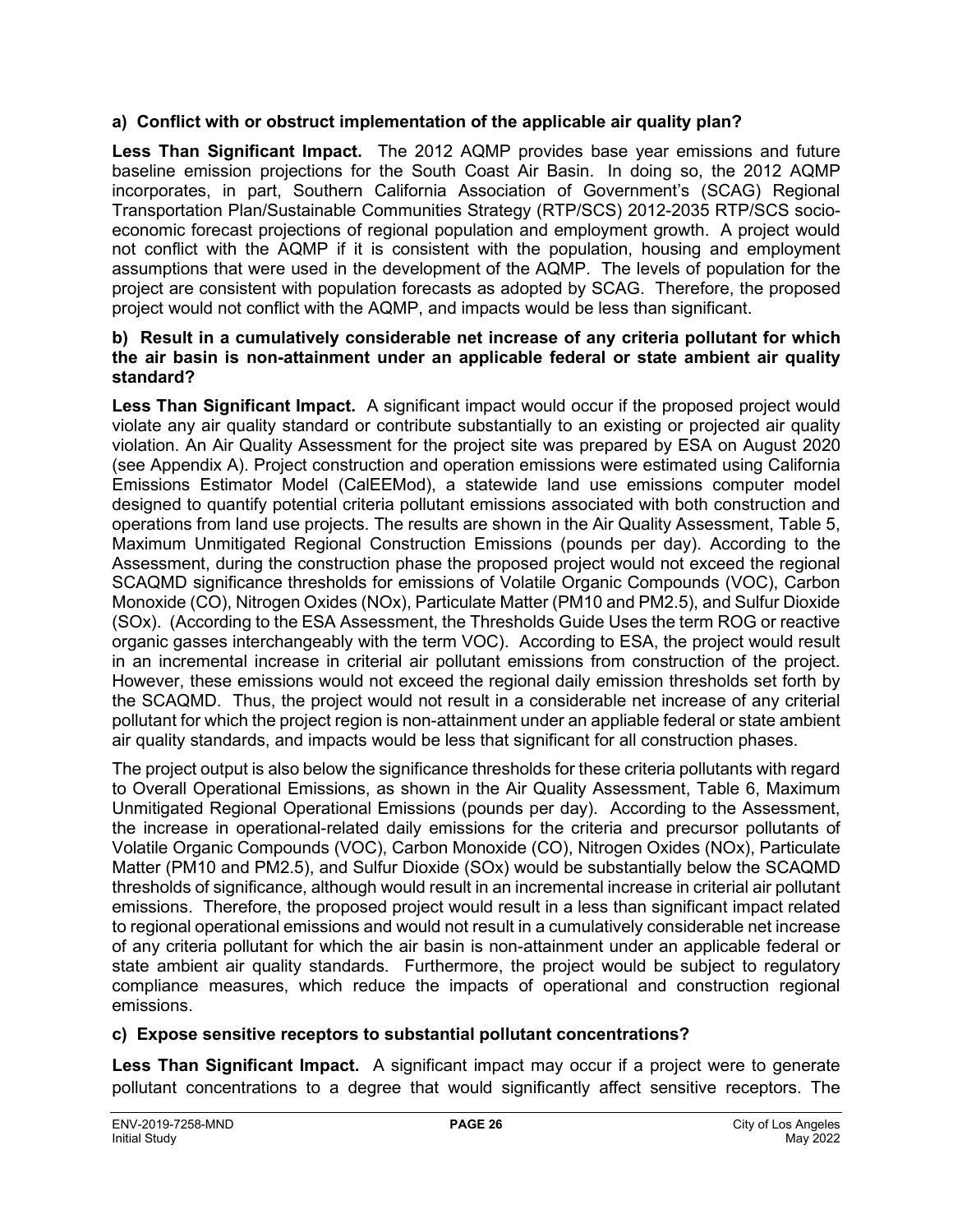**a) Conflict with or obstruct implementation of the applicable air quality plan?**

**Less Than Significant Impact.** The 2012 AQMP provides base year emissions and future baseline emission projections for the South Coast Air Basin. In doing so, the 2012 AQMP incorporates, in part, Southern California Association of Government's (SCAG) Regional Transportation Plan/Sustainable Communities Strategy (RTP/SCS) 2012-2035 RTP/SCS socio-economic forecast projections of regional population and employment growth. A project would not conflict with the AQMP if it is consistent with the population, housing and employment assumptions that were used in the development of the AQMP. The levels of population for the project are consistent with population forecasts as adopted by SCAG. Therefore, the proposed project would not conflict with the AQMP, and impacts would be less than significant.

**b) Result in a cumulatively considerable net increase of any criteria pollutant for which the air basin is non-attainment under an applicable federal or state ambient air quality standard?**

**Less Than Significant Impact.** A significant impact would occur if the proposed project would violate any air quality standard or contribute substantially to an existing or projected air quality violation. An Air Quality Assessment for the project site was prepared by ESA on August 2020 (see Appendix A). Project construction and operation emissions were estimated using California Emissions Estimator Model (CalEEMod), a statewide land use emissions computer model designed to quantify potential criteria pollutant emissions associated with both construction and operations from land use projects. The results are shown in the Air Quality Assessment, Table 5, Maximum Unmitigated Regional Construction Emissions (pounds per day). According to the Assessment, during the construction phase the proposed project would not exceed the regional SCAQMD significance thresholds for emissions of Volatile Organic Compounds (VOC), Carbon Monoxide (CO), Nitrogen Oxides (NOx), Particulate Matter (PM10 and PM2.5), and Sulfur Dioxide (SOx). (According to the ESA Assessment, the Thresholds Guide Uses the term ROG or reactive organic gasses interchangeably with the term VOC). According to ESA, the project would result in an incremental increase in criterial air pollutant emissions from construction of the project. However, these emissions would not exceed the regional daily emission thresholds set forth by the SCAQMD. Thus, the project would not result in a considerable net increase of any criterial pollutant for which the project region is non-attainment under an appliable federal or state ambient air quality standards, and impacts would be less that significant for all construction phases.

The project output is also below the significance thresholds for these criteria pollutants with regard to Overall Operational Emissions, as shown in the Air Quality Assessment, Table 6, Maximum Unmitigated Regional Operational Emissions (pounds per day). According to the Assessment, the increase in operational-related daily emissions for the criteria and precursor pollutants of Volatile Organic Compounds (VOC), Carbon Monoxide (CO), Nitrogen Oxides (NOx), Particulate Matter (PM10 and PM2.5), and Sulfur Dioxide (SOx) would be substantially below the SCAQMD thresholds of significance, although would result in an incremental increase in criterial air pollutant emissions. Therefore, the proposed project would result in a less than significant impact related to regional operational emissions and would not result in a cumulatively considerable net increase of any criteria pollutant for which the air basin is non-attainment under an applicable federal or state ambient air quality standards. Furthermore, the project would be subject to regulatory compliance measures, which reduce the impacts of operational and construction regional emissions.

**c) Expose sensitive receptors to substantial pollutant concentrations?**

**Less Than Significant Impact.** A significant impact may occur if a project were to generate pollutant concentrations to a degree that would significantly affect sensitive receptors. The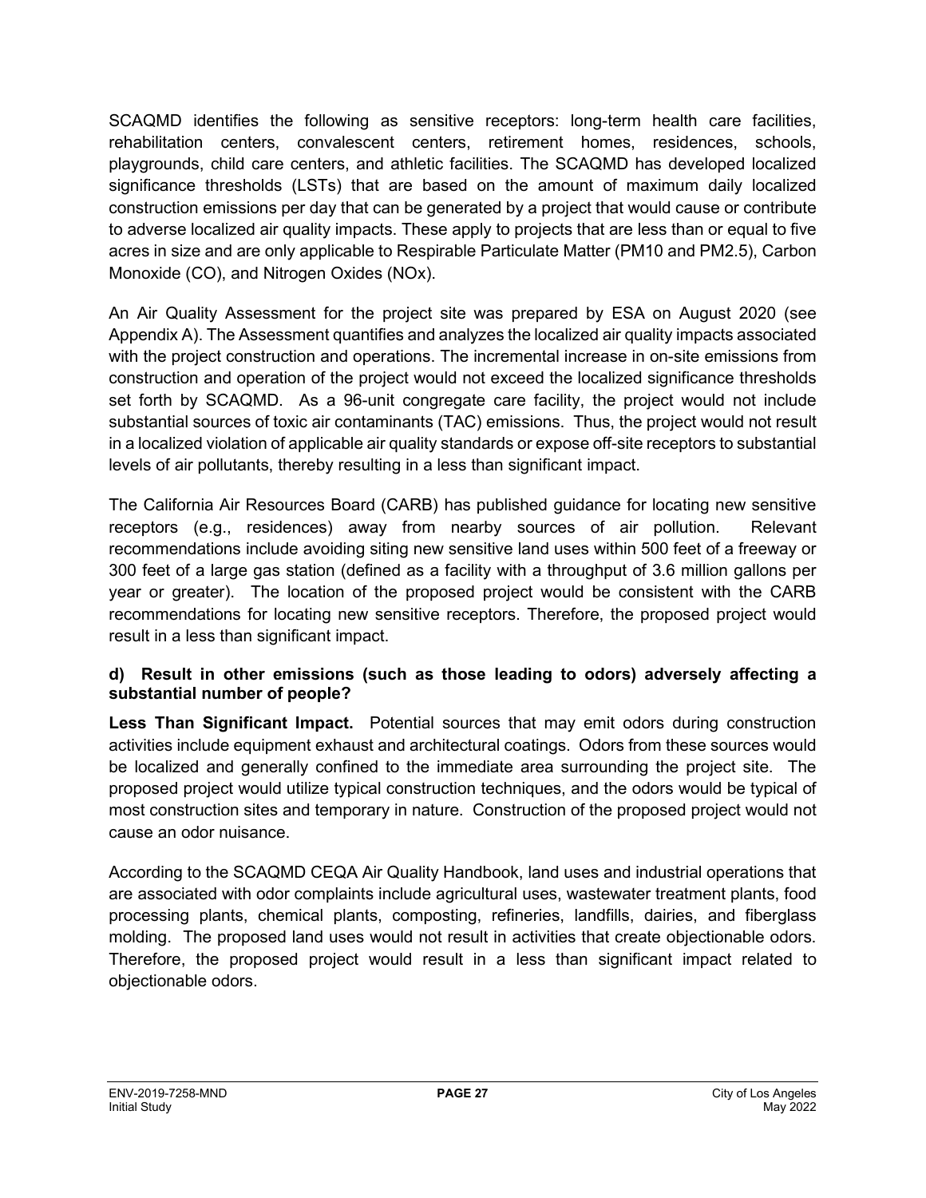SCAQMD identifies the following as sensitive receptors: long-term health care facilities, rehabilitation centers, convalescent centers, retirement homes, residences, schools, playgrounds, child care centers, and athletic facilities. The SCAQMD has developed localized significance thresholds (LSTs) that are based on the amount of maximum daily localized construction emissions per day that can be generated by a project that would cause or contribute to adverse localized air quality impacts. These apply to projects that are less than or equal to five acres in size and are only applicable to Respirable Particulate Matter (PM10 and PM2.5), Carbon Monoxide (CO), and Nitrogen Oxides (NOx).

An Air Quality Assessment for the project site was prepared by ESA on August 2020 (see Appendix A). The Assessment quantifies and analyzes the localized air quality impacts associated with the project construction and operations. The incremental increase in on-site emissions from construction and operation of the project would not exceed the localized significance thresholds set forth by SCAQMD. As a 96-unit congregate care facility, the project would not include substantial sources of toxic air contaminants (TAC) emissions. Thus, the project would not result in a localized violation of applicable air quality standards or expose off-site receptors to substantial levels of air pollutants, thereby resulting in a less than significant impact.

The California Air Resources Board (CARB) has published guidance for locating new sensitive receptors (e.g., residences) away from nearby sources of air pollution. Relevant recommendations include avoiding siting new sensitive land uses within 500 feet of a freeway or 300 feet of a large gas station (defined as a facility with a throughput of 3.6 million gallons per year or greater). The location of the proposed project would be consistent with the CARB recommendations for locating new sensitive receptors. Therefore, the proposed project would result in a less than significant impact.

**d) Result in other emissions (such as those leading to odors) adversely affecting a substantial number of people?**

**Less Than Significant Impact.** Potential sources that may emit odors during construction activities include equipment exhaust and architectural coatings. Odors from these sources would be localized and generally confined to the immediate area surrounding the project site. The proposed project would utilize typical construction techniques, and the odors would be typical of most construction sites and temporary in nature. Construction of the proposed project would not cause an odor nuisance.

According to the SCAQMD CEQA Air Quality Handbook, land uses and industrial operations that are associated with odor complaints include agricultural uses, wastewater treatment plants, food processing plants, chemical plants, composting, refineries, landfills, dairies, and fiberglass molding. The proposed land uses would not result in activities that create objectionable odors. Therefore, the proposed project would result in a less than significant impact related to objectionable odors.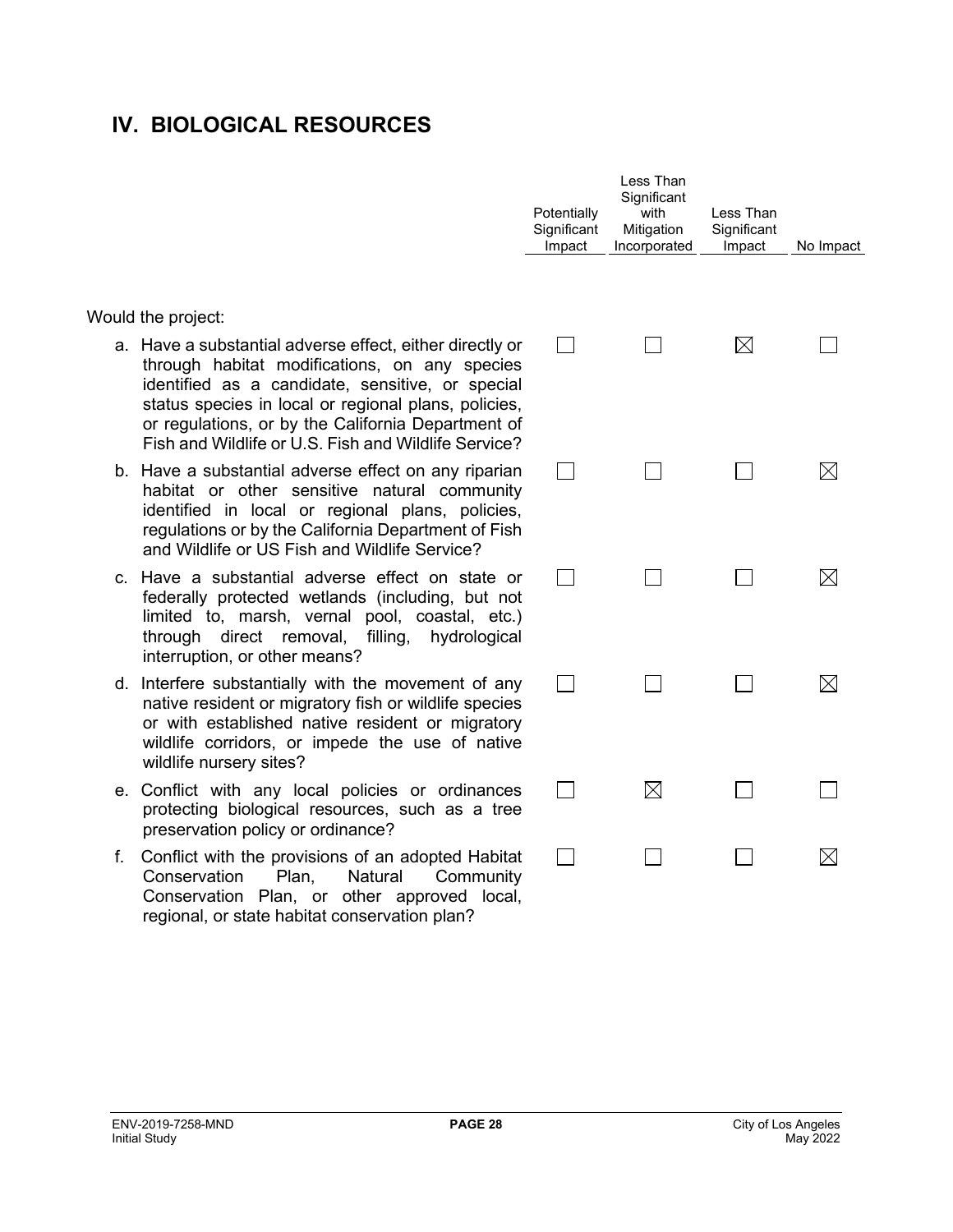## IV. BIOLOGICAL RESOURCES

| | Potentially Significant Impact | Less Than Significant with Mitigation Incorporated | Less Than Significant Impact | No Impact |
|---|---|---|---|---|
| Would the project: | | | | |
| a. Have a substantial adverse effect, either directly or through habitat modifications, on any species identified as a candidate, sensitive, or special status species in local or regional plans, policies, or regulations, or by the California Department of Fish and Wildlife or U.S. Fish and Wildlife Service? | ☐ | ☐ | ☒ | ☐ |
| b. Have a substantial adverse effect on any riparian habitat or other sensitive natural community identified in local or regional plans, policies, regulations or by the California Department of Fish and Wildlife or US Fish and Wildlife Service? | ☐ | ☐ | ☐ | ☒ |
| c. Have a substantial adverse effect on state or federally protected wetlands (including, but not limited to, marsh, vernal pool, coastal, etc.) through direct removal, filling, hydrological interruption, or other means? | ☐ | ☐ | ☐ | ☒ |
| d. Interfere substantially with the movement of any native resident or migratory fish or wildlife species or with established native resident or migratory wildlife corridors, or impede the use of native wildlife nursery sites? | ☐ | ☐ | ☐ | ☒ |
| e. Conflict with any local policies or ordinances protecting biological resources, such as a tree preservation policy or ordinance? | ☐ | ☒ | ☐ | ☐ |
| f. Conflict with the provisions of an adopted Habitat Conservation Plan, Natural Community Conservation Plan, or other approved local, regional, or state habitat conservation plan? | ☐ | ☐ | ☐ | ☒ |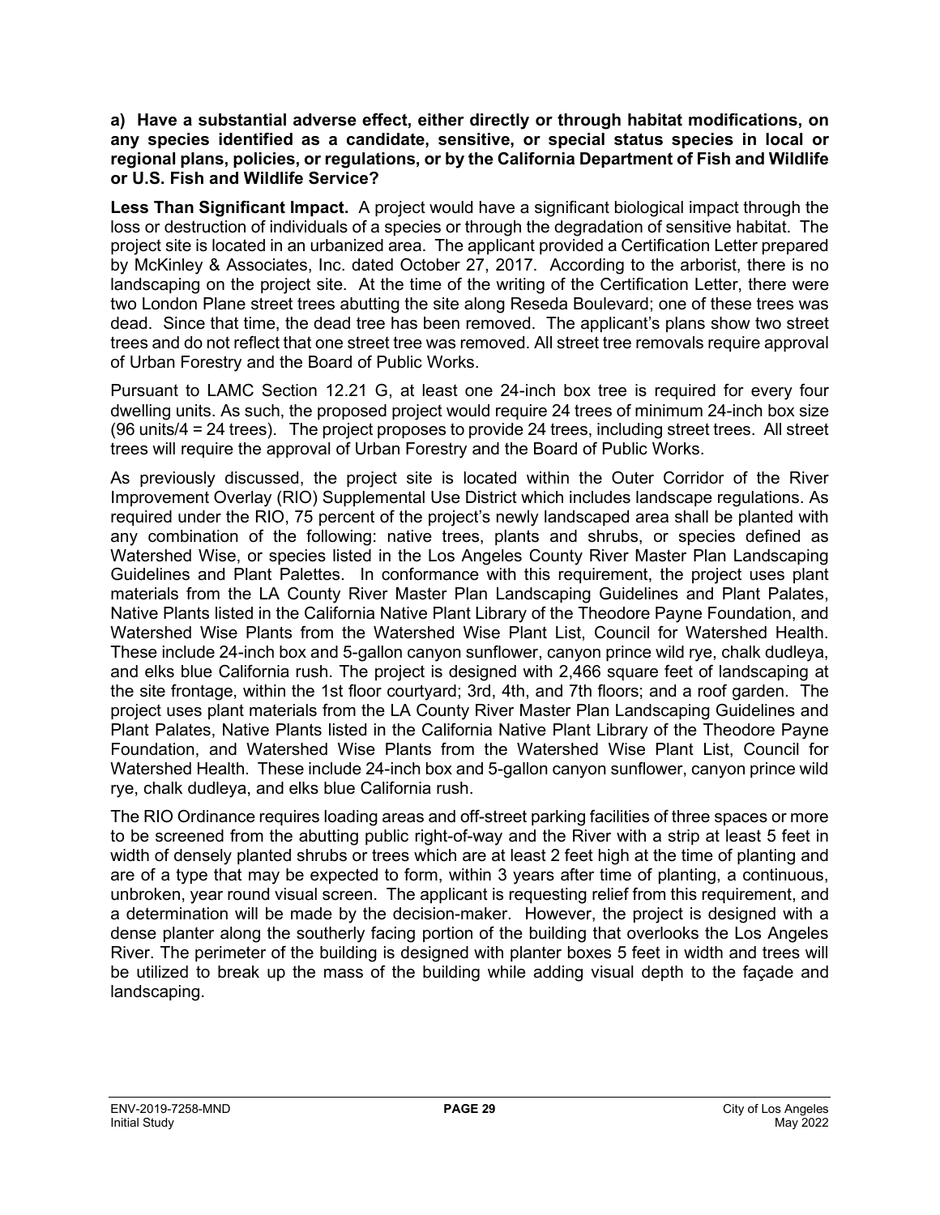**a) Have a substantial adverse effect, either directly or through habitat modifications, on any species identified as a candidate, sensitive, or special status species in local or regional plans, policies, or regulations, or by the California Department of Fish and Wildlife or U.S. Fish and Wildlife Service?**

**Less Than Significant Impact.** A project would have a significant biological impact through the loss or destruction of individuals of a species or through the degradation of sensitive habitat. The project site is located in an urbanized area. The applicant provided a Certification Letter prepared by McKinley & Associates, Inc. dated October 27, 2017. According to the arborist, there is no landscaping on the project site. At the time of the writing of the Certification Letter, there were two London Plane street trees abutting the site along Reseda Boulevard; one of these trees was dead. Since that time, the dead tree has been removed. The applicant's plans show two street trees and do not reflect that one street tree was removed. All street tree removals require approval of Urban Forestry and the Board of Public Works.

Pursuant to LAMC Section 12.21 G, at least one 24-inch box tree is required for every four dwelling units. As such, the proposed project would require 24 trees of minimum 24-inch box size (96 units/4 = 24 trees). The project proposes to provide 24 trees, including street trees. All street trees will require the approval of Urban Forestry and the Board of Public Works.

As previously discussed, the project site is located within the Outer Corridor of the River Improvement Overlay (RIO) Supplemental Use District which includes landscape regulations. As required under the RIO, 75 percent of the project's newly landscaped area shall be planted with any combination of the following: native trees, plants and shrubs, or species defined as Watershed Wise, or species listed in the Los Angeles County River Master Plan Landscaping Guidelines and Plant Palettes. In conformance with this requirement, the project uses plant materials from the LA County River Master Plan Landscaping Guidelines and Plant Palates, Native Plants listed in the California Native Plant Library of the Theodore Payne Foundation, and Watershed Wise Plants from the Watershed Wise Plant List, Council for Watershed Health. These include 24-inch box and 5-gallon canyon sunflower, canyon prince wild rye, chalk dudleya, and elks blue California rush. The project is designed with 2,466 square feet of landscaping at the site frontage, within the 1st floor courtyard; 3rd, 4th, and 7th floors; and a roof garden. The project uses plant materials from the LA County River Master Plan Landscaping Guidelines and Plant Palates, Native Plants listed in the California Native Plant Library of the Theodore Payne Foundation, and Watershed Wise Plants from the Watershed Wise Plant List, Council for Watershed Health. These include 24-inch box and 5-gallon canyon sunflower, canyon prince wild rye, chalk dudleya, and elks blue California rush.

The RIO Ordinance requires loading areas and off-street parking facilities of three spaces or more to be screened from the abutting public right-of-way and the River with a strip at least 5 feet in width of densely planted shrubs or trees which are at least 2 feet high at the time of planting and are of a type that may be expected to form, within 3 years after time of planting, a continuous, unbroken, year round visual screen. The applicant is requesting relief from this requirement, and a determination will be made by the decision-maker. However, the project is designed with a dense planter along the southerly facing portion of the building that overlooks the Los Angeles River. The perimeter of the building is designed with planter boxes 5 feet in width and trees will be utilized to break up the mass of the building while adding visual depth to the façade and landscaping.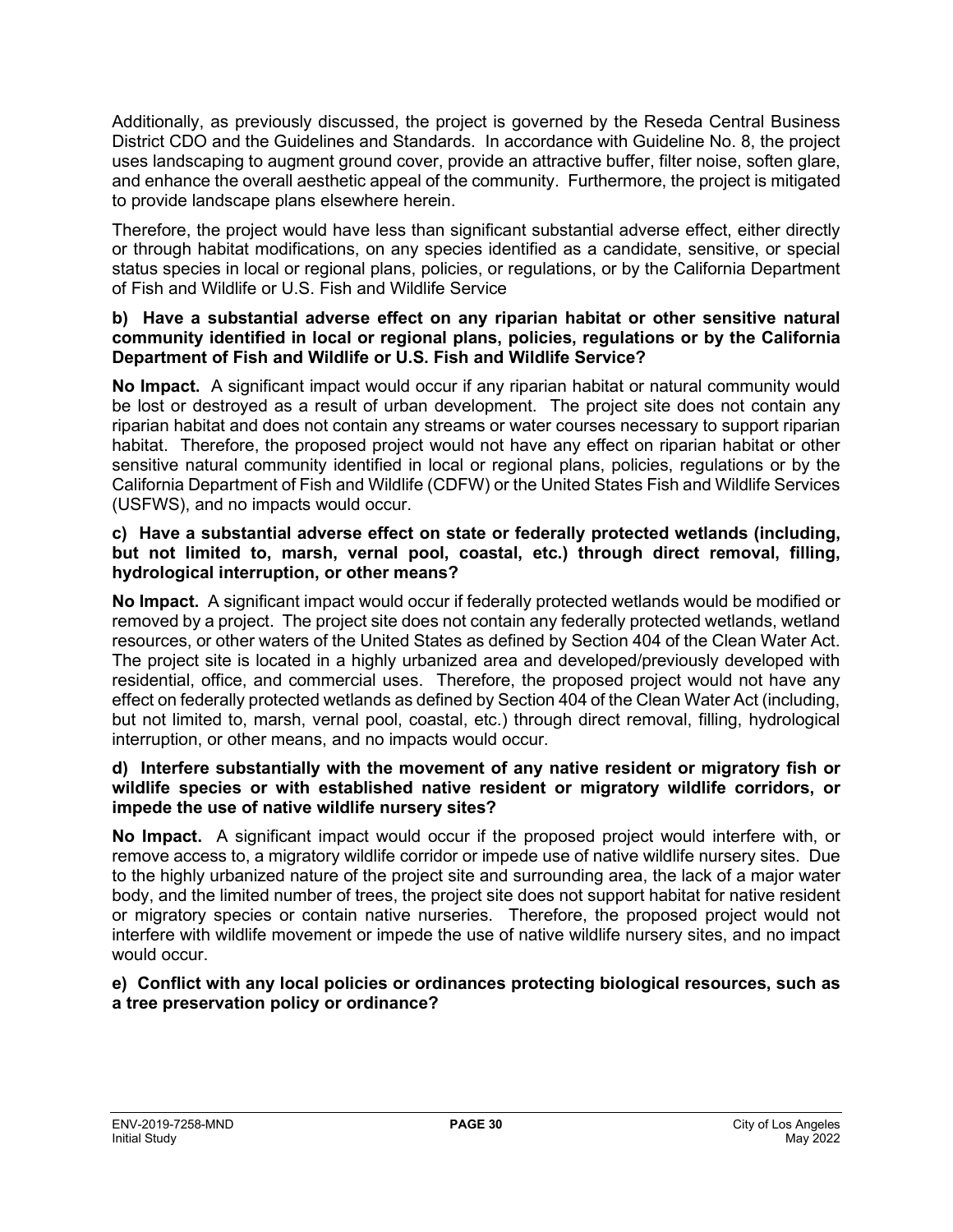Additionally, as previously discussed, the project is governed by the Reseda Central Business District CDO and the Guidelines and Standards. In accordance with Guideline No. 8, the project uses landscaping to augment ground cover, provide an attractive buffer, filter noise, soften glare, and enhance the overall aesthetic appeal of the community. Furthermore, the project is mitigated to provide landscape plans elsewhere herein.

Therefore, the project would have less than significant substantial adverse effect, either directly or through habitat modifications, on any species identified as a candidate, sensitive, or special status species in local or regional plans, policies, or regulations, or by the California Department of Fish and Wildlife or U.S. Fish and Wildlife Service

**b) Have a substantial adverse effect on any riparian habitat or other sensitive natural community identified in local or regional plans, policies, regulations or by the California Department of Fish and Wildlife or U.S. Fish and Wildlife Service?**

**No Impact.** A significant impact would occur if any riparian habitat or natural community would be lost or destroyed as a result of urban development. The project site does not contain any riparian habitat and does not contain any streams or water courses necessary to support riparian habitat. Therefore, the proposed project would not have any effect on riparian habitat or other sensitive natural community identified in local or regional plans, policies, regulations or by the California Department of Fish and Wildlife (CDFW) or the United States Fish and Wildlife Services (USFWS), and no impacts would occur.

**c) Have a substantial adverse effect on state or federally protected wetlands (including, but not limited to, marsh, vernal pool, coastal, etc.) through direct removal, filling, hydrological interruption, or other means?**

**No Impact.** A significant impact would occur if federally protected wetlands would be modified or removed by a project. The project site does not contain any federally protected wetlands, wetland resources, or other waters of the United States as defined by Section 404 of the Clean Water Act. The project site is located in a highly urbanized area and developed/previously developed with residential, office, and commercial uses. Therefore, the proposed project would not have any effect on federally protected wetlands as defined by Section 404 of the Clean Water Act (including, but not limited to, marsh, vernal pool, coastal, etc.) through direct removal, filling, hydrological interruption, or other means, and no impacts would occur.

**d) Interfere substantially with the movement of any native resident or migratory fish or wildlife species or with established native resident or migratory wildlife corridors, or impede the use of native wildlife nursery sites?**

**No Impact.** A significant impact would occur if the proposed project would interfere with, or remove access to, a migratory wildlife corridor or impede use of native wildlife nursery sites. Due to the highly urbanized nature of the project site and surrounding area, the lack of a major water body, and the limited number of trees, the project site does not support habitat for native resident or migratory species or contain native nurseries. Therefore, the proposed project would not interfere with wildlife movement or impede the use of native wildlife nursery sites, and no impact would occur.

**e) Conflict with any local policies or ordinances protecting biological resources, such as a tree preservation policy or ordinance?**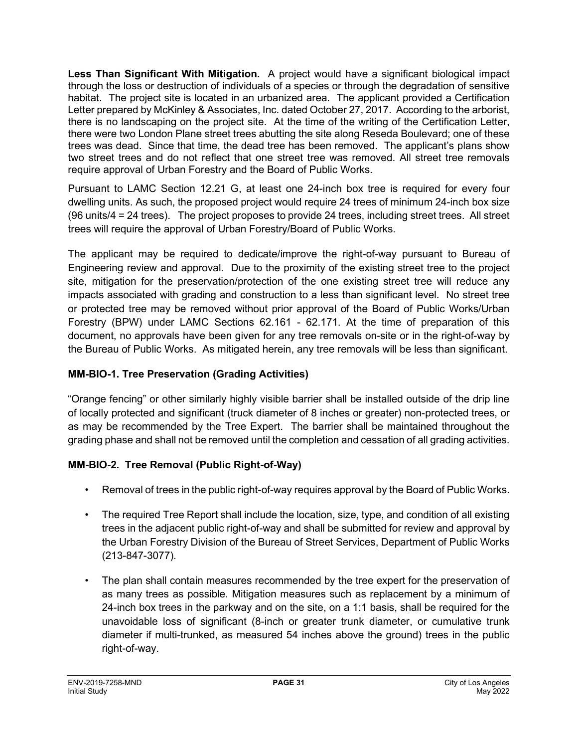**Less Than Significant With Mitigation.** A project would have a significant biological impact through the loss or destruction of individuals of a species or through the degradation of sensitive habitat. The project site is located in an urbanized area. The applicant provided a Certification Letter prepared by McKinley & Associates, Inc. dated October 27, 2017. According to the arborist, there is no landscaping on the project site. At the time of the writing of the Certification Letter, there were two London Plane street trees abutting the site along Reseda Boulevard; one of these trees was dead. Since that time, the dead tree has been removed. The applicant's plans show two street trees and do not reflect that one street tree was removed. All street tree removals require approval of Urban Forestry and the Board of Public Works.

Pursuant to LAMC Section 12.21 G, at least one 24-inch box tree is required for every four dwelling units. As such, the proposed project would require 24 trees of minimum 24-inch box size (96 units/4 = 24 trees). The project proposes to provide 24 trees, including street trees. All street trees will require the approval of Urban Forestry/Board of Public Works.

The applicant may be required to dedicate/improve the right-of-way pursuant to Bureau of Engineering review and approval. Due to the proximity of the existing street tree to the project site, mitigation for the preservation/protection of the one existing street tree will reduce any impacts associated with grading and construction to a less than significant level. No street tree or protected tree may be removed without prior approval of the Board of Public Works/Urban Forestry (BPW) under LAMC Sections 62.161 - 62.171. At the time of preparation of this document, no approvals have been given for any tree removals on-site or in the right-of-way by the Bureau of Public Works. As mitigated herein, any tree removals will be less than significant.

### MM-BIO-1. Tree Preservation (Grading Activities)

"Orange fencing" or other similarly highly visible barrier shall be installed outside of the drip line of locally protected and significant (truck diameter of 8 inches or greater) non-protected trees, or as may be recommended by the Tree Expert. The barrier shall be maintained throughout the grading phase and shall not be removed until the completion and cessation of all grading activities.

### MM-BIO-2. Tree Removal (Public Right-of-Way)

- Removal of trees in the public right-of-way requires approval by the Board of Public Works.
- The required Tree Report shall include the location, size, type, and condition of all existing trees in the adjacent public right-of-way and shall be submitted for review and approval by the Urban Forestry Division of the Bureau of Street Services, Department of Public Works (213-847-3077).
- The plan shall contain measures recommended by the tree expert for the preservation of as many trees as possible. Mitigation measures such as replacement by a minimum of 24-inch box trees in the parkway and on the site, on a 1:1 basis, shall be required for the unavoidable loss of significant (8-inch or greater trunk diameter, or cumulative trunk diameter if multi-trunked, as measured 54 inches above the ground) trees in the public right-of-way.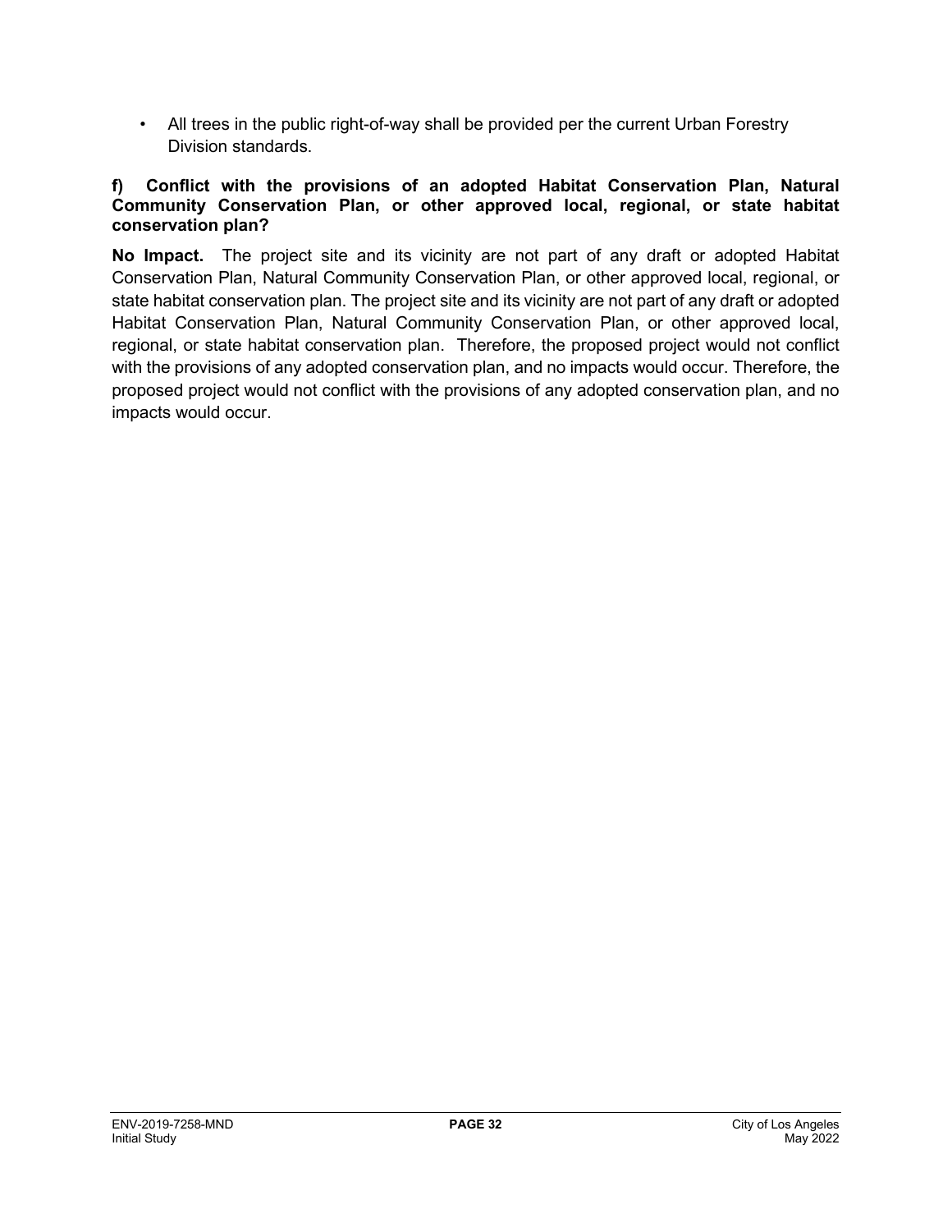- All trees in the public right-of-way shall be provided per the current Urban Forestry Division standards.

**f) Conflict with the provisions of an adopted Habitat Conservation Plan, Natural Community Conservation Plan, or other approved local, regional, or state habitat conservation plan?**

**No Impact.** The project site and its vicinity are not part of any draft or adopted Habitat Conservation Plan, Natural Community Conservation Plan, or other approved local, regional, or state habitat conservation plan. The project site and its vicinity are not part of any draft or adopted Habitat Conservation Plan, Natural Community Conservation Plan, or other approved local, regional, or state habitat conservation plan. Therefore, the proposed project would not conflict with the provisions of any adopted conservation plan, and no impacts would occur. Therefore, the proposed project would not conflict with the provisions of any adopted conservation plan, and no impacts would occur.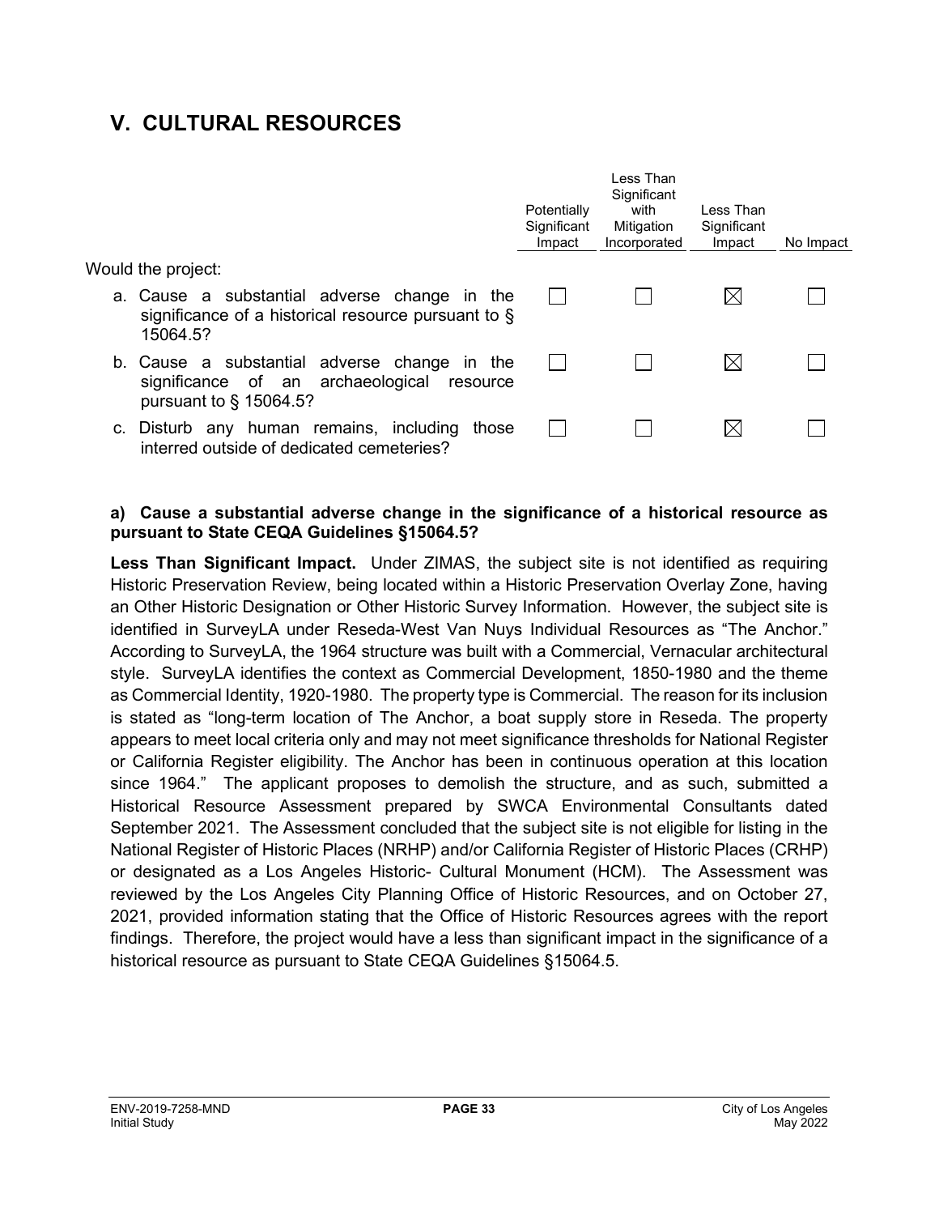## V. CULTURAL RESOURCES

| Would the project: | Potentially Significant Impact | Less Than Significant with Mitigation Incorporated | Less Than Significant Impact | No Impact |
|---|---|---|---|---|
| a. Cause a substantial adverse change in the significance of a historical resource pursuant to § 15064.5? | ☐ | ☐ | ☒ | ☐ |
| b. Cause a substantial adverse change in the significance of an archaeological resource pursuant to § 15064.5? | ☐ | ☐ | ☒ | ☐ |
| c. Disturb any human remains, including those interred outside of dedicated cemeteries? | ☐ | ☐ | ☒ | ☐ |

**a) Cause a substantial adverse change in the significance of a historical resource as pursuant to State CEQA Guidelines §15064.5?**

**Less Than Significant Impact.** Under ZIMAS, the subject site is not identified as requiring Historic Preservation Review, being located within a Historic Preservation Overlay Zone, having an Other Historic Designation or Other Historic Survey Information. However, the subject site is identified in SurveyLA under Reseda-West Van Nuys Individual Resources as "The Anchor." According to SurveyLA, the 1964 structure was built with a Commercial, Vernacular architectural style. SurveyLA identifies the context as Commercial Development, 1850-1980 and the theme as Commercial Identity, 1920-1980. The property type is Commercial. The reason for its inclusion is stated as "long-term location of The Anchor, a boat supply store in Reseda. The property appears to meet local criteria only and may not meet significance thresholds for National Register or California Register eligibility. The Anchor has been in continuous operation at this location since 1964." The applicant proposes to demolish the structure, and as such, submitted a Historical Resource Assessment prepared by SWCA Environmental Consultants dated September 2021. The Assessment concluded that the subject site is not eligible for listing in the National Register of Historic Places (NRHP) and/or California Register of Historic Places (CRHP) or designated as a Los Angeles Historic- Cultural Monument (HCM). The Assessment was reviewed by the Los Angeles City Planning Office of Historic Resources, and on October 27, 2021, provided information stating that the Office of Historic Resources agrees with the report findings. Therefore, the project would have a less than significant impact in the significance of a historical resource as pursuant to State CEQA Guidelines §15064.5.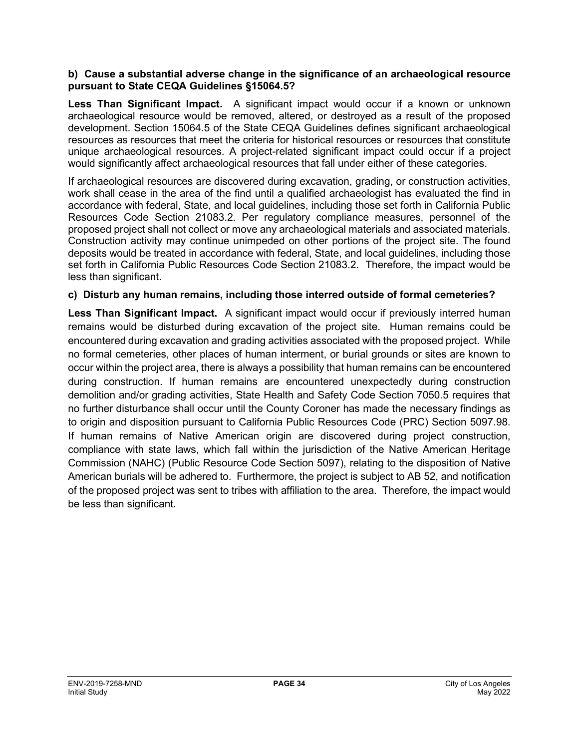**b) Cause a substantial adverse change in the significance of an archaeological resource pursuant to State CEQA Guidelines §15064.5?**

**Less Than Significant Impact.** A significant impact would occur if a known or unknown archaeological resource would be removed, altered, or destroyed as a result of the proposed development. Section 15064.5 of the State CEQA Guidelines defines significant archaeological resources as resources that meet the criteria for historical resources or resources that constitute unique archaeological resources. A project-related significant impact could occur if a project would significantly affect archaeological resources that fall under either of these categories.

If archaeological resources are discovered during excavation, grading, or construction activities, work shall cease in the area of the find until a qualified archaeologist has evaluated the find in accordance with federal, State, and local guidelines, including those set forth in California Public Resources Code Section 21083.2. Per regulatory compliance measures, personnel of the proposed project shall not collect or move any archaeological materials and associated materials. Construction activity may continue unimpeded on other portions of the project site. The found deposits would be treated in accordance with federal, State, and local guidelines, including those set forth in California Public Resources Code Section 21083.2. Therefore, the impact would be less than significant.

**c) Disturb any human remains, including those interred outside of formal cemeteries?**

**Less Than Significant Impact.** A significant impact would occur if previously interred human remains would be disturbed during excavation of the project site. Human remains could be encountered during excavation and grading activities associated with the proposed project. While no formal cemeteries, other places of human interment, or burial grounds or sites are known to occur within the project area, there is always a possibility that human remains can be encountered during construction. If human remains are encountered unexpectedly during construction demolition and/or grading activities, State Health and Safety Code Section 7050.5 requires that no further disturbance shall occur until the County Coroner has made the necessary findings as to origin and disposition pursuant to California Public Resources Code (PRC) Section 5097.98. If human remains of Native American origin are discovered during project construction, compliance with state laws, which fall within the jurisdiction of the Native American Heritage Commission (NAHC) (Public Resource Code Section 5097), relating to the disposition of Native American burials will be adhered to. Furthermore, the project is subject to AB 52, and notification of the proposed project was sent to tribes with affiliation to the area. Therefore, the impact would be less than significant.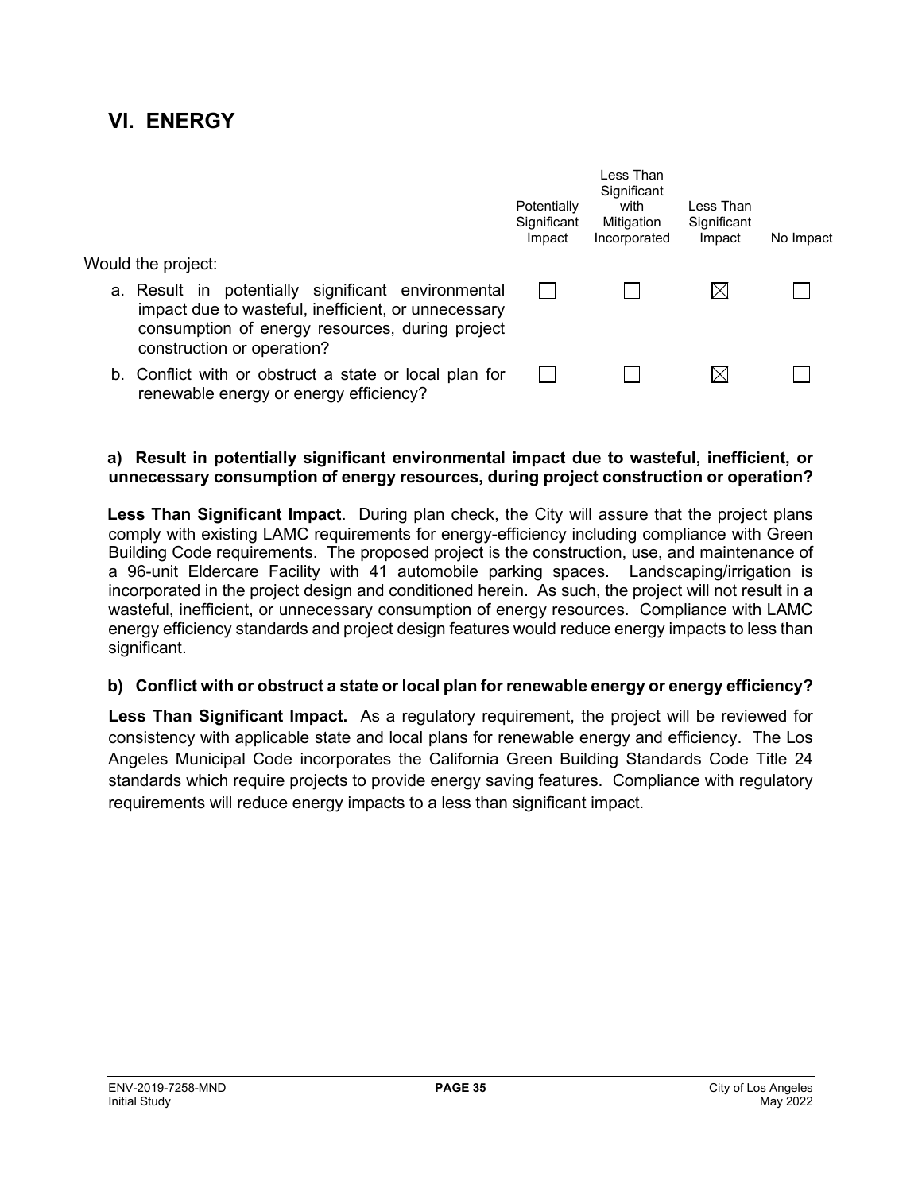## VI. ENERGY

| Would the project: | Potentially Significant Impact | Less Than Significant with Mitigation Incorporated | Less Than Significant Impact | No Impact |
|---|---|---|---|---|
| a. Result in potentially significant environmental impact due to wasteful, inefficient, or unnecessary consumption of energy resources, during project construction or operation? | ☐ | ☐ | ☒ | ☐ |
| b. Conflict with or obstruct a state or local plan for renewable energy or energy efficiency? | ☐ | ☐ | ☒ | ☐ |

**a) Result in potentially significant environmental impact due to wasteful, inefficient, or unnecessary consumption of energy resources, during project construction or operation?**

**Less Than Significant Impact**. During plan check, the City will assure that the project plans comply with existing LAMC requirements for energy-efficiency including compliance with Green Building Code requirements. The proposed project is the construction, use, and maintenance of a 96-unit Eldercare Facility with 41 automobile parking spaces. Landscaping/irrigation is incorporated in the project design and conditioned herein. As such, the project will not result in a wasteful, inefficient, or unnecessary consumption of energy resources. Compliance with LAMC energy efficiency standards and project design features would reduce energy impacts to less than significant.

**b) Conflict with or obstruct a state or local plan for renewable energy or energy efficiency?**

**Less Than Significant Impact.** As a regulatory requirement, the project will be reviewed for consistency with applicable state and local plans for renewable energy and efficiency. The Los Angeles Municipal Code incorporates the California Green Building Standards Code Title 24 standards which require projects to provide energy saving features. Compliance with regulatory requirements will reduce energy impacts to a less than significant impact.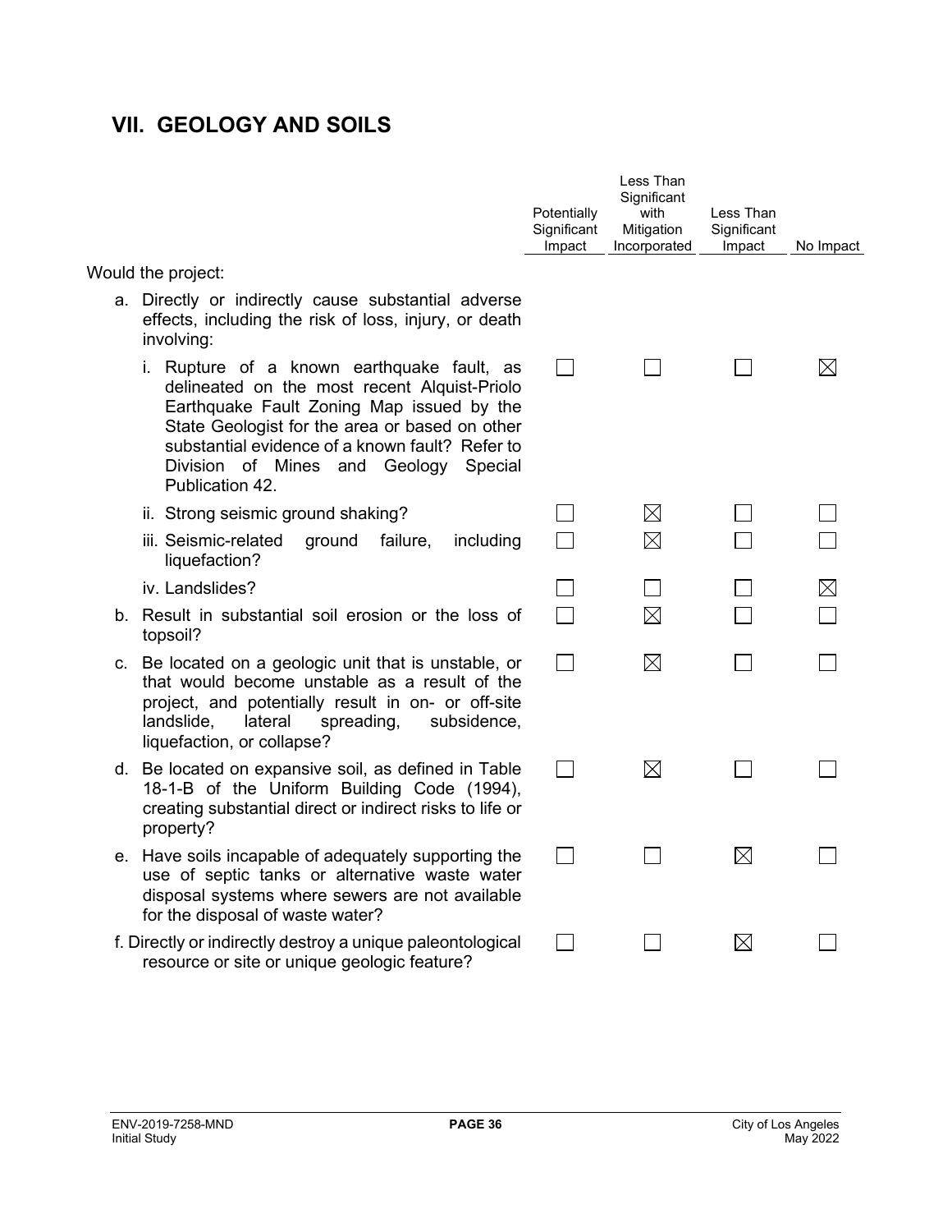## VII. GEOLOGY AND SOILS

| Would the project: | Potentially Significant Impact | Less Than Significant with Mitigation Incorporated | Less Than Significant Impact | No Impact |
|---|---|---|---|---|
| a. Directly or indirectly cause substantial adverse effects, including the risk of loss, injury, or death involving: | | | | |
| i. Rupture of a known earthquake fault, as delineated on the most recent Alquist-Priolo Earthquake Fault Zoning Map issued by the State Geologist for the area or based on other substantial evidence of a known fault? Refer to Division of Mines and Geology Special Publication 42. | ☐ | ☐ | ☐ | ☒ |
| ii. Strong seismic ground shaking? | ☐ | ☒ | ☐ | ☐ |
| iii. Seismic-related ground failure, including liquefaction? | ☐ | ☒ | ☐ | ☐ |
| iv. Landslides? | ☐ | ☐ | ☐ | ☒ |
| b. Result in substantial soil erosion or the loss of topsoil? | ☐ | ☒ | ☐ | ☐ |
| c. Be located on a geologic unit that is unstable, or that would become unstable as a result of the project, and potentially result in on- or off-site landslide, lateral spreading, subsidence, liquefaction, or collapse? | ☐ | ☒ | ☐ | ☐ |
| d. Be located on expansive soil, as defined in Table 18-1-B of the Uniform Building Code (1994), creating substantial direct or indirect risks to life or property? | ☐ | ☒ | ☐ | ☐ |
| e. Have soils incapable of adequately supporting the use of septic tanks or alternative waste water disposal systems where sewers are not available for the disposal of waste water? | ☐ | ☐ | ☒ | ☐ |
| f. Directly or indirectly destroy a unique paleontological resource or site or unique geologic feature? | ☐ | ☐ | ☒ | ☐ |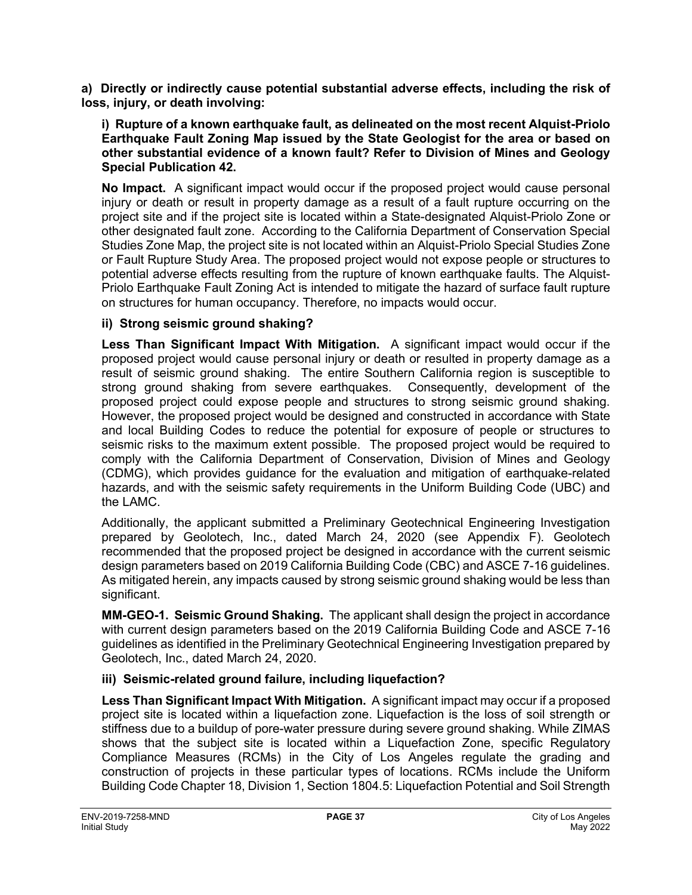**a) Directly or indirectly cause potential substantial adverse effects, including the risk of loss, injury, or death involving:**

**i) Rupture of a known earthquake fault, as delineated on the most recent Alquist-Priolo Earthquake Fault Zoning Map issued by the State Geologist for the area or based on other substantial evidence of a known fault? Refer to Division of Mines and Geology Special Publication 42.**

**No Impact.** A significant impact would occur if the proposed project would cause personal injury or death or result in property damage as a result of a fault rupture occurring on the project site and if the project site is located within a State-designated Alquist-Priolo Zone or other designated fault zone. According to the California Department of Conservation Special Studies Zone Map, the project site is not located within an Alquist-Priolo Special Studies Zone or Fault Rupture Study Area. The proposed project would not expose people or structures to potential adverse effects resulting from the rupture of known earthquake faults. The Alquist-Priolo Earthquake Fault Zoning Act is intended to mitigate the hazard of surface fault rupture on structures for human occupancy. Therefore, no impacts would occur.

**ii) Strong seismic ground shaking?**

**Less Than Significant Impact With Mitigation.** A significant impact would occur if the proposed project would cause personal injury or death or resulted in property damage as a result of seismic ground shaking. The entire Southern California region is susceptible to strong ground shaking from severe earthquakes. Consequently, development of the proposed project could expose people and structures to strong seismic ground shaking. However, the proposed project would be designed and constructed in accordance with State and local Building Codes to reduce the potential for exposure of people or structures to seismic risks to the maximum extent possible. The proposed project would be required to comply with the California Department of Conservation, Division of Mines and Geology (CDMG), which provides guidance for the evaluation and mitigation of earthquake-related hazards, and with the seismic safety requirements in the Uniform Building Code (UBC) and the LAMC.

Additionally, the applicant submitted a Preliminary Geotechnical Engineering Investigation prepared by Geolotech, Inc., dated March 24, 2020 (see Appendix F). Geolotech recommended that the proposed project be designed in accordance with the current seismic design parameters based on 2019 California Building Code (CBC) and ASCE 7-16 guidelines. As mitigated herein, any impacts caused by strong seismic ground shaking would be less than significant.

**MM-GEO-1. Seismic Ground Shaking.** The applicant shall design the project in accordance with current design parameters based on the 2019 California Building Code and ASCE 7-16 guidelines as identified in the Preliminary Geotechnical Engineering Investigation prepared by Geolotech, Inc., dated March 24, 2020.

**iii) Seismic-related ground failure, including liquefaction?**

**Less Than Significant Impact With Mitigation.** A significant impact may occur if a proposed project site is located within a liquefaction zone. Liquefaction is the loss of soil strength or stiffness due to a buildup of pore-water pressure during severe ground shaking. While ZIMAS shows that the subject site is located within a Liquefaction Zone, specific Regulatory Compliance Measures (RCMs) in the City of Los Angeles regulate the grading and construction of projects in these particular types of locations. RCMs include the Uniform Building Code Chapter 18, Division 1, Section 1804.5: Liquefaction Potential and Soil Strength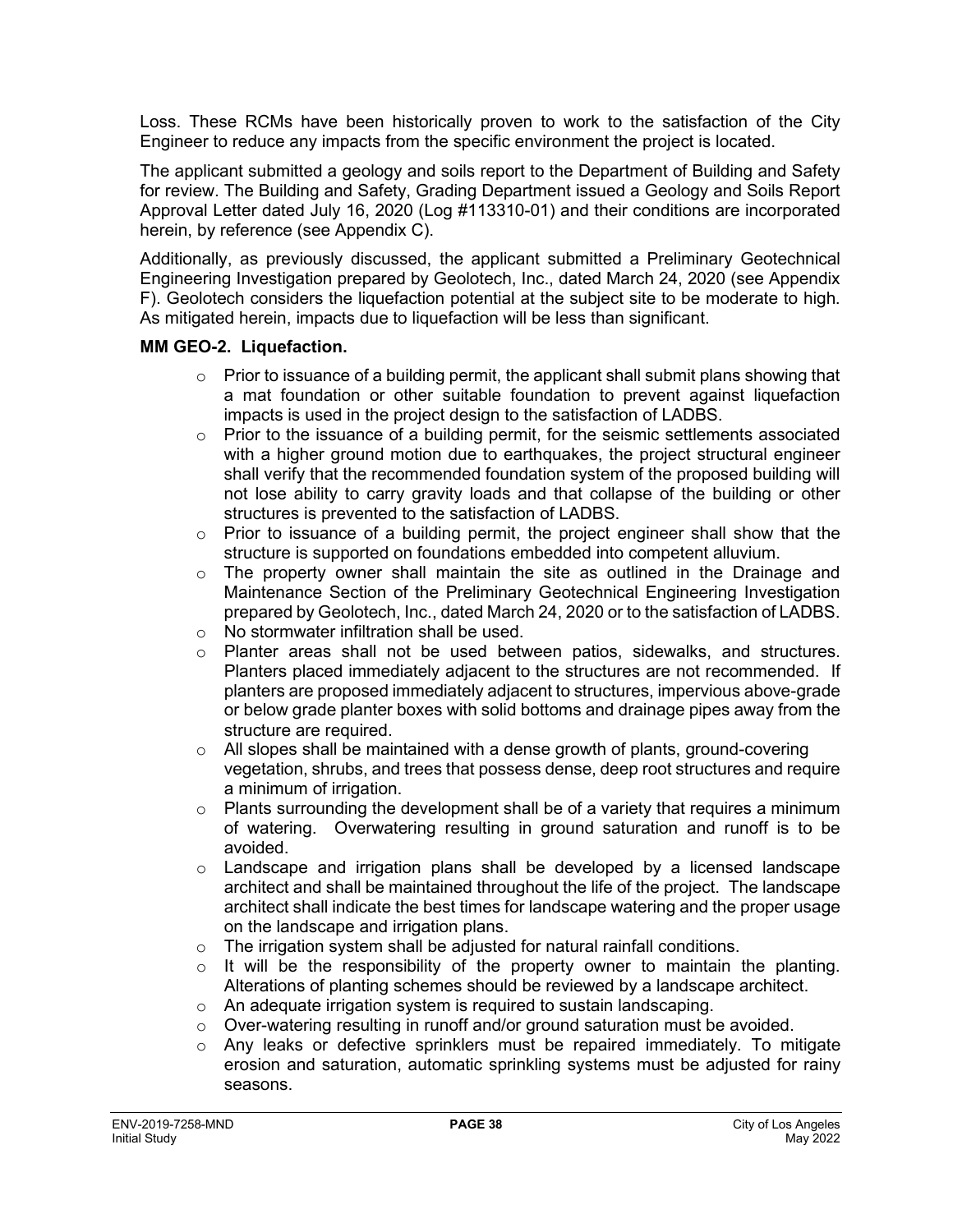Loss. These RCMs have been historically proven to work to the satisfaction of the City Engineer to reduce any impacts from the specific environment the project is located.

The applicant submitted a geology and soils report to the Department of Building and Safety for review. The Building and Safety, Grading Department issued a Geology and Soils Report Approval Letter dated July 16, 2020 (Log #113310-01) and their conditions are incorporated herein, by reference (see Appendix C).

Additionally, as previously discussed, the applicant submitted a Preliminary Geotechnical Engineering Investigation prepared by Geolotech, Inc., dated March 24, 2020 (see Appendix F). Geolotech considers the liquefaction potential at the subject site to be moderate to high. As mitigated herein, impacts due to liquefaction will be less than significant.

**MM GEO-2. Liquefaction.**

- Prior to issuance of a building permit, the applicant shall submit plans showing that a mat foundation or other suitable foundation to prevent against liquefaction impacts is used in the project design to the satisfaction of LADBS.
- Prior to the issuance of a building permit, for the seismic settlements associated with a higher ground motion due to earthquakes, the project structural engineer shall verify that the recommended foundation system of the proposed building will not lose ability to carry gravity loads and that collapse of the building or other structures is prevented to the satisfaction of LADBS.
- Prior to issuance of a building permit, the project engineer shall show that the structure is supported on foundations embedded into competent alluvium.
- The property owner shall maintain the site as outlined in the Drainage and Maintenance Section of the Preliminary Geotechnical Engineering Investigation prepared by Geolotech, Inc., dated March 24, 2020 or to the satisfaction of LADBS.
- No stormwater infiltration shall be used.
- Planter areas shall not be used between patios, sidewalks, and structures. Planters placed immediately adjacent to the structures are not recommended. If planters are proposed immediately adjacent to structures, impervious above-grade or below grade planter boxes with solid bottoms and drainage pipes away from the structure are required.
- All slopes shall be maintained with a dense growth of plants, ground-covering vegetation, shrubs, and trees that possess dense, deep root structures and require a minimum of irrigation.
- Plants surrounding the development shall be of a variety that requires a minimum of watering. Overwatering resulting in ground saturation and runoff is to be avoided.
- Landscape and irrigation plans shall be developed by a licensed landscape architect and shall be maintained throughout the life of the project. The landscape architect shall indicate the best times for landscape watering and the proper usage on the landscape and irrigation plans.
- The irrigation system shall be adjusted for natural rainfall conditions.
- It will be the responsibility of the property owner to maintain the planting. Alterations of planting schemes should be reviewed by a landscape architect.
- An adequate irrigation system is required to sustain landscaping.
- Over-watering resulting in runoff and/or ground saturation must be avoided.
- Any leaks or defective sprinklers must be repaired immediately. To mitigate erosion and saturation, automatic sprinkling systems must be adjusted for rainy seasons.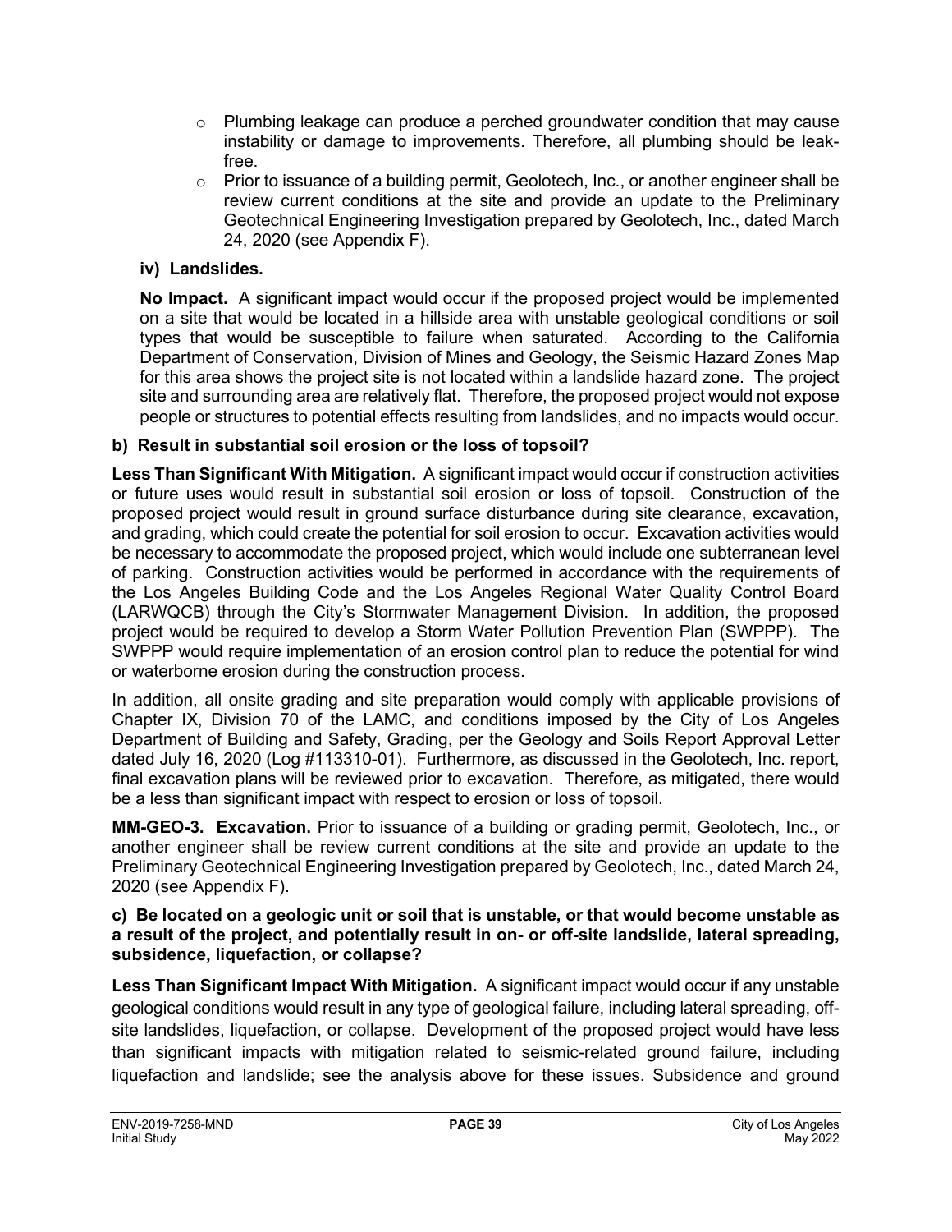- Plumbing leakage can produce a perched groundwater condition that may cause instability or damage to improvements. Therefore, all plumbing should be leak-free.
- Prior to issuance of a building permit, Geolotech, Inc., or another engineer shall be review current conditions at the site and provide an update to the Preliminary Geotechnical Engineering Investigation prepared by Geolotech, Inc., dated March 24, 2020 (see Appendix F).

**iv) Landslides.**

**No Impact.** A significant impact would occur if the proposed project would be implemented on a site that would be located in a hillside area with unstable geological conditions or soil types that would be susceptible to failure when saturated. According to the California Department of Conservation, Division of Mines and Geology, the Seismic Hazard Zones Map for this area shows the project site is not located within a landslide hazard zone. The project site and surrounding area are relatively flat. Therefore, the proposed project would not expose people or structures to potential effects resulting from landslides, and no impacts would occur.

**b) Result in substantial soil erosion or the loss of topsoil?**

**Less Than Significant With Mitigation.** A significant impact would occur if construction activities or future uses would result in substantial soil erosion or loss of topsoil. Construction of the proposed project would result in ground surface disturbance during site clearance, excavation, and grading, which could create the potential for soil erosion to occur. Excavation activities would be necessary to accommodate the proposed project, which would include one subterranean level of parking. Construction activities would be performed in accordance with the requirements of the Los Angeles Building Code and the Los Angeles Regional Water Quality Control Board (LARWQCB) through the City's Stormwater Management Division. In addition, the proposed project would be required to develop a Storm Water Pollution Prevention Plan (SWPPP). The SWPPP would require implementation of an erosion control plan to reduce the potential for wind or waterborne erosion during the construction process.

In addition, all onsite grading and site preparation would comply with applicable provisions of Chapter IX, Division 70 of the LAMC, and conditions imposed by the City of Los Angeles Department of Building and Safety, Grading, per the Geology and Soils Report Approval Letter dated July 16, 2020 (Log #113310-01). Furthermore, as discussed in the Geolotech, Inc. report, final excavation plans will be reviewed prior to excavation. Therefore, as mitigated, there would be a less than significant impact with respect to erosion or loss of topsoil.

**MM-GEO-3. Excavation.** Prior to issuance of a building or grading permit, Geolotech, Inc., or another engineer shall be review current conditions at the site and provide an update to the Preliminary Geotechnical Engineering Investigation prepared by Geolotech, Inc., dated March 24, 2020 (see Appendix F).

**c) Be located on a geologic unit or soil that is unstable, or that would become unstable as a result of the project, and potentially result in on- or off-site landslide, lateral spreading, subsidence, liquefaction, or collapse?**

**Less Than Significant Impact With Mitigation.** A significant impact would occur if any unstable geological conditions would result in any type of geological failure, including lateral spreading, off-site landslides, liquefaction, or collapse. Development of the proposed project would have less than significant impacts with mitigation related to seismic-related ground failure, including liquefaction and landslide; see the analysis above for these issues. Subsidence and ground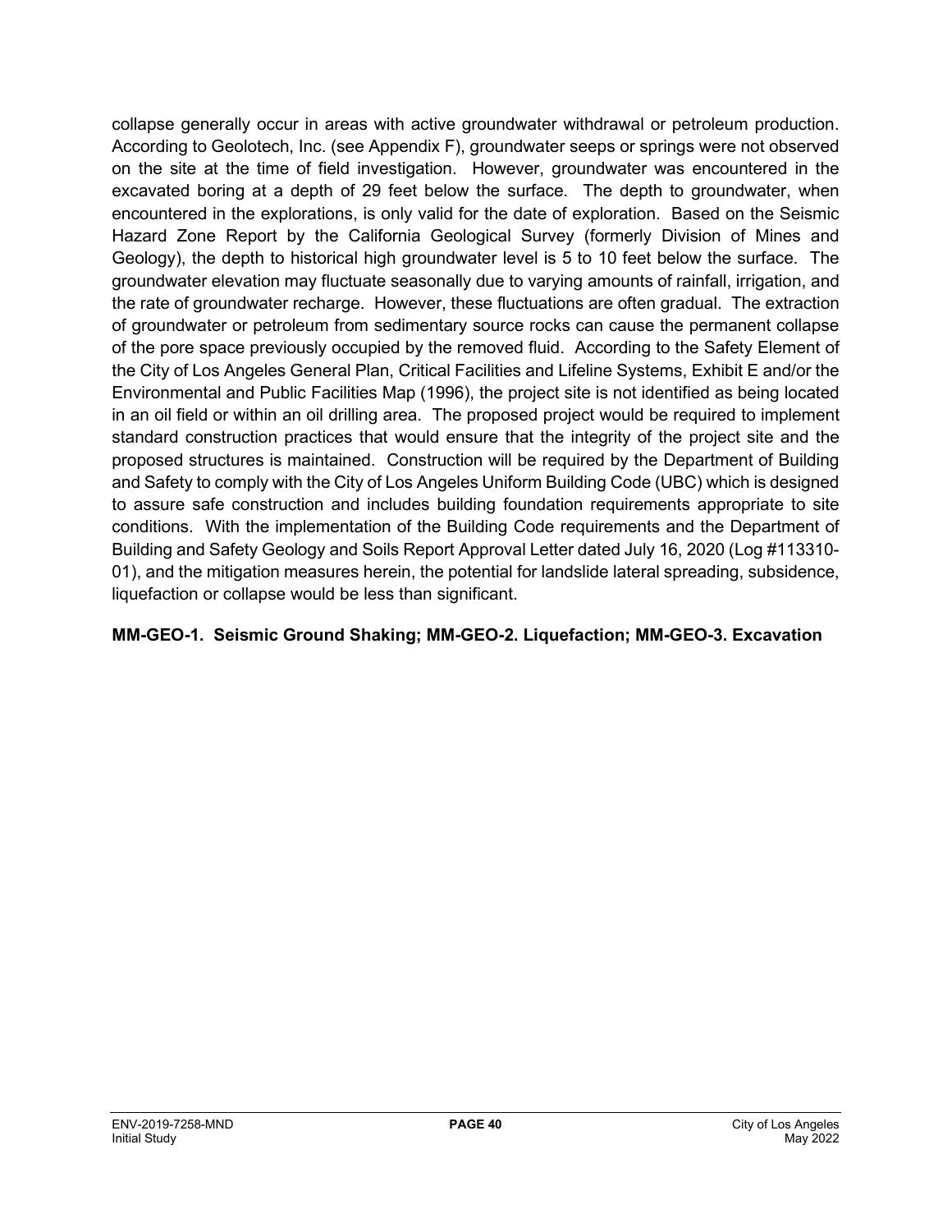collapse generally occur in areas with active groundwater withdrawal or petroleum production. According to Geolotech, Inc. (see Appendix F), groundwater seeps or springs were not observed on the site at the time of field investigation. However, groundwater was encountered in the excavated boring at a depth of 29 feet below the surface. The depth to groundwater, when encountered in the explorations, is only valid for the date of exploration. Based on the Seismic Hazard Zone Report by the California Geological Survey (formerly Division of Mines and Geology), the depth to historical high groundwater level is 5 to 10 feet below the surface. The groundwater elevation may fluctuate seasonally due to varying amounts of rainfall, irrigation, and the rate of groundwater recharge. However, these fluctuations are often gradual. The extraction of groundwater or petroleum from sedimentary source rocks can cause the permanent collapse of the pore space previously occupied by the removed fluid. According to the Safety Element of the City of Los Angeles General Plan, Critical Facilities and Lifeline Systems, Exhibit E and/or the Environmental and Public Facilities Map (1996), the project site is not identified as being located in an oil field or within an oil drilling area. The proposed project would be required to implement standard construction practices that would ensure that the integrity of the project site and the proposed structures is maintained. Construction will be required by the Department of Building and Safety to comply with the City of Los Angeles Uniform Building Code (UBC) which is designed to assure safe construction and includes building foundation requirements appropriate to site conditions. With the implementation of the Building Code requirements and the Department of Building and Safety Geology and Soils Report Approval Letter dated July 16, 2020 (Log #113310-01), and the mitigation measures herein, the potential for landslide lateral spreading, subsidence, liquefaction or collapse would be less than significant.

**MM-GEO-1. Seismic Ground Shaking; MM-GEO-2. Liquefaction; MM-GEO-3. Excavation**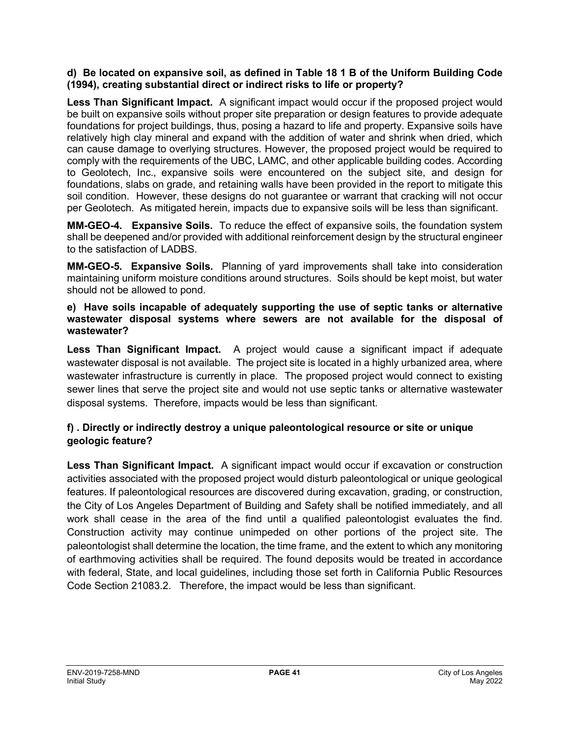**d) Be located on expansive soil, as defined in Table 18 1 B of the Uniform Building Code (1994), creating substantial direct or indirect risks to life or property?**

**Less Than Significant Impact.** A significant impact would occur if the proposed project would be built on expansive soils without proper site preparation or design features to provide adequate foundations for project buildings, thus, posing a hazard to life and property. Expansive soils have relatively high clay mineral and expand with the addition of water and shrink when dried, which can cause damage to overlying structures. However, the proposed project would be required to comply with the requirements of the UBC, LAMC, and other applicable building codes. According to Geolotech, Inc., expansive soils were encountered on the subject site, and design for foundations, slabs on grade, and retaining walls have been provided in the report to mitigate this soil condition. However, these designs do not guarantee or warrant that cracking will not occur per Geolotech. As mitigated herein, impacts due to expansive soils will be less than significant.

**MM-GEO-4. Expansive Soils.** To reduce the effect of expansive soils, the foundation system shall be deepened and/or provided with additional reinforcement design by the structural engineer to the satisfaction of LADBS.

**MM-GEO-5. Expansive Soils.** Planning of yard improvements shall take into consideration maintaining uniform moisture conditions around structures. Soils should be kept moist, but water should not be allowed to pond.

**e) Have soils incapable of adequately supporting the use of septic tanks or alternative wastewater disposal systems where sewers are not available for the disposal of wastewater?**

**Less Than Significant Impact.** A project would cause a significant impact if adequate wastewater disposal is not available. The project site is located in a highly urbanized area, where wastewater infrastructure is currently in place. The proposed project would connect to existing sewer lines that serve the project site and would not use septic tanks or alternative wastewater disposal systems. Therefore, impacts would be less than significant.

**f) . Directly or indirectly destroy a unique paleontological resource or site or unique geologic feature?**

**Less Than Significant Impact.** A significant impact would occur if excavation or construction activities associated with the proposed project would disturb paleontological or unique geological features. If paleontological resources are discovered during excavation, grading, or construction, the City of Los Angeles Department of Building and Safety shall be notified immediately, and all work shall cease in the area of the find until a qualified paleontologist evaluates the find. Construction activity may continue unimpeded on other portions of the project site. The paleontologist shall determine the location, the time frame, and the extent to which any monitoring of earthmoving activities shall be required. The found deposits would be treated in accordance with federal, State, and local guidelines, including those set forth in California Public Resources Code Section 21083.2. Therefore, the impact would be less than significant.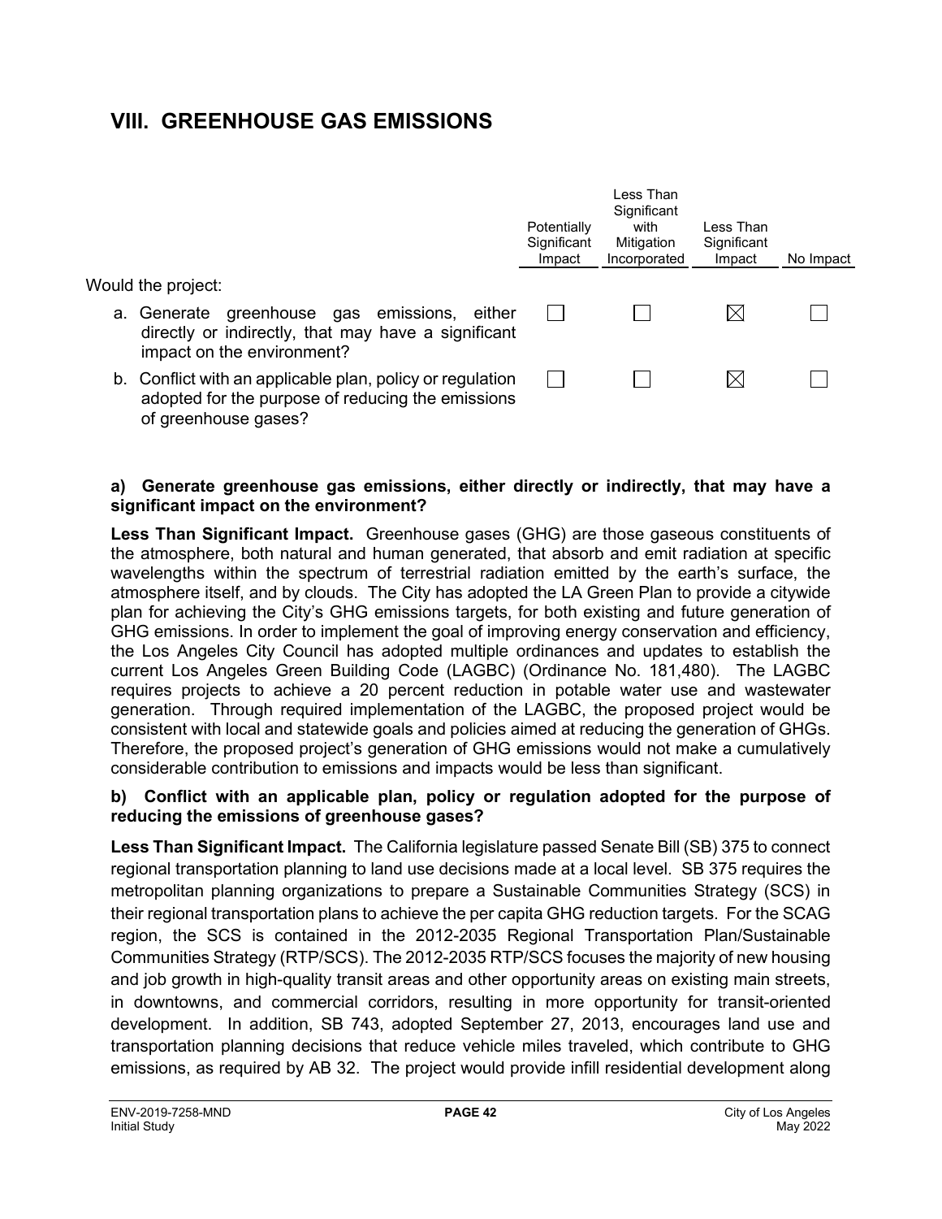## VIII. GREENHOUSE GAS EMISSIONS

| | Potentially Significant Impact | Less Than Significant with Mitigation Incorporated | Less Than Significant Impact | No Impact |
|---|---|---|---|---|
| Would the project: | | | | |
| a. Generate greenhouse gas emissions, either directly or indirectly, that may have a significant impact on the environment? | ☐ | ☐ | ☒ | ☐ |
| b. Conflict with an applicable plan, policy or regulation adopted for the purpose of reducing the emissions of greenhouse gases? | ☐ | ☐ | ☒ | ☐ |

**a) Generate greenhouse gas emissions, either directly or indirectly, that may have a significant impact on the environment?**

**Less Than Significant Impact.** Greenhouse gases (GHG) are those gaseous constituents of the atmosphere, both natural and human generated, that absorb and emit radiation at specific wavelengths within the spectrum of terrestrial radiation emitted by the earth's surface, the atmosphere itself, and by clouds. The City has adopted the LA Green Plan to provide a citywide plan for achieving the City's GHG emissions targets, for both existing and future generation of GHG emissions. In order to implement the goal of improving energy conservation and efficiency, the Los Angeles City Council has adopted multiple ordinances and updates to establish the current Los Angeles Green Building Code (LAGBC) (Ordinance No. 181,480). The LAGBC requires projects to achieve a 20 percent reduction in potable water use and wastewater generation. Through required implementation of the LAGBC, the proposed project would be consistent with local and statewide goals and policies aimed at reducing the generation of GHGs. Therefore, the proposed project's generation of GHG emissions would not make a cumulatively considerable contribution to emissions and impacts would be less than significant.

**b) Conflict with an applicable plan, policy or regulation adopted for the purpose of reducing the emissions of greenhouse gases?**

**Less Than Significant Impact.** The California legislature passed Senate Bill (SB) 375 to connect regional transportation planning to land use decisions made at a local level. SB 375 requires the metropolitan planning organizations to prepare a Sustainable Communities Strategy (SCS) in their regional transportation plans to achieve the per capita GHG reduction targets. For the SCAG region, the SCS is contained in the 2012-2035 Regional Transportation Plan/Sustainable Communities Strategy (RTP/SCS). The 2012-2035 RTP/SCS focuses the majority of new housing and job growth in high-quality transit areas and other opportunity areas on existing main streets, in downtowns, and commercial corridors, resulting in more opportunity for transit-oriented development. In addition, SB 743, adopted September 27, 2013, encourages land use and transportation planning decisions that reduce vehicle miles traveled, which contribute to GHG emissions, as required by AB 32. The project would provide infill residential development along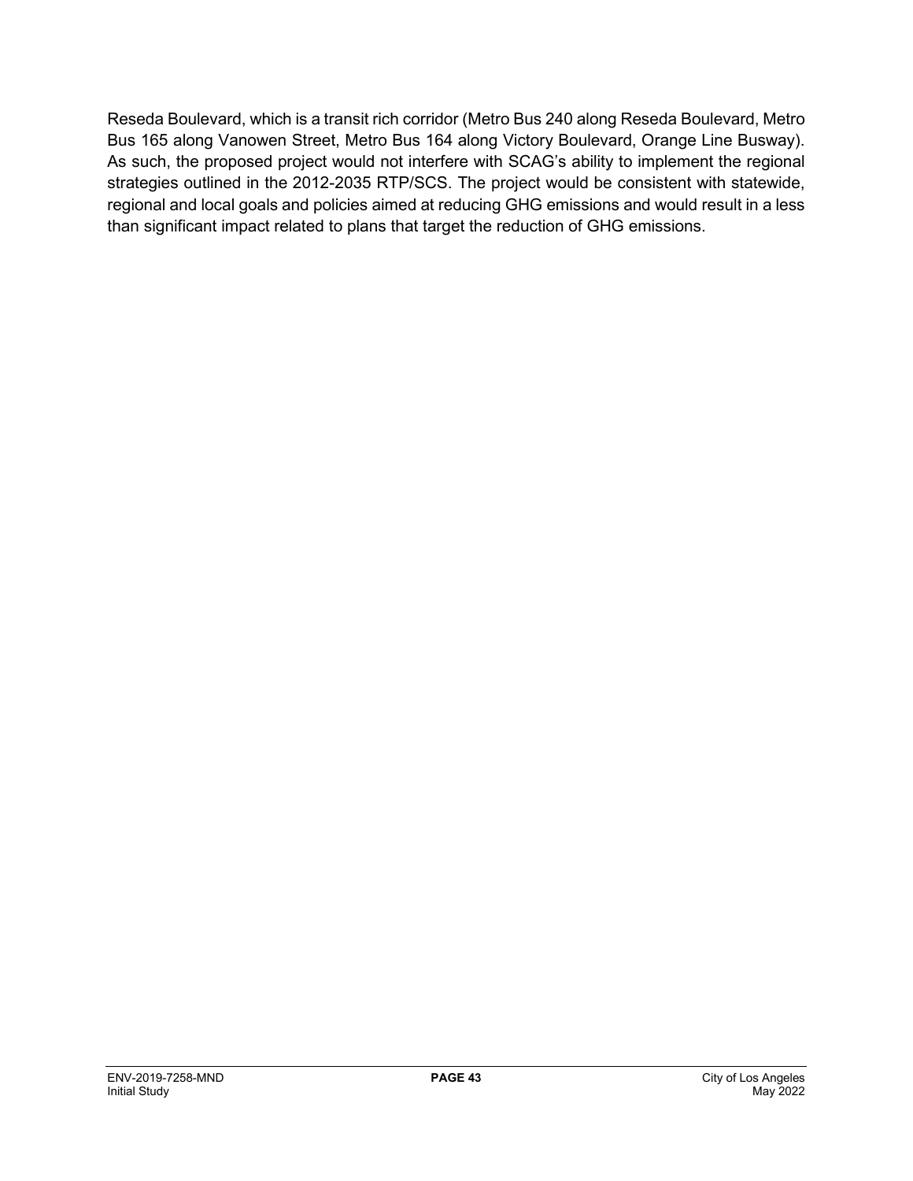Reseda Boulevard, which is a transit rich corridor (Metro Bus 240 along Reseda Boulevard, Metro Bus 165 along Vanowen Street, Metro Bus 164 along Victory Boulevard, Orange Line Busway). As such, the proposed project would not interfere with SCAG's ability to implement the regional strategies outlined in the 2012-2035 RTP/SCS. The project would be consistent with statewide, regional and local goals and policies aimed at reducing GHG emissions and would result in a less than significant impact related to plans that target the reduction of GHG emissions.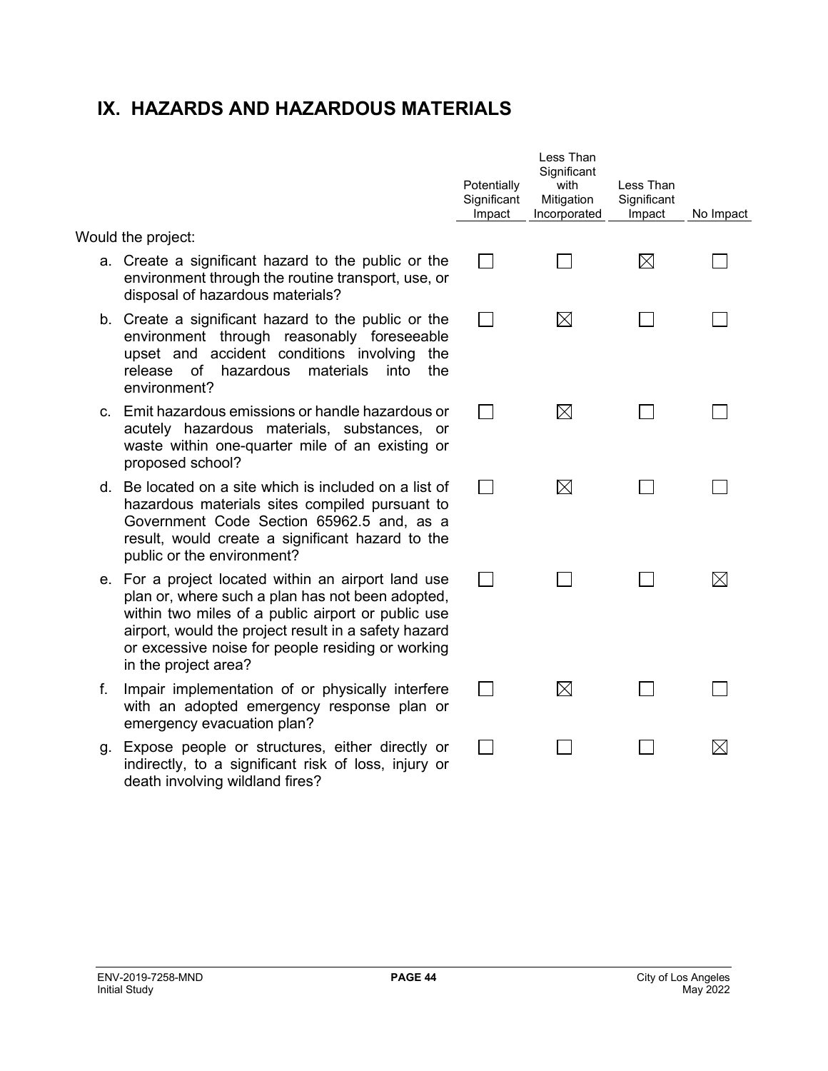## IX. HAZARDS AND HAZARDOUS MATERIALS

| Would the project: | Potentially Significant Impact | Less Than Significant with Mitigation Incorporated | Less Than Significant Impact | No Impact |
|---|---|---|---|---|
| a. Create a significant hazard to the public or the environment through the routine transport, use, or disposal of hazardous materials? | ☐ | ☐ | ☒ | ☐ |
| b. Create a significant hazard to the public or the environment through reasonably foreseeable upset and accident conditions involving the release of hazardous materials into the environment? | ☐ | ☒ | ☐ | ☐ |
| c. Emit hazardous emissions or handle hazardous or acutely hazardous materials, substances, or waste within one-quarter mile of an existing or proposed school? | ☐ | ☒ | ☐ | ☐ |
| d. Be located on a site which is included on a list of hazardous materials sites compiled pursuant to Government Code Section 65962.5 and, as a result, would create a significant hazard to the public or the environment? | ☐ | ☒ | ☐ | ☐ |
| e. For a project located within an airport land use plan or, where such a plan has not been adopted, within two miles of a public airport or public use airport, would the project result in a safety hazard or excessive noise for people residing or working in the project area? | ☐ | ☐ | ☐ | ☒ |
| f. Impair implementation of or physically interfere with an adopted emergency response plan or emergency evacuation plan? | ☐ | ☒ | ☐ | ☐ |
| g. Expose people or structures, either directly or indirectly, to a significant risk of loss, injury or death involving wildland fires? | ☐ | ☐ | ☐ | ☒ |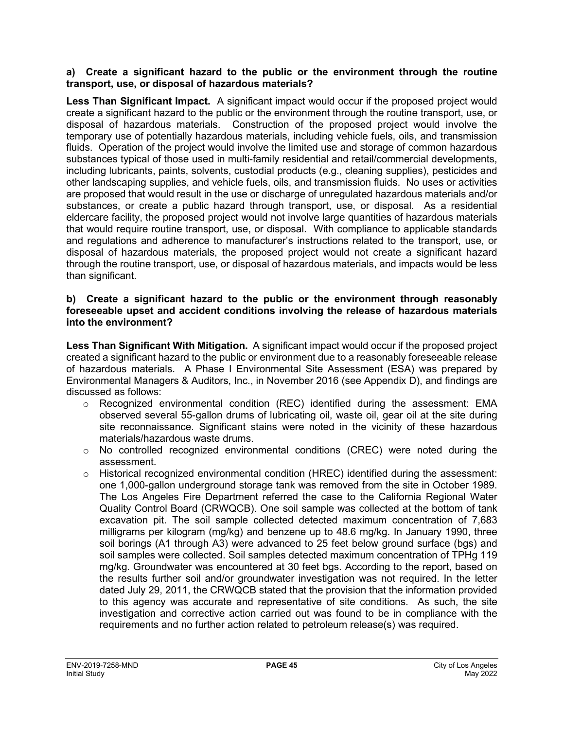**a) Create a significant hazard to the public or the environment through the routine transport, use, or disposal of hazardous materials?**

**Less Than Significant Impact.** A significant impact would occur if the proposed project would create a significant hazard to the public or the environment through the routine transport, use, or disposal of hazardous materials. Construction of the proposed project would involve the temporary use of potentially hazardous materials, including vehicle fuels, oils, and transmission fluids. Operation of the project would involve the limited use and storage of common hazardous substances typical of those used in multi-family residential and retail/commercial developments, including lubricants, paints, solvents, custodial products (e.g., cleaning supplies), pesticides and other landscaping supplies, and vehicle fuels, oils, and transmission fluids. No uses or activities are proposed that would result in the use or discharge of unregulated hazardous materials and/or substances, or create a public hazard through transport, use, or disposal. As a residential eldercare facility, the proposed project would not involve large quantities of hazardous materials that would require routine transport, use, or disposal. With compliance to applicable standards and regulations and adherence to manufacturer's instructions related to the transport, use, or disposal of hazardous materials, the proposed project would not create a significant hazard through the routine transport, use, or disposal of hazardous materials, and impacts would be less than significant.

**b) Create a significant hazard to the public or the environment through reasonably foreseeable upset and accident conditions involving the release of hazardous materials into the environment?**

**Less Than Significant With Mitigation.** A significant impact would occur if the proposed project created a significant hazard to the public or environment due to a reasonably foreseeable release of hazardous materials. A Phase I Environmental Site Assessment (ESA) was prepared by Environmental Managers & Auditors, Inc., in November 2016 (see Appendix D), and findings are discussed as follows:

- Recognized environmental condition (REC) identified during the assessment: EMA observed several 55-gallon drums of lubricating oil, waste oil, gear oil at the site during site reconnaissance. Significant stains were noted in the vicinity of these hazardous materials/hazardous waste drums.
- No controlled recognized environmental conditions (CREC) were noted during the assessment.
- Historical recognized environmental condition (HREC) identified during the assessment: one 1,000-gallon underground storage tank was removed from the site in October 1989. The Los Angeles Fire Department referred the case to the California Regional Water Quality Control Board (CRWQCB). One soil sample was collected at the bottom of tank excavation pit. The soil sample collected detected maximum concentration of 7,683 milligrams per kilogram (mg/kg) and benzene up to 48.6 mg/kg. In January 1990, three soil borings (A1 through A3) were advanced to 25 feet below ground surface (bgs) and soil samples were collected. Soil samples detected maximum concentration of TPHg 119 mg/kg. Groundwater was encountered at 30 feet bgs. According to the report, based on the results further soil and/or groundwater investigation was not required. In the letter dated July 29, 2011, the CRWQCB stated that the provision that the information provided to this agency was accurate and representative of site conditions. As such, the site investigation and corrective action carried out was found to be in compliance with the requirements and no further action related to petroleum release(s) was required.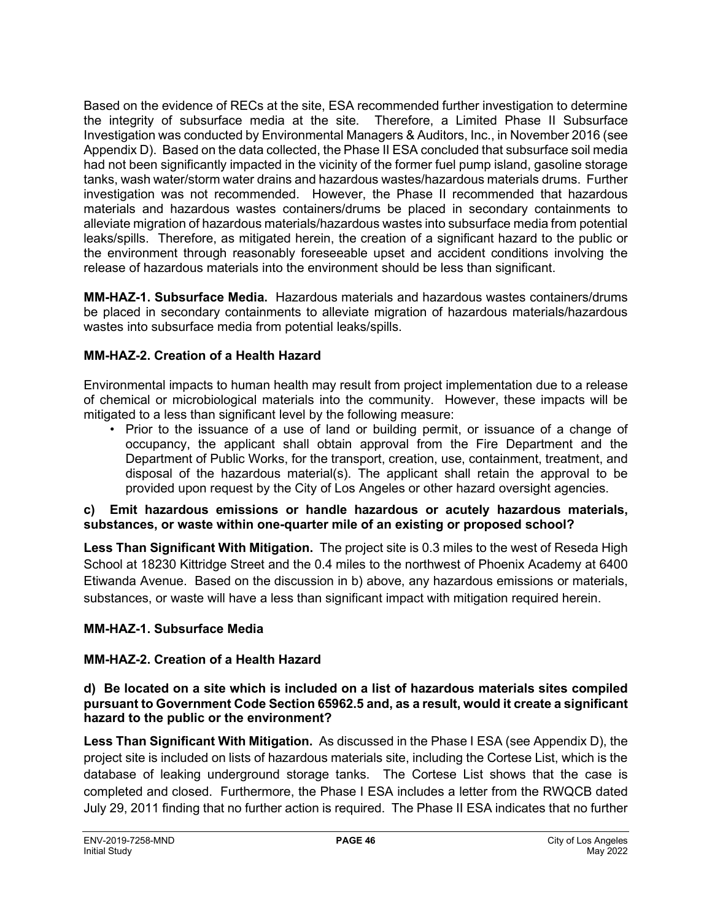Based on the evidence of RECs at the site, ESA recommended further investigation to determine the integrity of subsurface media at the site. Therefore, a Limited Phase II Subsurface Investigation was conducted by Environmental Managers & Auditors, Inc., in November 2016 (see Appendix D). Based on the data collected, the Phase II ESA concluded that subsurface soil media had not been significantly impacted in the vicinity of the former fuel pump island, gasoline storage tanks, wash water/storm water drains and hazardous wastes/hazardous materials drums. Further investigation was not recommended. However, the Phase II recommended that hazardous materials and hazardous wastes containers/drums be placed in secondary containments to alleviate migration of hazardous materials/hazardous wastes into subsurface media from potential leaks/spills. Therefore, as mitigated herein, the creation of a significant hazard to the public or the environment through reasonably foreseeable upset and accident conditions involving the release of hazardous materials into the environment should be less than significant.

**MM-HAZ-1. Subsurface Media.** Hazardous materials and hazardous wastes containers/drums be placed in secondary containments to alleviate migration of hazardous materials/hazardous wastes into subsurface media from potential leaks/spills.

**MM-HAZ-2. Creation of a Health Hazard**

Environmental impacts to human health may result from project implementation due to a release of chemical or microbiological materials into the community. However, these impacts will be mitigated to a less than significant level by the following measure:

- Prior to the issuance of a use of land or building permit, or issuance of a change of occupancy, the applicant shall obtain approval from the Fire Department and the Department of Public Works, for the transport, creation, use, containment, treatment, and disposal of the hazardous material(s). The applicant shall retain the approval to be provided upon request by the City of Los Angeles or other hazard oversight agencies.

**c) Emit hazardous emissions or handle hazardous or acutely hazardous materials, substances, or waste within one-quarter mile of an existing or proposed school?**

**Less Than Significant With Mitigation.** The project site is 0.3 miles to the west of Reseda High School at 18230 Kittridge Street and the 0.4 miles to the northwest of Phoenix Academy at 6400 Etiwanda Avenue. Based on the discussion in b) above, any hazardous emissions or materials, substances, or waste will have a less than significant impact with mitigation required herein.

**MM-HAZ-1. Subsurface Media**

**MM-HAZ-2. Creation of a Health Hazard**

**d) Be located on a site which is included on a list of hazardous materials sites compiled pursuant to Government Code Section 65962.5 and, as a result, would it create a significant hazard to the public or the environment?**

**Less Than Significant With Mitigation.** As discussed in the Phase I ESA (see Appendix D), the project site is included on lists of hazardous materials site, including the Cortese List, which is the database of leaking underground storage tanks. The Cortese List shows that the case is completed and closed. Furthermore, the Phase I ESA includes a letter from the RWQCB dated July 29, 2011 finding that no further action is required. The Phase II ESA indicates that no further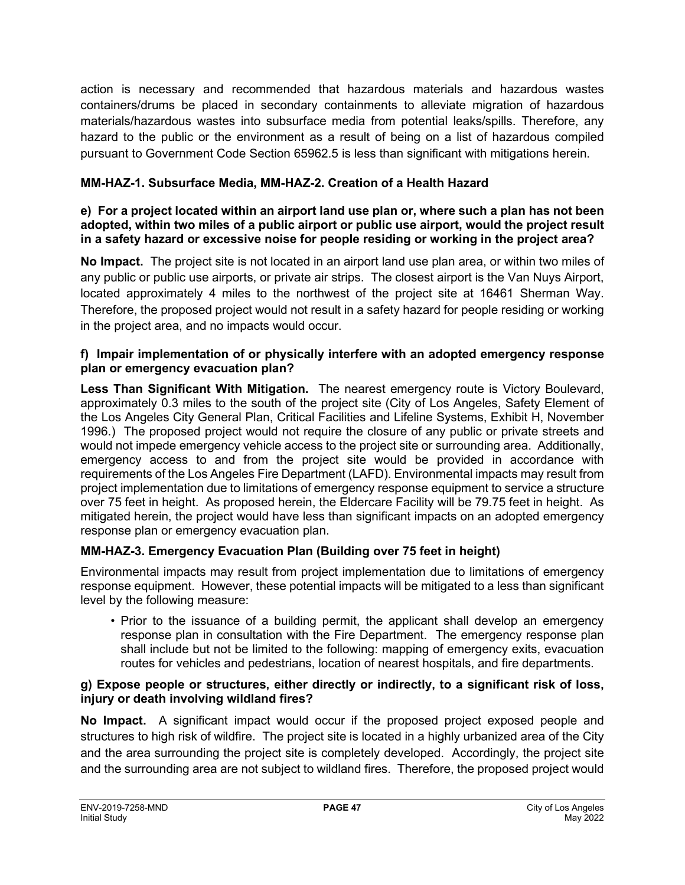action is necessary and recommended that hazardous materials and hazardous wastes containers/drums be placed in secondary containments to alleviate migration of hazardous materials/hazardous wastes into subsurface media from potential leaks/spills. Therefore, any hazard to the public or the environment as a result of being on a list of hazardous compiled pursuant to Government Code Section 65962.5 is less than significant with mitigations herein.

**MM-HAZ-1. Subsurface Media, MM-HAZ-2. Creation of a Health Hazard**

**e) For a project located within an airport land use plan or, where such a plan has not been adopted, within two miles of a public airport or public use airport, would the project result in a safety hazard or excessive noise for people residing or working in the project area?**

**No Impact.** The project site is not located in an airport land use plan area, or within two miles of any public or public use airports, or private air strips. The closest airport is the Van Nuys Airport, located approximately 4 miles to the northwest of the project site at 16461 Sherman Way. Therefore, the proposed project would not result in a safety hazard for people residing or working in the project area, and no impacts would occur.

**f) Impair implementation of or physically interfere with an adopted emergency response plan or emergency evacuation plan?**

**Less Than Significant With Mitigation.** The nearest emergency route is Victory Boulevard, approximately 0.3 miles to the south of the project site (City of Los Angeles, Safety Element of the Los Angeles City General Plan, Critical Facilities and Lifeline Systems, Exhibit H, November 1996.) The proposed project would not require the closure of any public or private streets and would not impede emergency vehicle access to the project site or surrounding area. Additionally, emergency access to and from the project site would be provided in accordance with requirements of the Los Angeles Fire Department (LAFD). Environmental impacts may result from project implementation due to limitations of emergency response equipment to service a structure over 75 feet in height. As proposed herein, the Eldercare Facility will be 79.75 feet in height. As mitigated herein, the project would have less than significant impacts on an adopted emergency response plan or emergency evacuation plan.

**MM-HAZ-3. Emergency Evacuation Plan (Building over 75 feet in height)**

Environmental impacts may result from project implementation due to limitations of emergency response equipment. However, these potential impacts will be mitigated to a less than significant level by the following measure:

- Prior to the issuance of a building permit, the applicant shall develop an emergency response plan in consultation with the Fire Department. The emergency response plan shall include but not be limited to the following: mapping of emergency exits, evacuation routes for vehicles and pedestrians, location of nearest hospitals, and fire departments.

**g) Expose people or structures, either directly or indirectly, to a significant risk of loss, injury or death involving wildland fires?**

**No Impact.** A significant impact would occur if the proposed project exposed people and structures to high risk of wildfire. The project site is located in a highly urbanized area of the City and the area surrounding the project site is completely developed. Accordingly, the project site and the surrounding area are not subject to wildland fires. Therefore, the proposed project would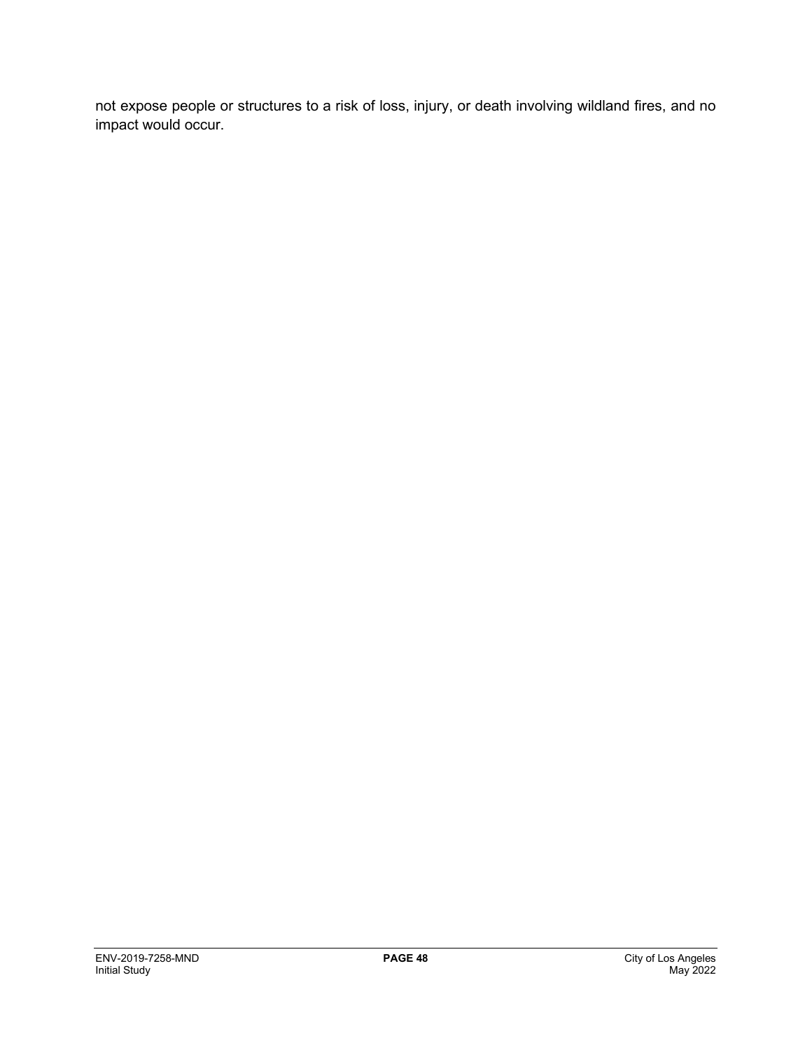not expose people or structures to a risk of loss, injury, or death involving wildland fires, and no impact would occur.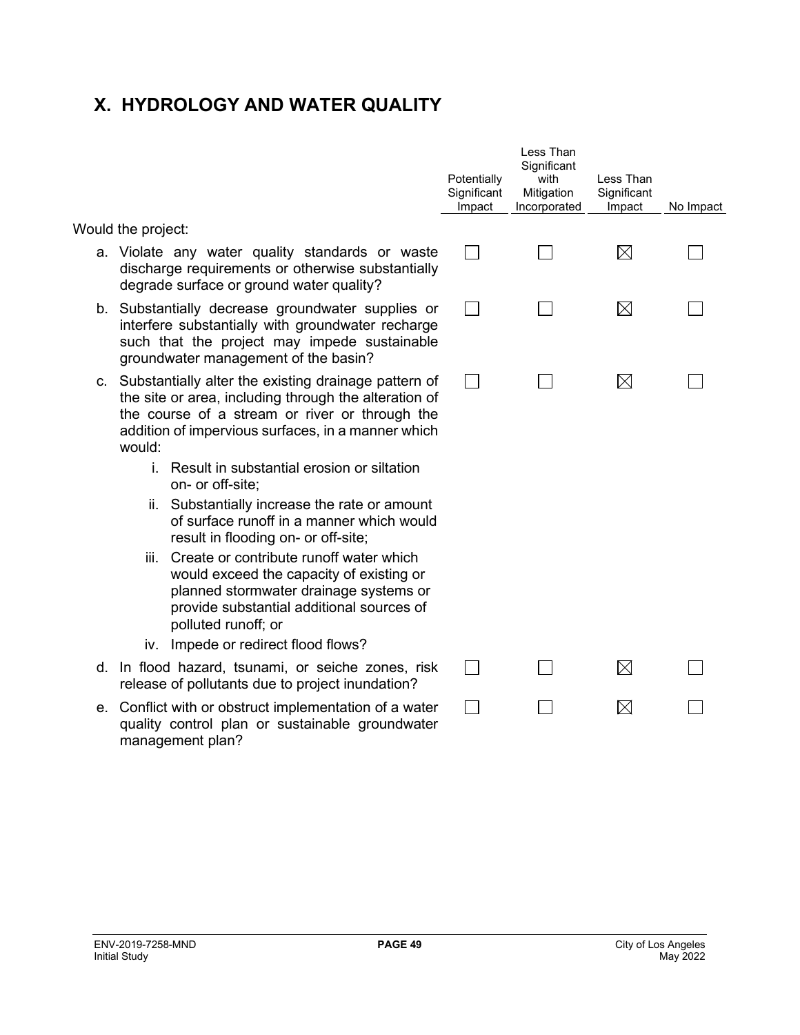## X. HYDROLOGY AND WATER QUALITY

| | Potentially Significant Impact | Less Than Significant with Mitigation Incorporated | Less Than Significant Impact | No Impact |
|---|---|---|---|---|
| Would the project: | | | | |
| a. Violate any water quality standards or waste discharge requirements or otherwise substantially degrade surface or ground water quality? | ☐ | ☐ | ☒ | ☐ |
| b. Substantially decrease groundwater supplies or interfere substantially with groundwater recharge such that the project may impede sustainable groundwater management of the basin? | ☐ | ☐ | ☒ | ☐ |
| c. Substantially alter the existing drainage pattern of the site or area, including through the alteration of the course of a stream or river or through the addition of impervious surfaces, in a manner which would:<br>i. Result in substantial erosion or siltation on- or off-site;<br>ii. Substantially increase the rate or amount of surface runoff in a manner which would result in flooding on- or off-site;<br>iii. Create or contribute runoff water which would exceed the capacity of existing or planned stormwater drainage systems or provide substantial additional sources of polluted runoff; or<br>iv. Impede or redirect flood flows? | ☐ | ☐ | ☒ | ☐ |
| d. In flood hazard, tsunami, or seiche zones, risk release of pollutants due to project inundation? | ☐ | ☐ | ☒ | ☐ |
| e. Conflict with or obstruct implementation of a water quality control plan or sustainable groundwater management plan? | ☐ | ☐ | ☒ | ☐ |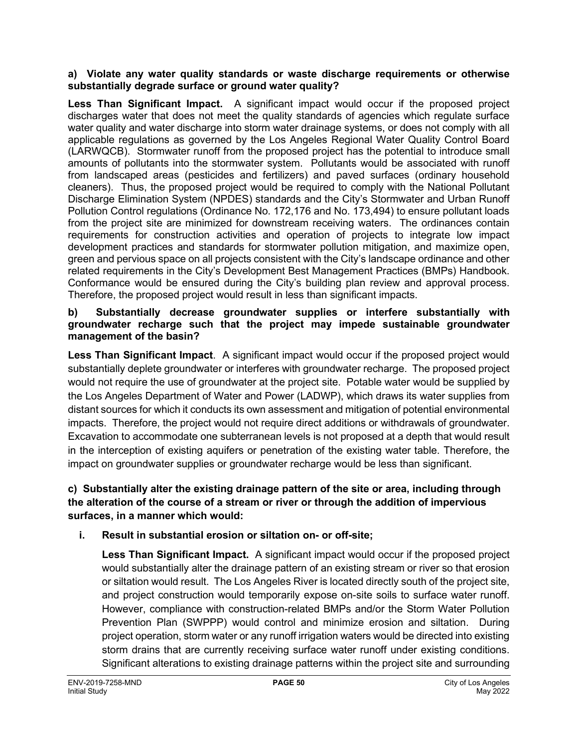**a) Violate any water quality standards or waste discharge requirements or otherwise substantially degrade surface or ground water quality?**

**Less Than Significant Impact.** A significant impact would occur if the proposed project discharges water that does not meet the quality standards of agencies which regulate surface water quality and water discharge into storm water drainage systems, or does not comply with all applicable regulations as governed by the Los Angeles Regional Water Quality Control Board (LARWQCB). Stormwater runoff from the proposed project has the potential to introduce small amounts of pollutants into the stormwater system. Pollutants would be associated with runoff from landscaped areas (pesticides and fertilizers) and paved surfaces (ordinary household cleaners). Thus, the proposed project would be required to comply with the National Pollutant Discharge Elimination System (NPDES) standards and the City's Stormwater and Urban Runoff Pollution Control regulations (Ordinance No. 172,176 and No. 173,494) to ensure pollutant loads from the project site are minimized for downstream receiving waters. The ordinances contain requirements for construction activities and operation of projects to integrate low impact development practices and standards for stormwater pollution mitigation, and maximize open, green and pervious space on all projects consistent with the City's landscape ordinance and other related requirements in the City's Development Best Management Practices (BMPs) Handbook. Conformance would be ensured during the City's building plan review and approval process. Therefore, the proposed project would result in less than significant impacts.

**b) Substantially decrease groundwater supplies or interfere substantially with groundwater recharge such that the project may impede sustainable groundwater management of the basin?**

**Less Than Significant Impact**. A significant impact would occur if the proposed project would substantially deplete groundwater or interferes with groundwater recharge. The proposed project would not require the use of groundwater at the project site. Potable water would be supplied by the Los Angeles Department of Water and Power (LADWP), which draws its water supplies from distant sources for which it conducts its own assessment and mitigation of potential environmental impacts. Therefore, the project would not require direct additions or withdrawals of groundwater. Excavation to accommodate one subterranean levels is not proposed at a depth that would result in the interception of existing aquifers or penetration of the existing water table. Therefore, the impact on groundwater supplies or groundwater recharge would be less than significant.

**c) Substantially alter the existing drainage pattern of the site or area, including through the alteration of the course of a stream or river or through the addition of impervious surfaces, in a manner which would:**

**i. Result in substantial erosion or siltation on- or off-site;**

**Less Than Significant Impact.** A significant impact would occur if the proposed project would substantially alter the drainage pattern of an existing stream or river so that erosion or siltation would result. The Los Angeles River is located directly south of the project site, and project construction would temporarily expose on-site soils to surface water runoff. However, compliance with construction-related BMPs and/or the Storm Water Pollution Prevention Plan (SWPPP) would control and minimize erosion and siltation. During project operation, storm water or any runoff irrigation waters would be directed into existing storm drains that are currently receiving surface water runoff under existing conditions. Significant alterations to existing drainage patterns within the project site and surrounding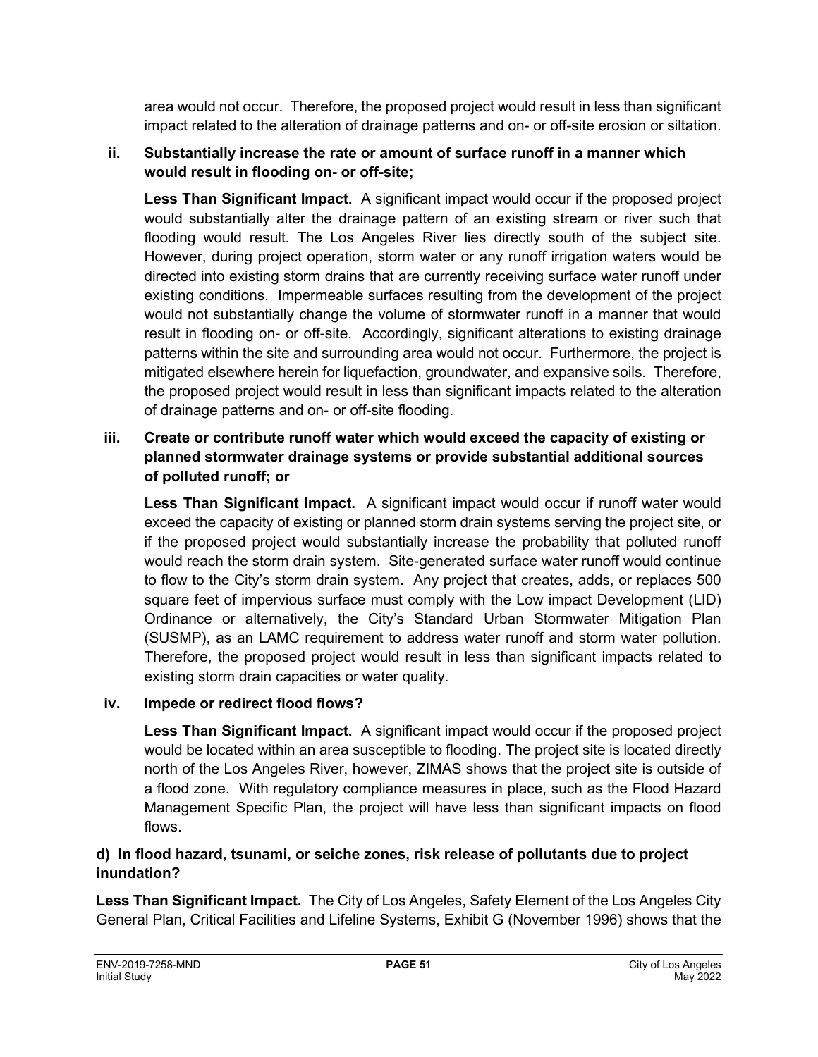area would not occur. Therefore, the proposed project would result in less than significant impact related to the alteration of drainage patterns and on- or off-site erosion or siltation.

**ii. Substantially increase the rate or amount of surface runoff in a manner which would result in flooding on- or off-site;**

**Less Than Significant Impact.** A significant impact would occur if the proposed project would substantially alter the drainage pattern of an existing stream or river such that flooding would result. The Los Angeles River lies directly south of the subject site. However, during project operation, storm water or any runoff irrigation waters would be directed into existing storm drains that are currently receiving surface water runoff under existing conditions. Impermeable surfaces resulting from the development of the project would not substantially change the volume of stormwater runoff in a manner that would result in flooding on- or off-site. Accordingly, significant alterations to existing drainage patterns within the site and surrounding area would not occur. Furthermore, the project is mitigated elsewhere herein for liquefaction, groundwater, and expansive soils. Therefore, the proposed project would result in less than significant impacts related to the alteration of drainage patterns and on- or off-site flooding.

**iii. Create or contribute runoff water which would exceed the capacity of existing or planned stormwater drainage systems or provide substantial additional sources of polluted runoff; or**

**Less Than Significant Impact.** A significant impact would occur if runoff water would exceed the capacity of existing or planned storm drain systems serving the project site, or if the proposed project would substantially increase the probability that polluted runoff would reach the storm drain system. Site-generated surface water runoff would continue to flow to the City's storm drain system. Any project that creates, adds, or replaces 500 square feet of impervious surface must comply with the Low impact Development (LID) Ordinance or alternatively, the City's Standard Urban Stormwater Mitigation Plan (SUSMP), as an LAMC requirement to address water runoff and storm water pollution. Therefore, the proposed project would result in less than significant impacts related to existing storm drain capacities or water quality.

**iv. Impede or redirect flood flows?**

**Less Than Significant Impact.** A significant impact would occur if the proposed project would be located within an area susceptible to flooding. The project site is located directly north of the Los Angeles River, however, ZIMAS shows that the project site is outside of a flood zone. With regulatory compliance measures in place, such as the Flood Hazard Management Specific Plan, the project will have less than significant impacts on flood flows.

**d) In flood hazard, tsunami, or seiche zones, risk release of pollutants due to project inundation?**

**Less Than Significant Impact.** The City of Los Angeles, Safety Element of the Los Angeles City General Plan, Critical Facilities and Lifeline Systems, Exhibit G (November 1996) shows that the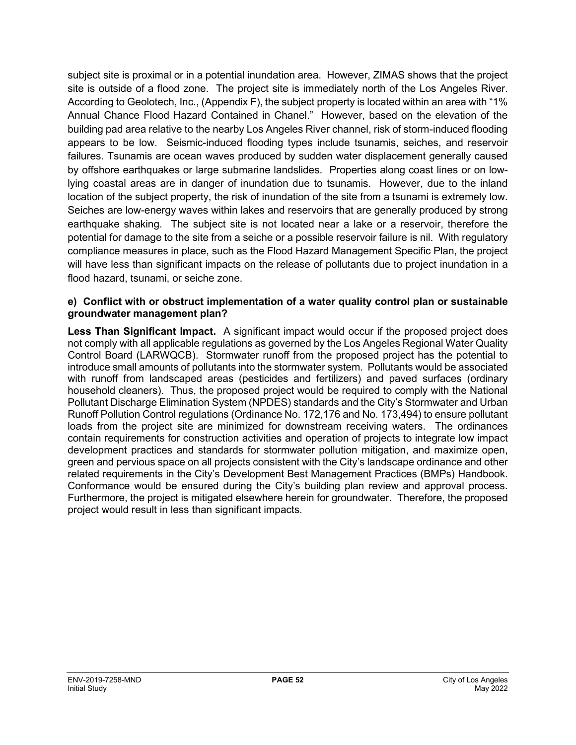subject site is proximal or in a potential inundation area. However, ZIMAS shows that the project site is outside of a flood zone. The project site is immediately north of the Los Angeles River. According to Geolotech, Inc., (Appendix F), the subject property is located within an area with "1% Annual Chance Flood Hazard Contained in Chanel." However, based on the elevation of the building pad area relative to the nearby Los Angeles River channel, risk of storm-induced flooding appears to be low. Seismic-induced flooding types include tsunamis, seiches, and reservoir failures. Tsunamis are ocean waves produced by sudden water displacement generally caused by offshore earthquakes or large submarine landslides. Properties along coast lines or on low-lying coastal areas are in danger of inundation due to tsunamis. However, due to the inland location of the subject property, the risk of inundation of the site from a tsunami is extremely low. Seiches are low-energy waves within lakes and reservoirs that are generally produced by strong earthquake shaking. The subject site is not located near a lake or a reservoir, therefore the potential for damage to the site from a seiche or a possible reservoir failure is nil. With regulatory compliance measures in place, such as the Flood Hazard Management Specific Plan, the project will have less than significant impacts on the release of pollutants due to project inundation in a flood hazard, tsunami, or seiche zone.

**e) Conflict with or obstruct implementation of a water quality control plan or sustainable groundwater management plan?**

**Less Than Significant Impact.** A significant impact would occur if the proposed project does not comply with all applicable regulations as governed by the Los Angeles Regional Water Quality Control Board (LARWQCB). Stormwater runoff from the proposed project has the potential to introduce small amounts of pollutants into the stormwater system. Pollutants would be associated with runoff from landscaped areas (pesticides and fertilizers) and paved surfaces (ordinary household cleaners). Thus, the proposed project would be required to comply with the National Pollutant Discharge Elimination System (NPDES) standards and the City's Stormwater and Urban Runoff Pollution Control regulations (Ordinance No. 172,176 and No. 173,494) to ensure pollutant loads from the project site are minimized for downstream receiving waters. The ordinances contain requirements for construction activities and operation of projects to integrate low impact development practices and standards for stormwater pollution mitigation, and maximize open, green and pervious space on all projects consistent with the City's landscape ordinance and other related requirements in the City's Development Best Management Practices (BMPs) Handbook. Conformance would be ensured during the City's building plan review and approval process. Furthermore, the project is mitigated elsewhere herein for groundwater. Therefore, the proposed project would result in less than significant impacts.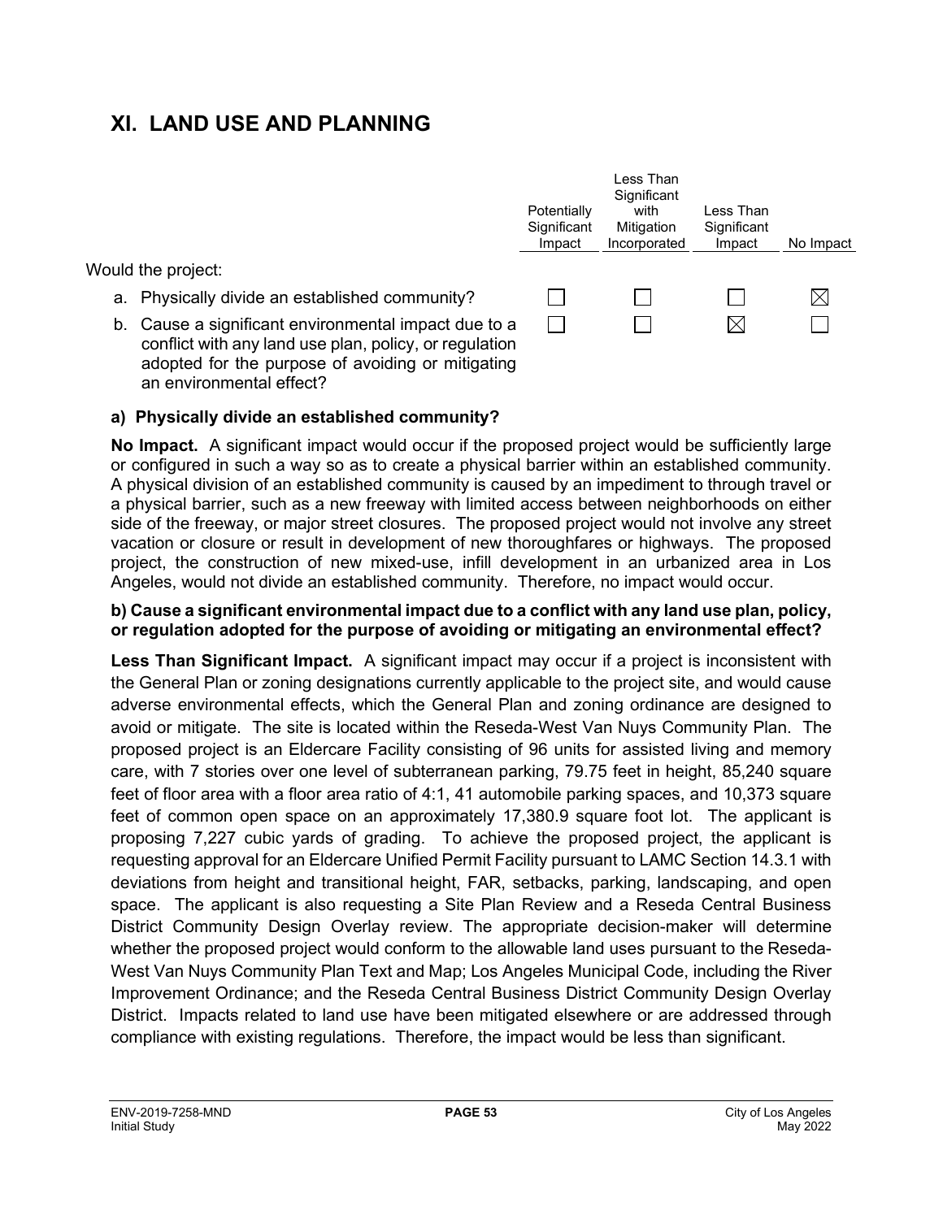# XI. LAND USE AND PLANNING

| Would the project: | Potentially Significant Impact | Less Than Significant with Mitigation Incorporated | Less Than Significant Impact | No Impact |
|---|---|---|---|---|
| a. Physically divide an established community? | ☐ | ☐ | ☐ | ☒ |
| b. Cause a significant environmental impact due to a conflict with any land use plan, policy, or regulation adopted for the purpose of avoiding or mitigating an environmental effect? | ☐ | ☐ | ☒ | ☐ |

**a) Physically divide an established community?**

**No Impact.** A significant impact would occur if the proposed project would be sufficiently large or configured in such a way so as to create a physical barrier within an established community. A physical division of an established community is caused by an impediment to through travel or a physical barrier, such as a new freeway with limited access between neighborhoods on either side of the freeway, or major street closures. The proposed project would not involve any street vacation or closure or result in development of new thoroughfares or highways. The proposed project, the construction of new mixed-use, infill development in an urbanized area in Los Angeles, would not divide an established community. Therefore, no impact would occur.

**b) Cause a significant environmental impact due to a conflict with any land use plan, policy, or regulation adopted for the purpose of avoiding or mitigating an environmental effect?**

**Less Than Significant Impact.** A significant impact may occur if a project is inconsistent with the General Plan or zoning designations currently applicable to the project site, and would cause adverse environmental effects, which the General Plan and zoning ordinance are designed to avoid or mitigate. The site is located within the Reseda-West Van Nuys Community Plan. The proposed project is an Eldercare Facility consisting of 96 units for assisted living and memory care, with 7 stories over one level of subterranean parking, 79.75 feet in height, 85,240 square feet of floor area with a floor area ratio of 4:1, 41 automobile parking spaces, and 10,373 square feet of common open space on an approximately 17,380.9 square foot lot. The applicant is proposing 7,227 cubic yards of grading. To achieve the proposed project, the applicant is requesting approval for an Eldercare Unified Permit Facility pursuant to LAMC Section 14.3.1 with deviations from height and transitional height, FAR, setbacks, parking, landscaping, and open space. The applicant is also requesting a Site Plan Review and a Reseda Central Business District Community Design Overlay review. The appropriate decision-maker will determine whether the proposed project would conform to the allowable land uses pursuant to the Reseda-West Van Nuys Community Plan Text and Map; Los Angeles Municipal Code, including the River Improvement Ordinance; and the Reseda Central Business District Community Design Overlay District. Impacts related to land use have been mitigated elsewhere or are addressed through compliance with existing regulations. Therefore, the impact would be less than significant.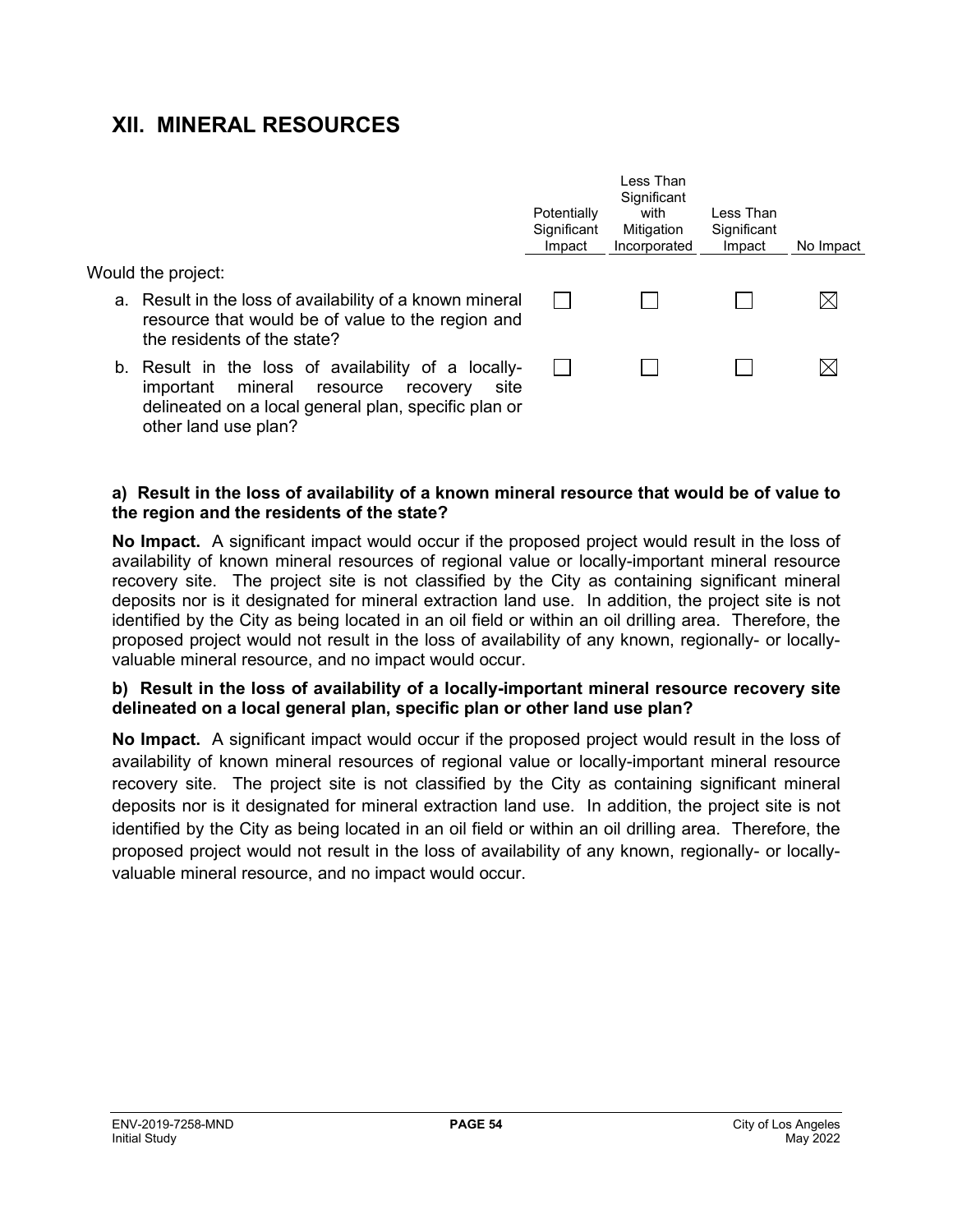## XII. MINERAL RESOURCES

| Would the project: | Potentially Significant Impact | Less Than Significant with Mitigation Incorporated | Less Than Significant Impact | No Impact |
|---|---|---|---|---|
| a. Result in the loss of availability of a known mineral resource that would be of value to the region and the residents of the state? | ☐ | ☐ | ☐ | ☒ |
| b. Result in the loss of availability of a locally-important mineral resource recovery site delineated on a local general plan, specific plan or other land use plan? | ☐ | ☐ | ☐ | ☒ |

**a) Result in the loss of availability of a known mineral resource that would be of value to the region and the residents of the state?**

**No Impact.** A significant impact would occur if the proposed project would result in the loss of availability of known mineral resources of regional value or locally-important mineral resource recovery site. The project site is not classified by the City as containing significant mineral deposits nor is it designated for mineral extraction land use. In addition, the project site is not identified by the City as being located in an oil field or within an oil drilling area. Therefore, the proposed project would not result in the loss of availability of any known, regionally- or locally-valuable mineral resource, and no impact would occur.

**b) Result in the loss of availability of a locally-important mineral resource recovery site delineated on a local general plan, specific plan or other land use plan?**

**No Impact.** A significant impact would occur if the proposed project would result in the loss of availability of known mineral resources of regional value or locally-important mineral resource recovery site. The project site is not classified by the City as containing significant mineral deposits nor is it designated for mineral extraction land use. In addition, the project site is not identified by the City as being located in an oil field or within an oil drilling area. Therefore, the proposed project would not result in the loss of availability of any known, regionally- or locally-valuable mineral resource, and no impact would occur.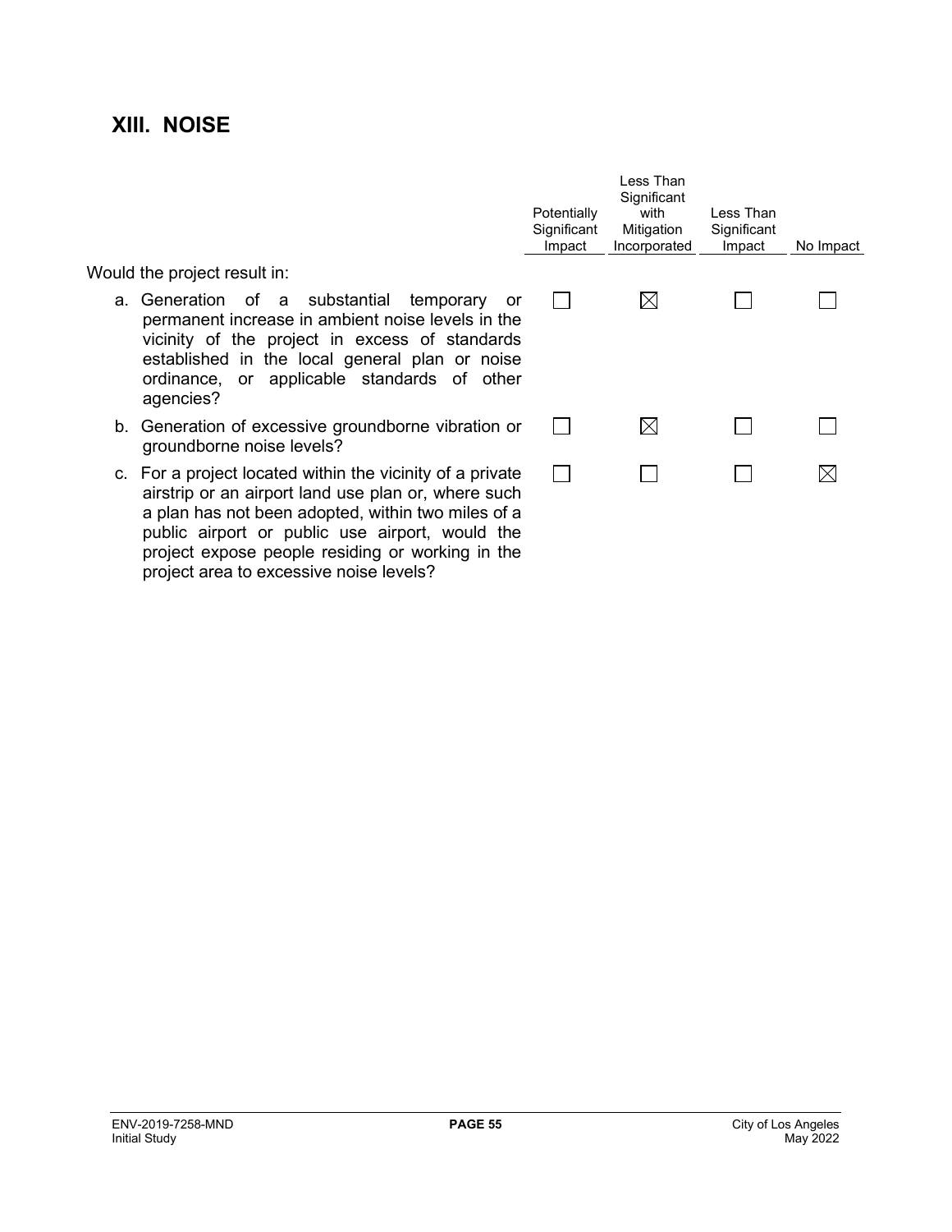## XIII. NOISE

| | Potentially Significant Impact | Less Than Significant with Mitigation Incorporated | Less Than Significant Impact | No Impact |
|---|---|---|---|---|
| Would the project result in: | | | | |
| a. Generation of a substantial temporary or permanent increase in ambient noise levels in the vicinity of the project in excess of standards established in the local general plan or noise ordinance, or applicable standards of other agencies? | ☐ | ☒ | ☐ | ☐ |
| b. Generation of excessive groundborne vibration or groundborne noise levels? | ☐ | ☒ | ☐ | ☐ |
| c. For a project located within the vicinity of a private airstrip or an airport land use plan or, where such a plan has not been adopted, within two miles of a public airport or public use airport, would the project expose people residing or working in the project area to excessive noise levels? | ☐ | ☐ | ☐ | ☒ |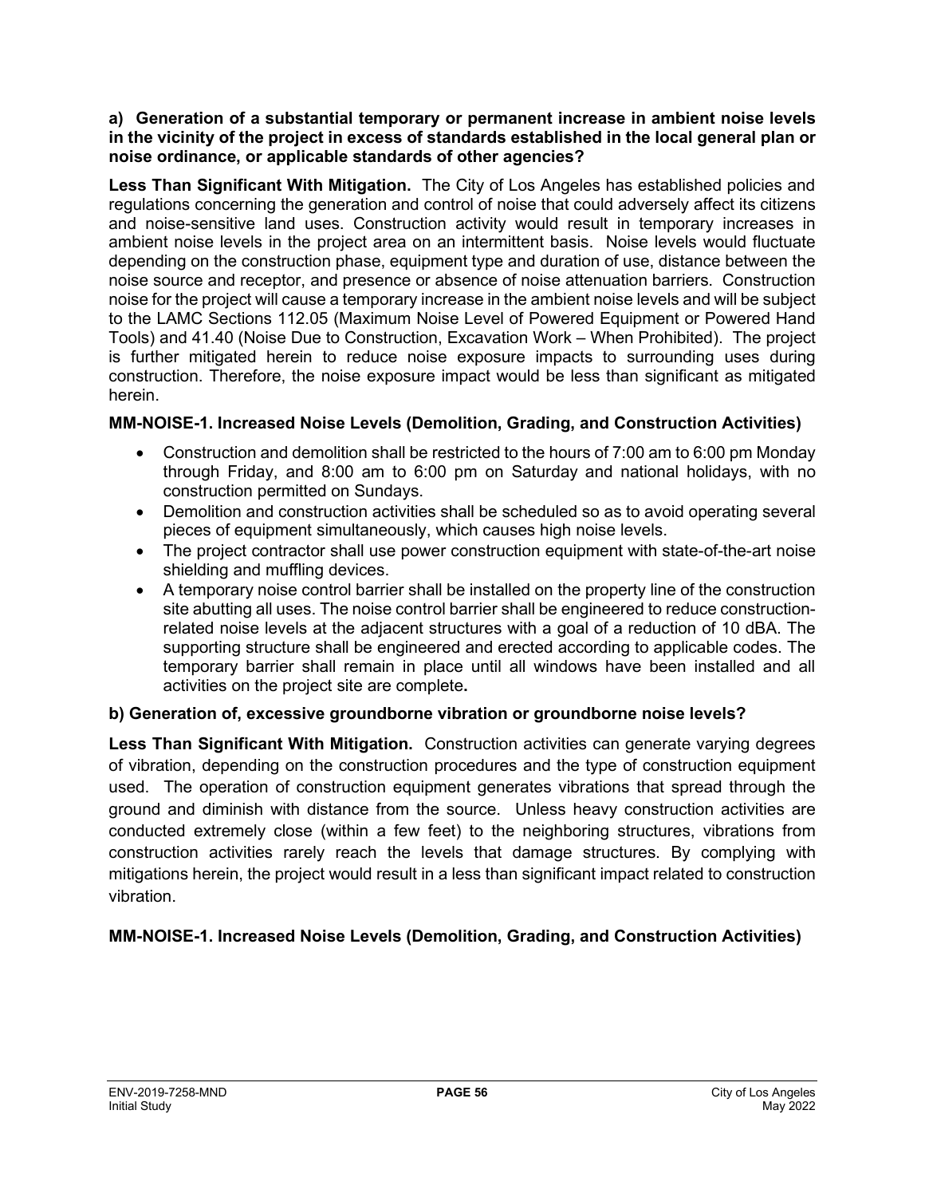**a) Generation of a substantial temporary or permanent increase in ambient noise levels in the vicinity of the project in excess of standards established in the local general plan or noise ordinance, or applicable standards of other agencies?**

**Less Than Significant With Mitigation.** The City of Los Angeles has established policies and regulations concerning the generation and control of noise that could adversely affect its citizens and noise-sensitive land uses. Construction activity would result in temporary increases in ambient noise levels in the project area on an intermittent basis. Noise levels would fluctuate depending on the construction phase, equipment type and duration of use, distance between the noise source and receptor, and presence or absence of noise attenuation barriers. Construction noise for the project will cause a temporary increase in the ambient noise levels and will be subject to the LAMC Sections 112.05 (Maximum Noise Level of Powered Equipment or Powered Hand Tools) and 41.40 (Noise Due to Construction, Excavation Work – When Prohibited). The project is further mitigated herein to reduce noise exposure impacts to surrounding uses during construction. Therefore, the noise exposure impact would be less than significant as mitigated herein.

**MM-NOISE-1. Increased Noise Levels (Demolition, Grading, and Construction Activities)**

- Construction and demolition shall be restricted to the hours of 7:00 am to 6:00 pm Monday through Friday, and 8:00 am to 6:00 pm on Saturday and national holidays, with no construction permitted on Sundays.
- Demolition and construction activities shall be scheduled so as to avoid operating several pieces of equipment simultaneously, which causes high noise levels.
- The project contractor shall use power construction equipment with state-of-the-art noise shielding and muffling devices.
- A temporary noise control barrier shall be installed on the property line of the construction site abutting all uses. The noise control barrier shall be engineered to reduce construction-related noise levels at the adjacent structures with a goal of a reduction of 10 dBA. The supporting structure shall be engineered and erected according to applicable codes. The temporary barrier shall remain in place until all windows have been installed and all activities on the project site are complete**.**

**b) Generation of, excessive groundborne vibration or groundborne noise levels?**

**Less Than Significant With Mitigation.** Construction activities can generate varying degrees of vibration, depending on the construction procedures and the type of construction equipment used. The operation of construction equipment generates vibrations that spread through the ground and diminish with distance from the source. Unless heavy construction activities are conducted extremely close (within a few feet) to the neighboring structures, vibrations from construction activities rarely reach the levels that damage structures. By complying with mitigations herein, the project would result in a less than significant impact related to construction vibration.

**MM-NOISE-1. Increased Noise Levels (Demolition, Grading, and Construction Activities)**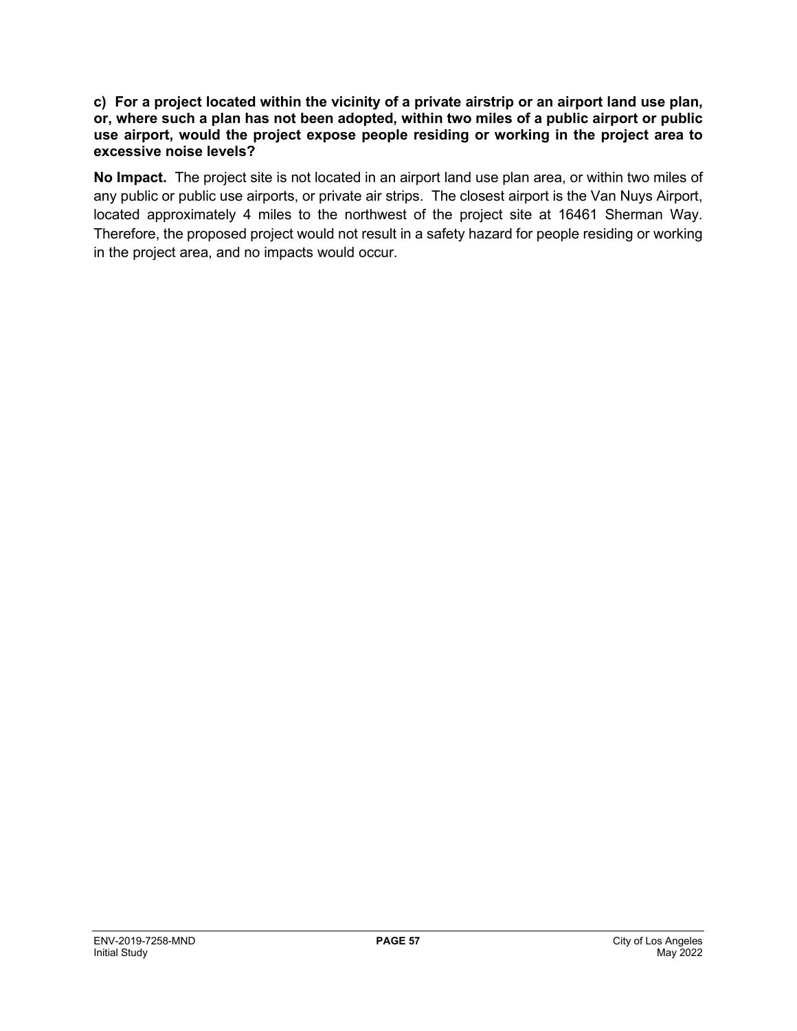**c) For a project located within the vicinity of a private airstrip or an airport land use plan, or, where such a plan has not been adopted, within two miles of a public airport or public use airport, would the project expose people residing or working in the project area to excessive noise levels?**

**No Impact.** The project site is not located in an airport land use plan area, or within two miles of any public or public use airports, or private air strips. The closest airport is the Van Nuys Airport, located approximately 4 miles to the northwest of the project site at 16461 Sherman Way. Therefore, the proposed project would not result in a safety hazard for people residing or working in the project area, and no impacts would occur.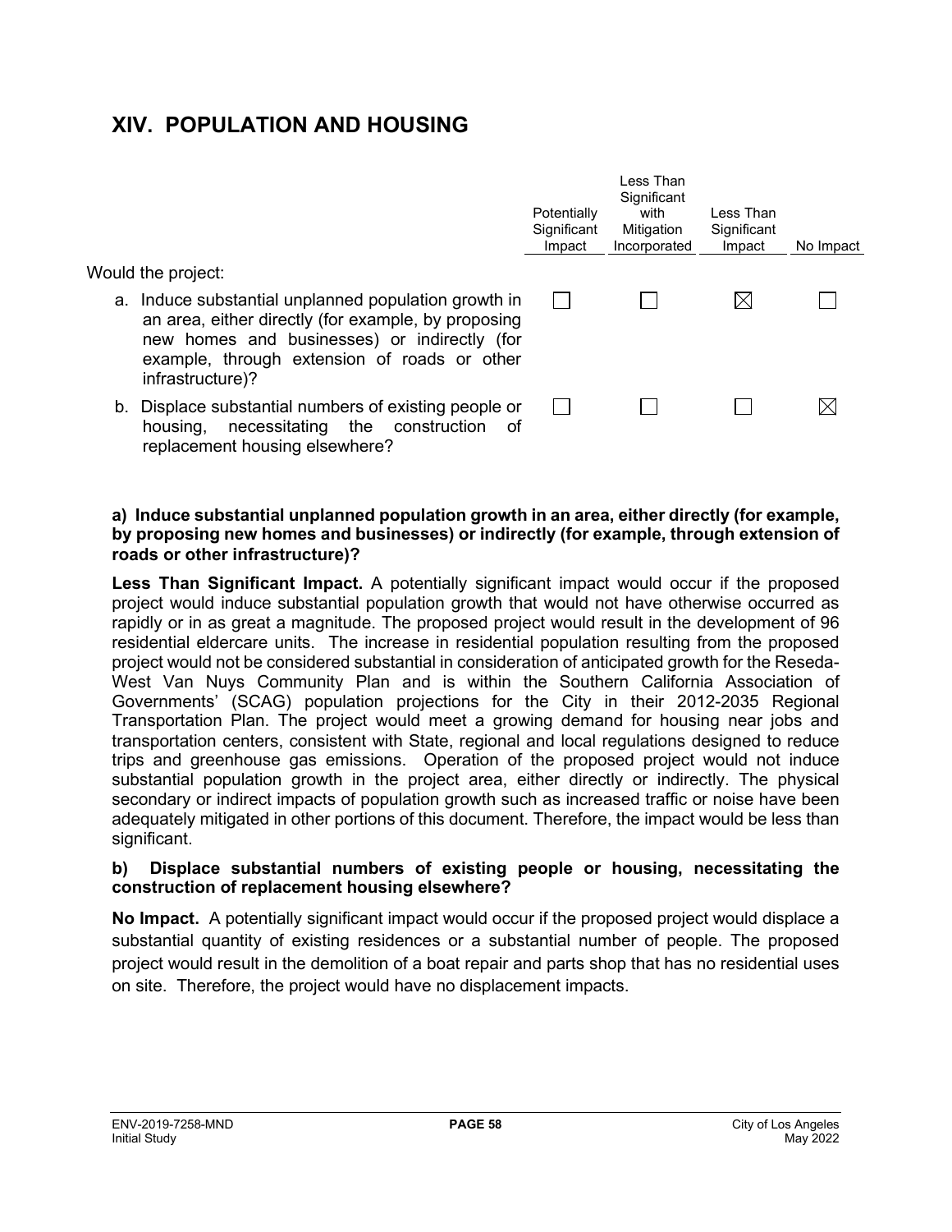# XIV. POPULATION AND HOUSING

| Would the project: | Potentially Significant Impact | Less Than Significant with Mitigation Incorporated | Less Than Significant Impact | No Impact |
|---|---|---|---|---|
| a. Induce substantial unplanned population growth in an area, either directly (for example, by proposing new homes and businesses) or indirectly (for example, through extension of roads or other infrastructure)? | ☐ | ☐ | ☒ | ☐ |
| b. Displace substantial numbers of existing people or housing, necessitating the construction of replacement housing elsewhere? | ☐ | ☐ | ☐ | ☒ |

**a) Induce substantial unplanned population growth in an area, either directly (for example, by proposing new homes and businesses) or indirectly (for example, through extension of roads or other infrastructure)?**

**Less Than Significant Impact.** A potentially significant impact would occur if the proposed project would induce substantial population growth that would not have otherwise occurred as rapidly or in as great a magnitude. The proposed project would result in the development of 96 residential eldercare units. The increase in residential population resulting from the proposed project would not be considered substantial in consideration of anticipated growth for the Reseda-West Van Nuys Community Plan and is within the Southern California Association of Governments' (SCAG) population projections for the City in their 2012-2035 Regional Transportation Plan. The project would meet a growing demand for housing near jobs and transportation centers, consistent with State, regional and local regulations designed to reduce trips and greenhouse gas emissions. Operation of the proposed project would not induce substantial population growth in the project area, either directly or indirectly. The physical secondary or indirect impacts of population growth such as increased traffic or noise have been adequately mitigated in other portions of this document. Therefore, the impact would be less than significant.

**b) Displace substantial numbers of existing people or housing, necessitating the construction of replacement housing elsewhere?**

**No Impact.** A potentially significant impact would occur if the proposed project would displace a substantial quantity of existing residences or a substantial number of people. The proposed project would result in the demolition of a boat repair and parts shop that has no residential uses on site. Therefore, the project would have no displacement impacts.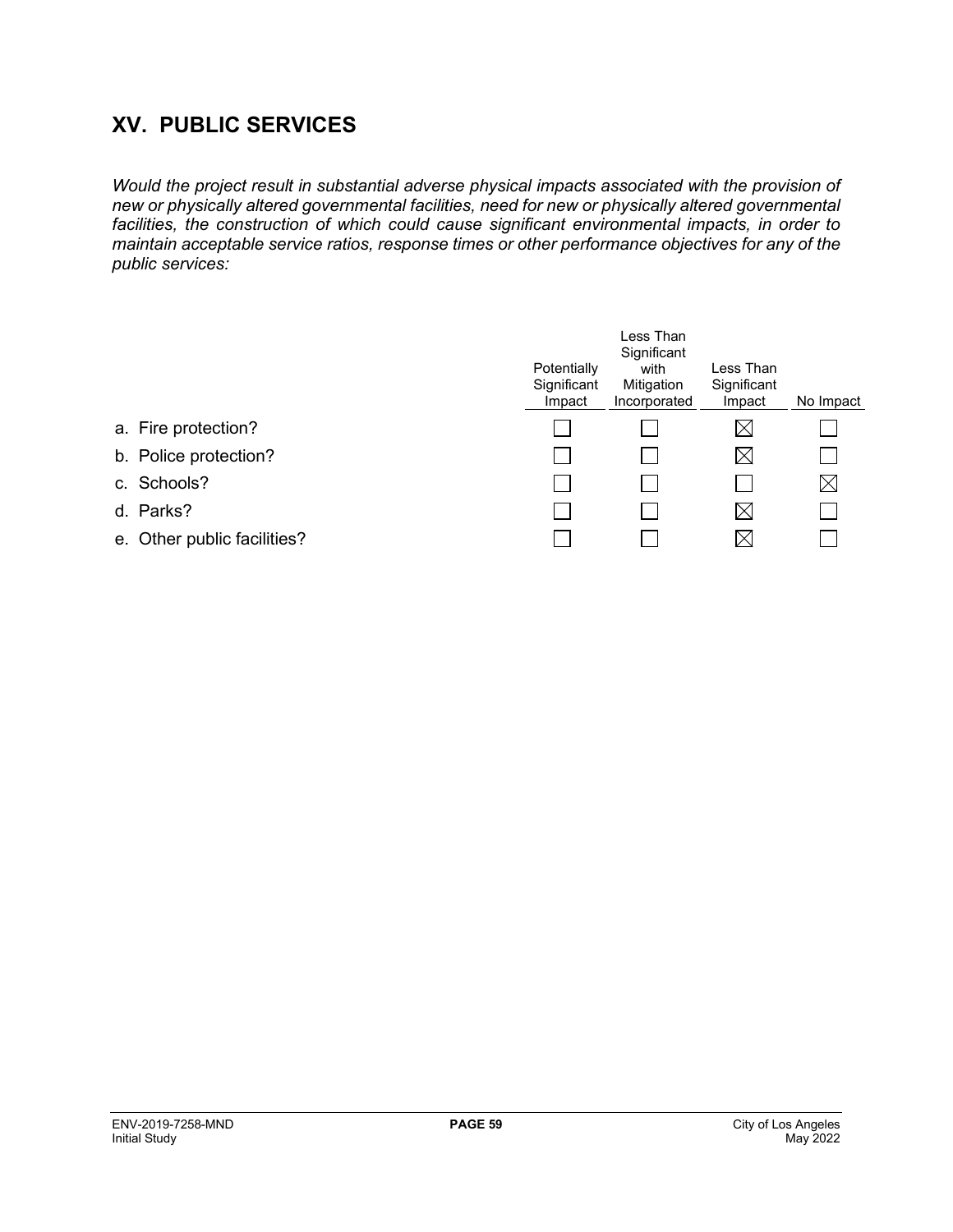## XV. PUBLIC SERVICES

*Would the project result in substantial adverse physical impacts associated with the provision of new or physically altered governmental facilities, need for new or physically altered governmental facilities, the construction of which could cause significant environmental impacts, in order to maintain acceptable service ratios, response times or other performance objectives for any of the public services:*

| | Potentially Significant Impact | Less Than Significant with Mitigation Incorporated | Less Than Significant Impact | No Impact |
|---|---|---|---|---|
| a. Fire protection? | ☐ | ☐ | ☒ | ☐ |
| b. Police protection? | ☐ | ☐ | ☒ | ☐ |
| c. Schools? | ☐ | ☐ | ☐ | ☒ |
| d. Parks? | ☐ | ☐ | ☒ | ☐ |
| e. Other public facilities? | ☐ | ☐ | ☒ | ☐ |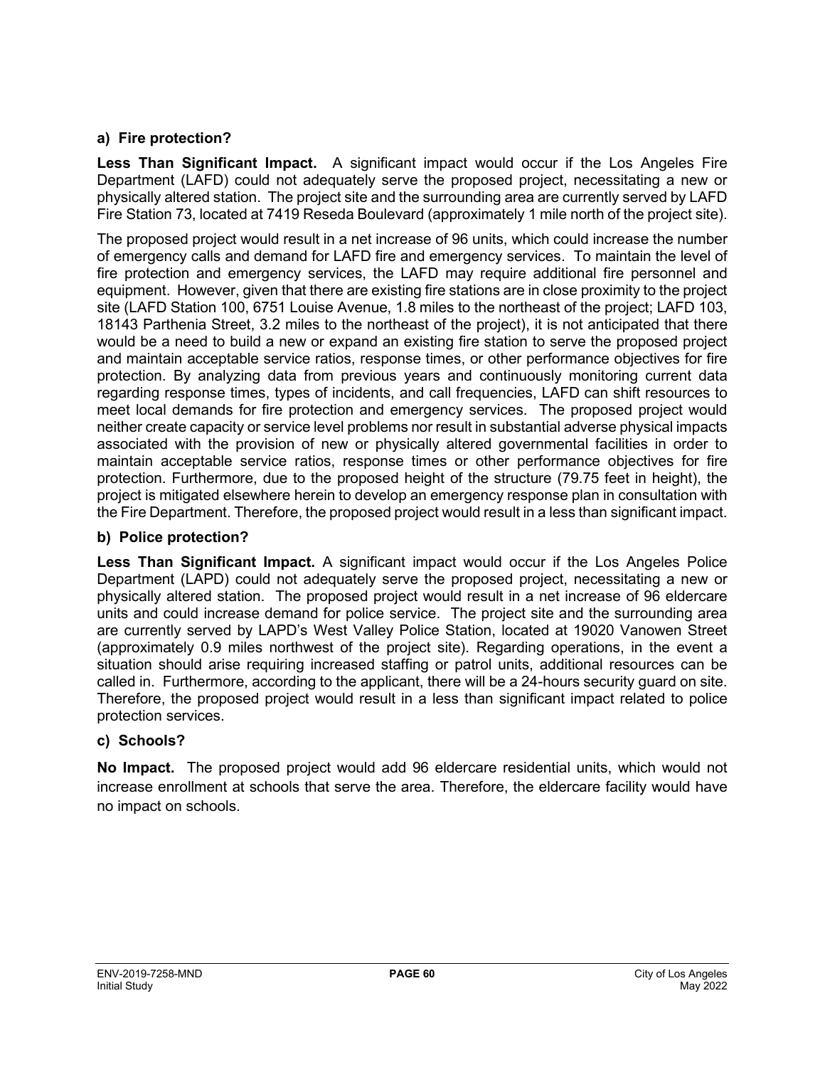**a) Fire protection?**

**Less Than Significant Impact.** A significant impact would occur if the Los Angeles Fire Department (LAFD) could not adequately serve the proposed project, necessitating a new or physically altered station. The project site and the surrounding area are currently served by LAFD Fire Station 73, located at 7419 Reseda Boulevard (approximately 1 mile north of the project site).

The proposed project would result in a net increase of 96 units, which could increase the number of emergency calls and demand for LAFD fire and emergency services. To maintain the level of fire protection and emergency services, the LAFD may require additional fire personnel and equipment. However, given that there are existing fire stations are in close proximity to the project site (LAFD Station 100, 6751 Louise Avenue, 1.8 miles to the northeast of the project; LAFD 103, 18143 Parthenia Street, 3.2 miles to the northeast of the project), it is not anticipated that there would be a need to build a new or expand an existing fire station to serve the proposed project and maintain acceptable service ratios, response times, or other performance objectives for fire protection. By analyzing data from previous years and continuously monitoring current data regarding response times, types of incidents, and call frequencies, LAFD can shift resources to meet local demands for fire protection and emergency services. The proposed project would neither create capacity or service level problems nor result in substantial adverse physical impacts associated with the provision of new or physically altered governmental facilities in order to maintain acceptable service ratios, response times or other performance objectives for fire protection. Furthermore, due to the proposed height of the structure (79.75 feet in height), the project is mitigated elsewhere herein to develop an emergency response plan in consultation with the Fire Department. Therefore, the proposed project would result in a less than significant impact.

**b) Police protection?**

**Less Than Significant Impact.** A significant impact would occur if the Los Angeles Police Department (LAPD) could not adequately serve the proposed project, necessitating a new or physically altered station. The proposed project would result in a net increase of 96 eldercare units and could increase demand for police service. The project site and the surrounding area are currently served by LAPD's West Valley Police Station, located at 19020 Vanowen Street (approximately 0.9 miles northwest of the project site). Regarding operations, in the event a situation should arise requiring increased staffing or patrol units, additional resources can be called in. Furthermore, according to the applicant, there will be a 24-hours security guard on site. Therefore, the proposed project would result in a less than significant impact related to police protection services.

**c) Schools?**

**No Impact.** The proposed project would add 96 eldercare residential units, which would not increase enrollment at schools that serve the area. Therefore, the eldercare facility would have no impact on schools.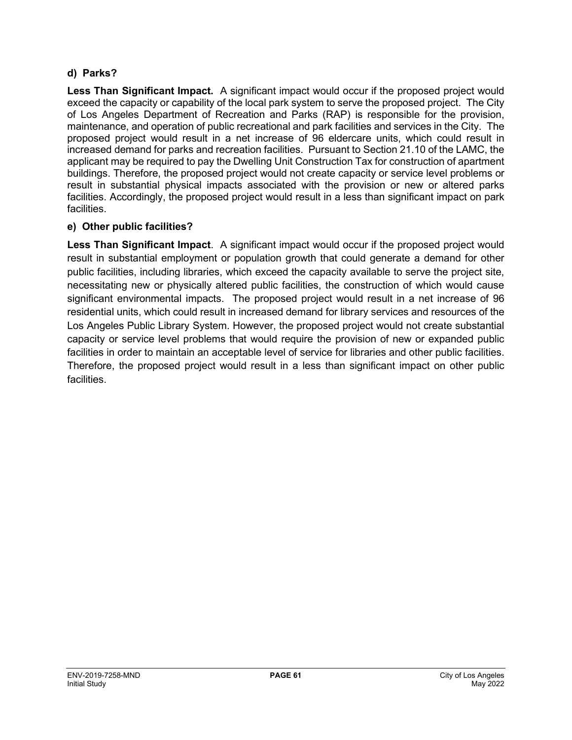**d) Parks?**

**Less Than Significant Impact.** A significant impact would occur if the proposed project would exceed the capacity or capability of the local park system to serve the proposed project. The City of Los Angeles Department of Recreation and Parks (RAP) is responsible for the provision, maintenance, and operation of public recreational and park facilities and services in the City. The proposed project would result in a net increase of 96 eldercare units, which could result in increased demand for parks and recreation facilities. Pursuant to Section 21.10 of the LAMC, the applicant may be required to pay the Dwelling Unit Construction Tax for construction of apartment buildings. Therefore, the proposed project would not create capacity or service level problems or result in substantial physical impacts associated with the provision or new or altered parks facilities. Accordingly, the proposed project would result in a less than significant impact on park facilities.

**e) Other public facilities?**

**Less Than Significant Impact**. A significant impact would occur if the proposed project would result in substantial employment or population growth that could generate a demand for other public facilities, including libraries, which exceed the capacity available to serve the project site, necessitating new or physically altered public facilities, the construction of which would cause significant environmental impacts. The proposed project would result in a net increase of 96 residential units, which could result in increased demand for library services and resources of the Los Angeles Public Library System. However, the proposed project would not create substantial capacity or service level problems that would require the provision of new or expanded public facilities in order to maintain an acceptable level of service for libraries and other public facilities. Therefore, the proposed project would result in a less than significant impact on other public facilities.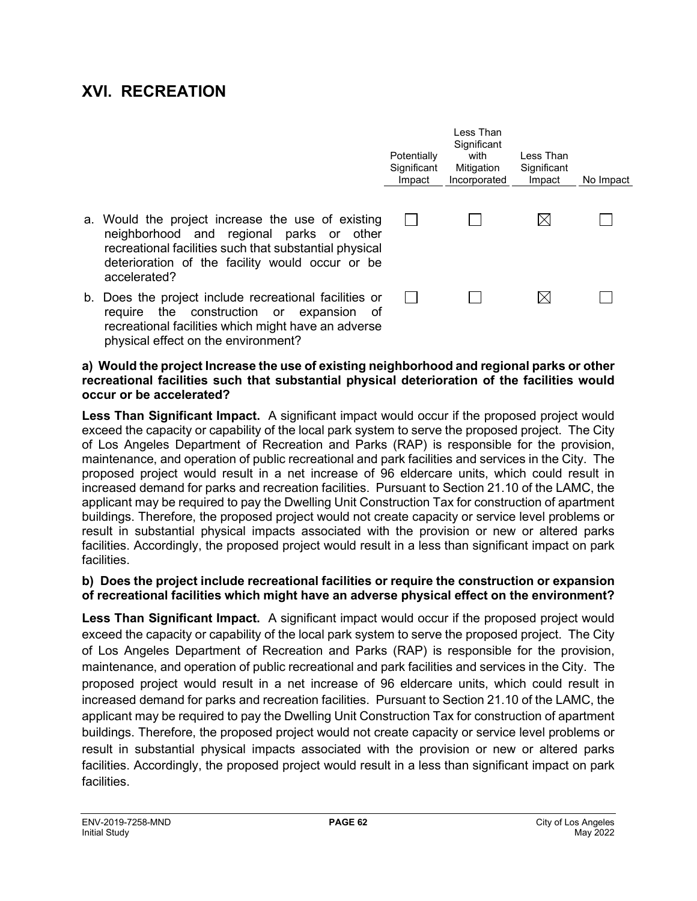## XVI. RECREATION

| | Potentially Significant Impact | Less Than Significant with Mitigation Incorporated | Less Than Significant Impact | No Impact |
|---|---|---|---|---|
| a. Would the project increase the use of existing neighborhood and regional parks or other recreational facilities such that substantial physical deterioration of the facility would occur or be accelerated? | ☐ | ☐ | ☒ | ☐ |
| b. Does the project include recreational facilities or require the construction or expansion of recreational facilities which might have an adverse physical effect on the environment? | ☐ | ☐ | ☒ | ☐ |

**a) Would the project Increase the use of existing neighborhood and regional parks or other recreational facilities such that substantial physical deterioration of the facilities would occur or be accelerated?**

**Less Than Significant Impact.** A significant impact would occur if the proposed project would exceed the capacity or capability of the local park system to serve the proposed project. The City of Los Angeles Department of Recreation and Parks (RAP) is responsible for the provision, maintenance, and operation of public recreational and park facilities and services in the City. The proposed project would result in a net increase of 96 eldercare units, which could result in increased demand for parks and recreation facilities. Pursuant to Section 21.10 of the LAMC, the applicant may be required to pay the Dwelling Unit Construction Tax for construction of apartment buildings. Therefore, the proposed project would not create capacity or service level problems or result in substantial physical impacts associated with the provision or new or altered parks facilities. Accordingly, the proposed project would result in a less than significant impact on park facilities.

**b) Does the project include recreational facilities or require the construction or expansion of recreational facilities which might have an adverse physical effect on the environment?**

**Less Than Significant Impact.** A significant impact would occur if the proposed project would exceed the capacity or capability of the local park system to serve the proposed project. The City of Los Angeles Department of Recreation and Parks (RAP) is responsible for the provision, maintenance, and operation of public recreational and park facilities and services in the City. The proposed project would result in a net increase of 96 eldercare units, which could result in increased demand for parks and recreation facilities. Pursuant to Section 21.10 of the LAMC, the applicant may be required to pay the Dwelling Unit Construction Tax for construction of apartment buildings. Therefore, the proposed project would not create capacity or service level problems or result in substantial physical impacts associated with the provision or new or altered parks facilities. Accordingly, the proposed project would result in a less than significant impact on park facilities.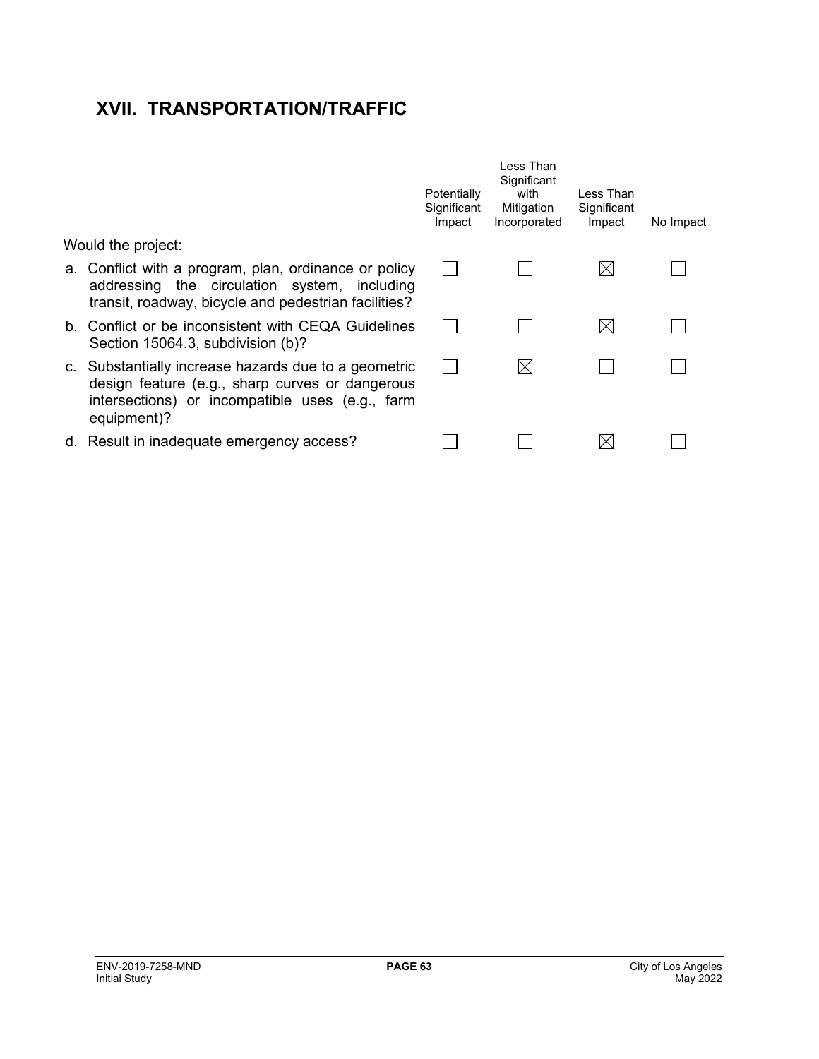## XVII. TRANSPORTATION/TRAFFIC

| | Potentially Significant Impact | Less Than Significant with Mitigation Incorporated | Less Than Significant Impact | No Impact |
|---|---|---|---|---|
| Would the project: | | | | |
| a. Conflict with a program, plan, ordinance or policy addressing the circulation system, including transit, roadway, bicycle and pedestrian facilities? | ☐ | ☐ | ☒ | ☐ |
| b. Conflict or be inconsistent with CEQA Guidelines Section 15064.3, subdivision (b)? | ☐ | ☐ | ☒ | ☐ |
| c. Substantially increase hazards due to a geometric design feature (e.g., sharp curves or dangerous intersections) or incompatible uses (e.g., farm equipment)? | ☐ | ☒ | ☐ | ☐ |
| d. Result in inadequate emergency access? | ☐ | ☐ | ☒ | ☐ |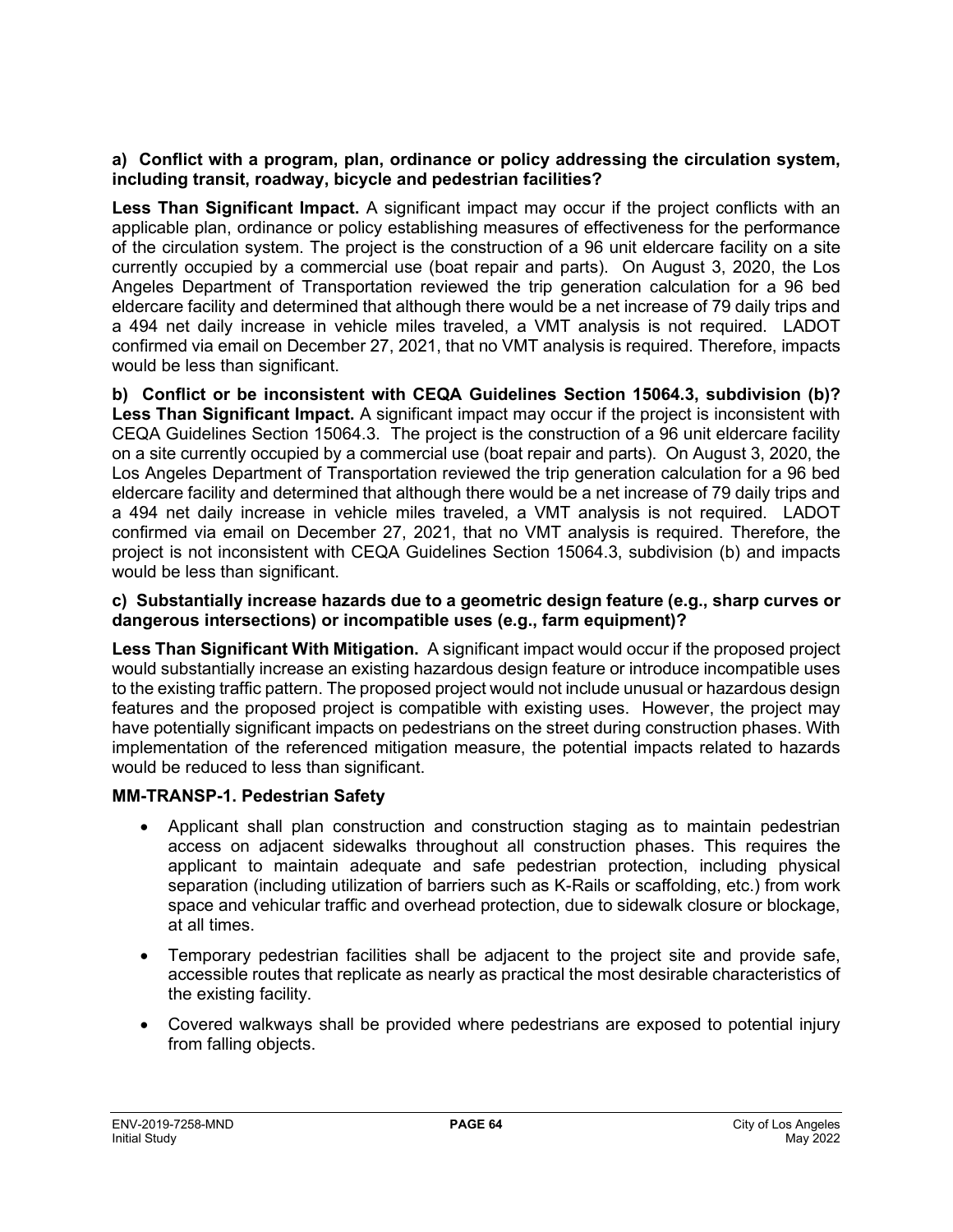**a) Conflict with a program, plan, ordinance or policy addressing the circulation system, including transit, roadway, bicycle and pedestrian facilities?**

**Less Than Significant Impact.** A significant impact may occur if the project conflicts with an applicable plan, ordinance or policy establishing measures of effectiveness for the performance of the circulation system. The project is the construction of a 96 unit eldercare facility on a site currently occupied by a commercial use (boat repair and parts). On August 3, 2020, the Los Angeles Department of Transportation reviewed the trip generation calculation for a 96 bed eldercare facility and determined that although there would be a net increase of 79 daily trips and a 494 net daily increase in vehicle miles traveled, a VMT analysis is not required. LADOT confirmed via email on December 27, 2021, that no VMT analysis is required. Therefore, impacts would be less than significant.

**b) Conflict or be inconsistent with CEQA Guidelines Section 15064.3, subdivision (b)?**
**Less Than Significant Impact.** A significant impact may occur if the project is inconsistent with CEQA Guidelines Section 15064.3. The project is the construction of a 96 unit eldercare facility on a site currently occupied by a commercial use (boat repair and parts). On August 3, 2020, the Los Angeles Department of Transportation reviewed the trip generation calculation for a 96 bed eldercare facility and determined that although there would be a net increase of 79 daily trips and a 494 net daily increase in vehicle miles traveled, a VMT analysis is not required. LADOT confirmed via email on December 27, 2021, that no VMT analysis is required. Therefore, the project is not inconsistent with CEQA Guidelines Section 15064.3, subdivision (b) and impacts would be less than significant.

**c) Substantially increase hazards due to a geometric design feature (e.g., sharp curves or dangerous intersections) or incompatible uses (e.g., farm equipment)?**

**Less Than Significant With Mitigation.** A significant impact would occur if the proposed project would substantially increase an existing hazardous design feature or introduce incompatible uses to the existing traffic pattern. The proposed project would not include unusual or hazardous design features and the proposed project is compatible with existing uses. However, the project may have potentially significant impacts on pedestrians on the street during construction phases. With implementation of the referenced mitigation measure, the potential impacts related to hazards would be reduced to less than significant.

**MM-TRANSP-1. Pedestrian Safety**

- Applicant shall plan construction and construction staging as to maintain pedestrian access on adjacent sidewalks throughout all construction phases. This requires the applicant to maintain adequate and safe pedestrian protection, including physical separation (including utilization of barriers such as K-Rails or scaffolding, etc.) from work space and vehicular traffic and overhead protection, due to sidewalk closure or blockage, at all times.
- Temporary pedestrian facilities shall be adjacent to the project site and provide safe, accessible routes that replicate as nearly as practical the most desirable characteristics of the existing facility.
- Covered walkways shall be provided where pedestrians are exposed to potential injury from falling objects.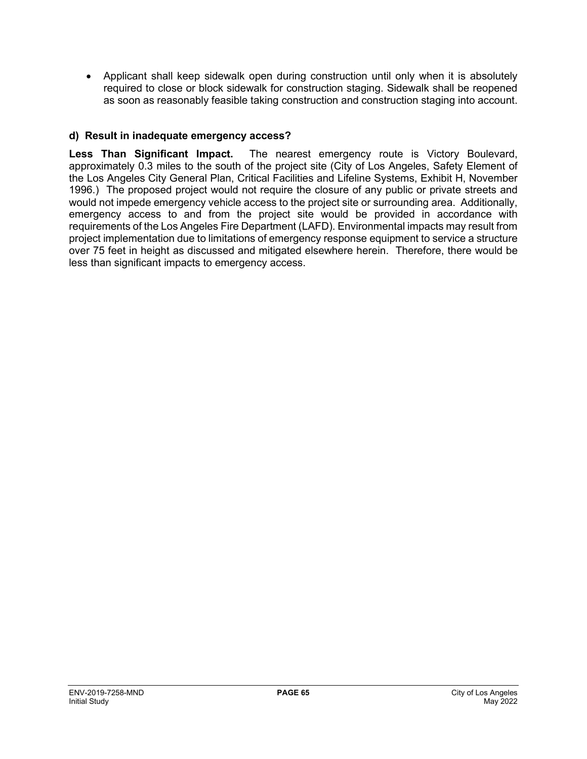- Applicant shall keep sidewalk open during construction until only when it is absolutely required to close or block sidewalk for construction staging. Sidewalk shall be reopened as soon as reasonably feasible taking construction and construction staging into account.

**d) Result in inadequate emergency access?**

**Less Than Significant Impact.** The nearest emergency route is Victory Boulevard, approximately 0.3 miles to the south of the project site (City of Los Angeles, Safety Element of the Los Angeles City General Plan, Critical Facilities and Lifeline Systems, Exhibit H, November 1996.) The proposed project would not require the closure of any public or private streets and would not impede emergency vehicle access to the project site or surrounding area. Additionally, emergency access to and from the project site would be provided in accordance with requirements of the Los Angeles Fire Department (LAFD). Environmental impacts may result from project implementation due to limitations of emergency response equipment to service a structure over 75 feet in height as discussed and mitigated elsewhere herein. Therefore, there would be less than significant impacts to emergency access.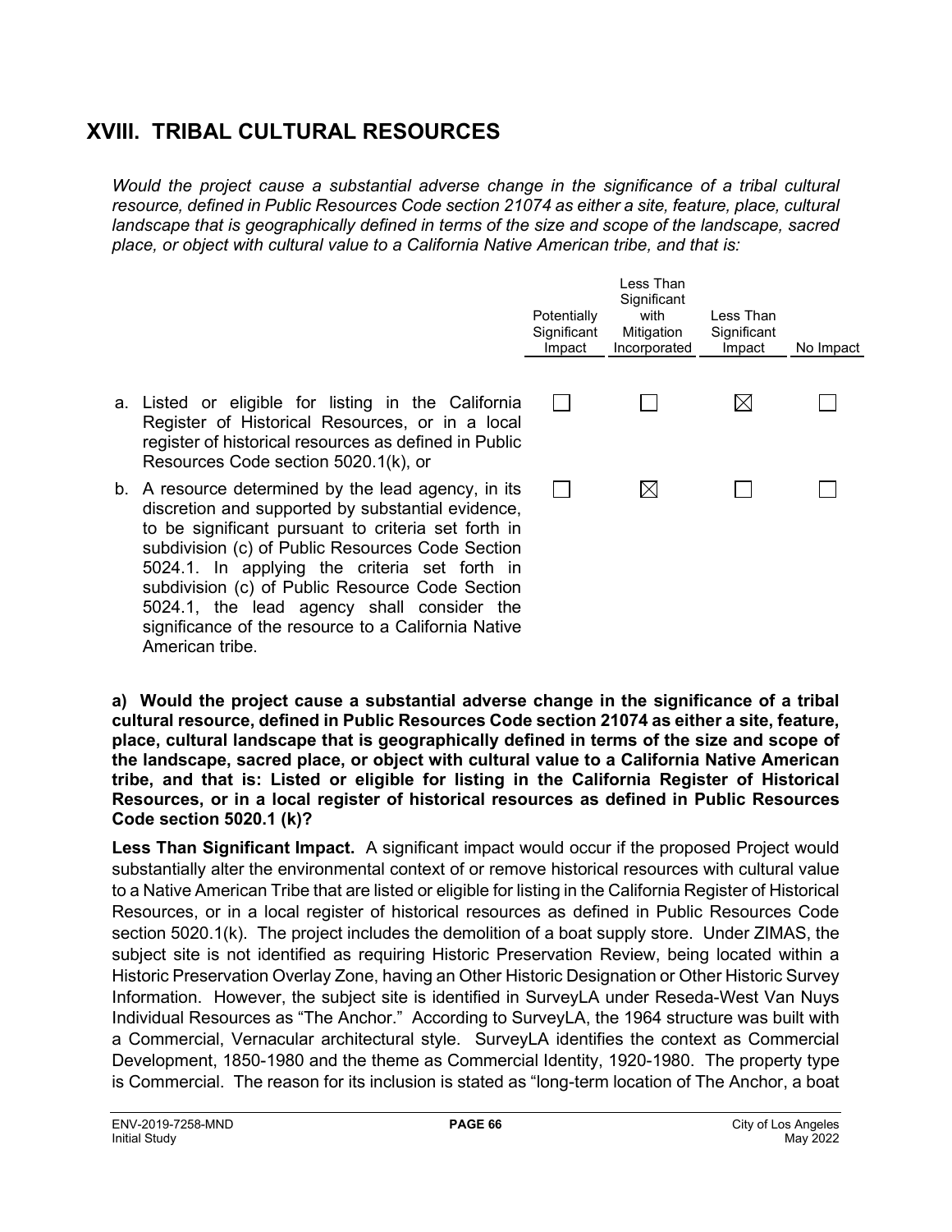## XVIII. TRIBAL CULTURAL RESOURCES

*Would the project cause a substantial adverse change in the significance of a tribal cultural resource, defined in Public Resources Code section 21074 as either a site, feature, place, cultural landscape that is geographically defined in terms of the size and scope of the landscape, sacred place, or object with cultural value to a California Native American tribe, and that is:*

| | Potentially Significant Impact | Less Than Significant with Mitigation Incorporated | Less Than Significant Impact | No Impact |
|---|---|---|---|---|
| a. Listed or eligible for listing in the California Register of Historical Resources, or in a local register of historical resources as defined in Public Resources Code section 5020.1(k), or | ☐ | ☐ | ☒ | ☐ |
| b. A resource determined by the lead agency, in its discretion and supported by substantial evidence, to be significant pursuant to criteria set forth in subdivision (c) of Public Resources Code Section 5024.1. In applying the criteria set forth in subdivision (c) of Public Resource Code Section 5024.1, the lead agency shall consider the significance of the resource to a California Native American tribe. | ☐ | ☒ | ☐ | ☐ |

**a) Would the project cause a substantial adverse change in the significance of a tribal cultural resource, defined in Public Resources Code section 21074 as either a site, feature, place, cultural landscape that is geographically defined in terms of the size and scope of the landscape, sacred place, or object with cultural value to a California Native American tribe, and that is: Listed or eligible for listing in the California Register of Historical Resources, or in a local register of historical resources as defined in Public Resources Code section 5020.1 (k)?**

**Less Than Significant Impact.** A significant impact would occur if the proposed Project would substantially alter the environmental context of or remove historical resources with cultural value to a Native American Tribe that are listed or eligible for listing in the California Register of Historical Resources, or in a local register of historical resources as defined in Public Resources Code section 5020.1(k). The project includes the demolition of a boat supply store. Under ZIMAS, the subject site is not identified as requiring Historic Preservation Review, being located within a Historic Preservation Overlay Zone, having an Other Historic Designation or Other Historic Survey Information. However, the subject site is identified in SurveyLA under Reseda-West Van Nuys Individual Resources as "The Anchor." According to SurveyLA, the 1964 structure was built with a Commercial, Vernacular architectural style. SurveyLA identifies the context as Commercial Development, 1850-1980 and the theme as Commercial Identity, 1920-1980. The property type is Commercial. The reason for its inclusion is stated as "long-term location of The Anchor, a boat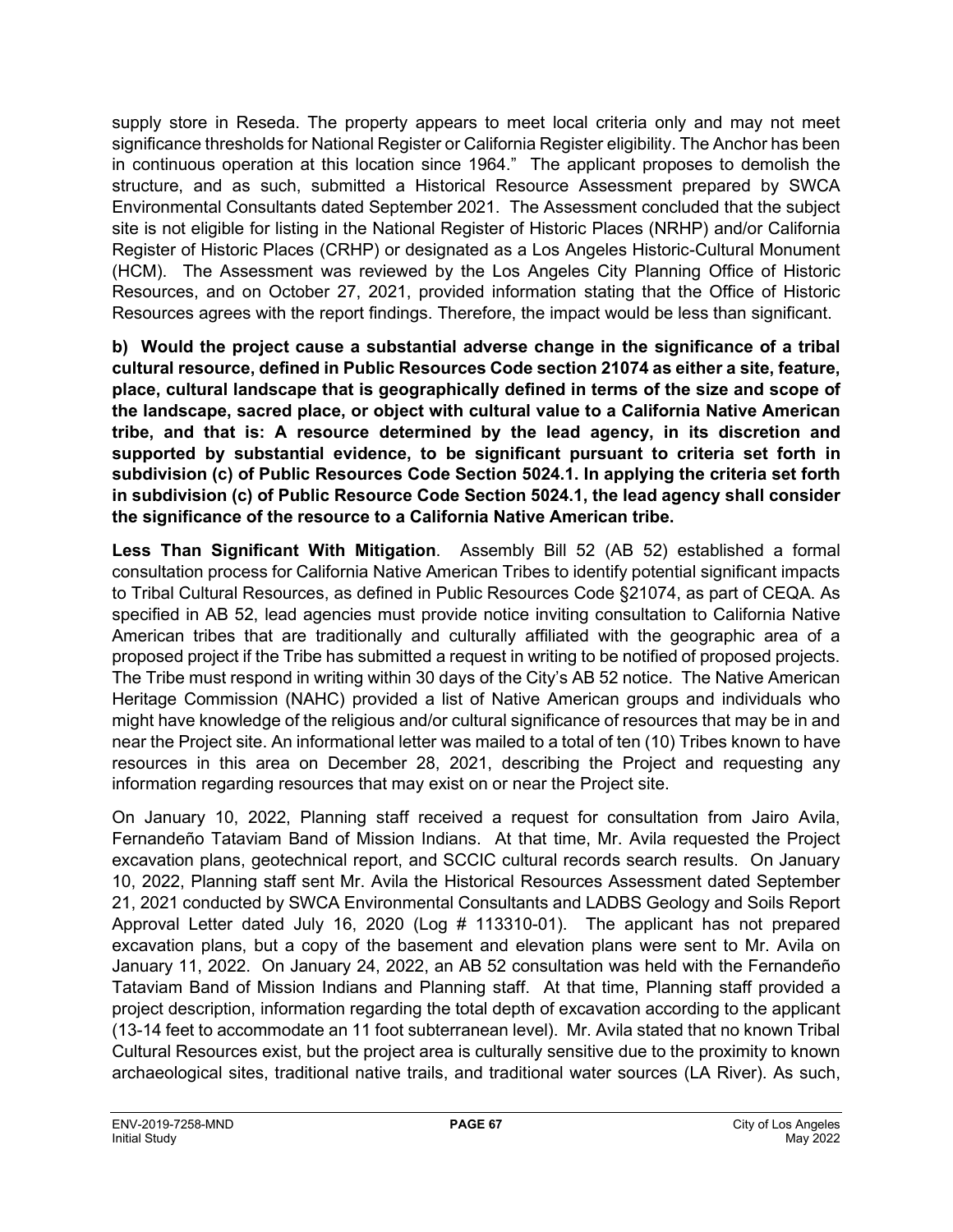supply store in Reseda. The property appears to meet local criteria only and may not meet significance thresholds for National Register or California Register eligibility. The Anchor has been in continuous operation at this location since 1964." The applicant proposes to demolish the structure, and as such, submitted a Historical Resource Assessment prepared by SWCA Environmental Consultants dated September 2021. The Assessment concluded that the subject site is not eligible for listing in the National Register of Historic Places (NRHP) and/or California Register of Historic Places (CRHP) or designated as a Los Angeles Historic-Cultural Monument (HCM). The Assessment was reviewed by the Los Angeles City Planning Office of Historic Resources, and on October 27, 2021, provided information stating that the Office of Historic Resources agrees with the report findings. Therefore, the impact would be less than significant.

**b) Would the project cause a substantial adverse change in the significance of a tribal cultural resource, defined in Public Resources Code section 21074 as either a site, feature, place, cultural landscape that is geographically defined in terms of the size and scope of the landscape, sacred place, or object with cultural value to a California Native American tribe, and that is: A resource determined by the lead agency, in its discretion and supported by substantial evidence, to be significant pursuant to criteria set forth in subdivision (c) of Public Resources Code Section 5024.1. In applying the criteria set forth in subdivision (c) of Public Resource Code Section 5024.1, the lead agency shall consider the significance of the resource to a California Native American tribe.**

**Less Than Significant With Mitigation**. Assembly Bill 52 (AB 52) established a formal consultation process for California Native American Tribes to identify potential significant impacts to Tribal Cultural Resources, as defined in Public Resources Code §21074, as part of CEQA. As specified in AB 52, lead agencies must provide notice inviting consultation to California Native American tribes that are traditionally and culturally affiliated with the geographic area of a proposed project if the Tribe has submitted a request in writing to be notified of proposed projects. The Tribe must respond in writing within 30 days of the City's AB 52 notice. The Native American Heritage Commission (NAHC) provided a list of Native American groups and individuals who might have knowledge of the religious and/or cultural significance of resources that may be in and near the Project site. An informational letter was mailed to a total of ten (10) Tribes known to have resources in this area on December 28, 2021, describing the Project and requesting any information regarding resources that may exist on or near the Project site.

On January 10, 2022, Planning staff received a request for consultation from Jairo Avila, Fernandeño Tataviam Band of Mission Indians. At that time, Mr. Avila requested the Project excavation plans, geotechnical report, and SCCIC cultural records search results. On January 10, 2022, Planning staff sent Mr. Avila the Historical Resources Assessment dated September 21, 2021 conducted by SWCA Environmental Consultants and LADBS Geology and Soils Report Approval Letter dated July 16, 2020 (Log # 113310-01). The applicant has not prepared excavation plans, but a copy of the basement and elevation plans were sent to Mr. Avila on January 11, 2022. On January 24, 2022, an AB 52 consultation was held with the Fernandeño Tataviam Band of Mission Indians and Planning staff. At that time, Planning staff provided a project description, information regarding the total depth of excavation according to the applicant (13-14 feet to accommodate an 11 foot subterranean level). Mr. Avila stated that no known Tribal Cultural Resources exist, but the project area is culturally sensitive due to the proximity to known archaeological sites, traditional native trails, and traditional water sources (LA River). As such,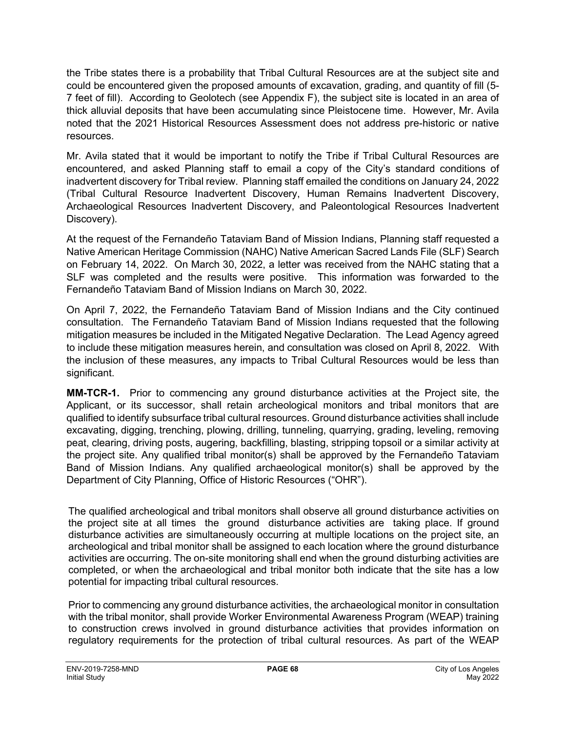the Tribe states there is a probability that Tribal Cultural Resources are at the subject site and could be encountered given the proposed amounts of excavation, grading, and quantity of fill (5-7 feet of fill). According to Geolotech (see Appendix F), the subject site is located in an area of thick alluvial deposits that have been accumulating since Pleistocene time. However, Mr. Avila noted that the 2021 Historical Resources Assessment does not address pre-historic or native resources.

Mr. Avila stated that it would be important to notify the Tribe if Tribal Cultural Resources are encountered, and asked Planning staff to email a copy of the City's standard conditions of inadvertent discovery for Tribal review. Planning staff emailed the conditions on January 24, 2022 (Tribal Cultural Resource Inadvertent Discovery, Human Remains Inadvertent Discovery, Archaeological Resources Inadvertent Discovery, and Paleontological Resources Inadvertent Discovery).

At the request of the Fernandeño Tataviam Band of Mission Indians, Planning staff requested a Native American Heritage Commission (NAHC) Native American Sacred Lands File (SLF) Search on February 14, 2022. On March 30, 2022, a letter was received from the NAHC stating that a SLF was completed and the results were positive. This information was forwarded to the Fernandeño Tataviam Band of Mission Indians on March 30, 2022.

On April 7, 2022, the Fernandeño Tataviam Band of Mission Indians and the City continued consultation. The Fernandeño Tataviam Band of Mission Indians requested that the following mitigation measures be included in the Mitigated Negative Declaration. The Lead Agency agreed to include these mitigation measures herein, and consultation was closed on April 8, 2022. With the inclusion of these measures, any impacts to Tribal Cultural Resources would be less than significant.

**MM-TCR-1.** Prior to commencing any ground disturbance activities at the Project site, the Applicant, or its successor, shall retain archeological monitors and tribal monitors that are qualified to identify subsurface tribal cultural resources. Ground disturbance activities shall include excavating, digging, trenching, plowing, drilling, tunneling, quarrying, grading, leveling, removing peat, clearing, driving posts, augering, backfilling, blasting, stripping topsoil or a similar activity at the project site. Any qualified tribal monitor(s) shall be approved by the Fernandeño Tataviam Band of Mission Indians. Any qualified archaeological monitor(s) shall be approved by the Department of City Planning, Office of Historic Resources ("OHR").

The qualified archeological and tribal monitors shall observe all ground disturbance activities on the project site at all times the ground disturbance activities are taking place. If ground disturbance activities are simultaneously occurring at multiple locations on the project site, an archeological and tribal monitor shall be assigned to each location where the ground disturbance activities are occurring. The on-site monitoring shall end when the ground disturbing activities are completed, or when the archaeological and tribal monitor both indicate that the site has a low potential for impacting tribal cultural resources.

Prior to commencing any ground disturbance activities, the archaeological monitor in consultation with the tribal monitor, shall provide Worker Environmental Awareness Program (WEAP) training to construction crews involved in ground disturbance activities that provides information on regulatory requirements for the protection of tribal cultural resources. As part of the WEAP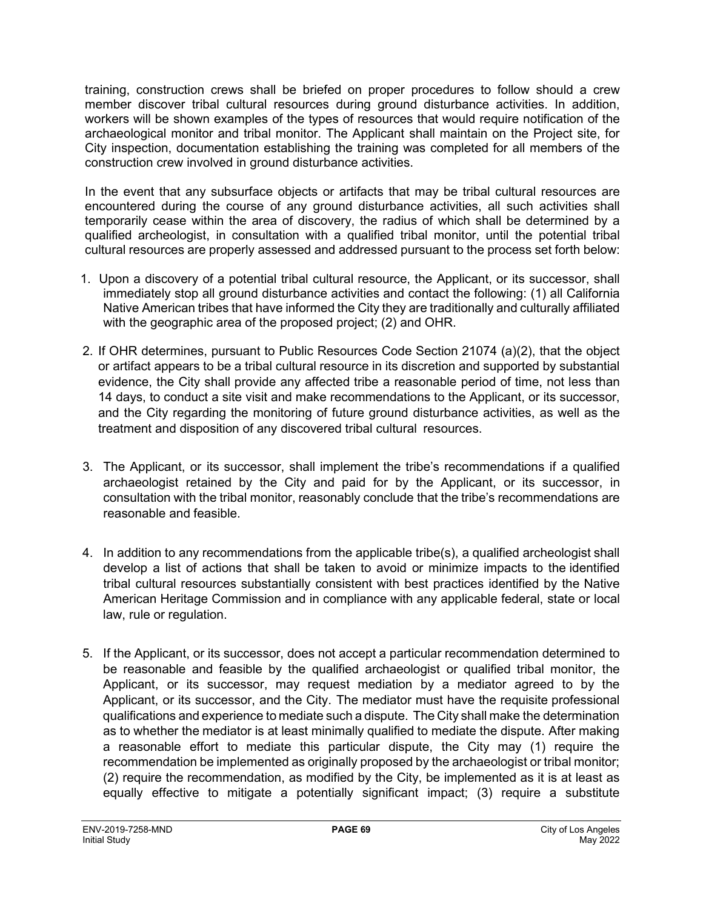training, construction crews shall be briefed on proper procedures to follow should a crew member discover tribal cultural resources during ground disturbance activities. In addition, workers will be shown examples of the types of resources that would require notification of the archaeological monitor and tribal monitor. The Applicant shall maintain on the Project site, for City inspection, documentation establishing the training was completed for all members of the construction crew involved in ground disturbance activities.

In the event that any subsurface objects or artifacts that may be tribal cultural resources are encountered during the course of any ground disturbance activities, all such activities shall temporarily cease within the area of discovery, the radius of which shall be determined by a qualified archeologist, in consultation with a qualified tribal monitor, until the potential tribal cultural resources are properly assessed and addressed pursuant to the process set forth below:

1. Upon a discovery of a potential tribal cultural resource, the Applicant, or its successor, shall immediately stop all ground disturbance activities and contact the following: (1) all California Native American tribes that have informed the City they are traditionally and culturally affiliated with the geographic area of the proposed project; (2) and OHR.

2. If OHR determines, pursuant to Public Resources Code Section 21074 (a)(2), that the object or artifact appears to be a tribal cultural resource in its discretion and supported by substantial evidence, the City shall provide any affected tribe a reasonable period of time, not less than 14 days, to conduct a site visit and make recommendations to the Applicant, or its successor, and the City regarding the monitoring of future ground disturbance activities, as well as the treatment and disposition of any discovered tribal cultural resources.

3. The Applicant, or its successor, shall implement the tribe's recommendations if a qualified archaeologist retained by the City and paid for by the Applicant, or its successor, in consultation with the tribal monitor, reasonably conclude that the tribe's recommendations are reasonable and feasible.

4. In addition to any recommendations from the applicable tribe(s), a qualified archeologist shall develop a list of actions that shall be taken to avoid or minimize impacts to the identified tribal cultural resources substantially consistent with best practices identified by the Native American Heritage Commission and in compliance with any applicable federal, state or local law, rule or regulation.

5. If the Applicant, or its successor, does not accept a particular recommendation determined to be reasonable and feasible by the qualified archaeologist or qualified tribal monitor, the Applicant, or its successor, may request mediation by a mediator agreed to by the Applicant, or its successor, and the City. The mediator must have the requisite professional qualifications and experience to mediate such a dispute. The City shall make the determination as to whether the mediator is at least minimally qualified to mediate the dispute. After making a reasonable effort to mediate this particular dispute, the City may (1) require the recommendation be implemented as originally proposed by the archaeologist or tribal monitor; (2) require the recommendation, as modified by the City, be implemented as it is at least as equally effective to mitigate a potentially significant impact; (3) require a substitute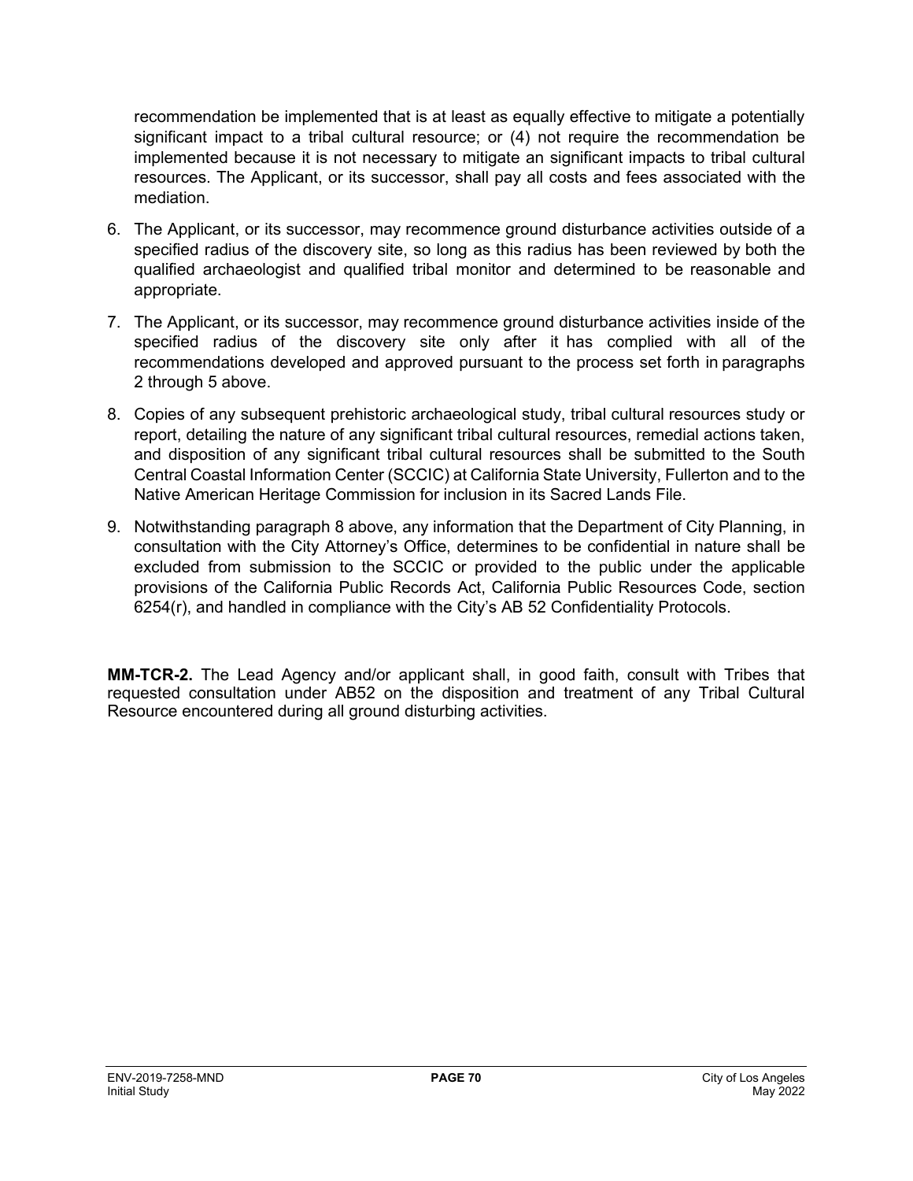recommendation be implemented that is at least as equally effective to mitigate a potentially significant impact to a tribal cultural resource; or (4) not require the recommendation be implemented because it is not necessary to mitigate an significant impacts to tribal cultural resources. The Applicant, or its successor, shall pay all costs and fees associated with the mediation.

6. The Applicant, or its successor, may recommence ground disturbance activities outside of a specified radius of the discovery site, so long as this radius has been reviewed by both the qualified archaeologist and qualified tribal monitor and determined to be reasonable and appropriate.
7. The Applicant, or its successor, may recommence ground disturbance activities inside of the specified radius of the discovery site only after it has complied with all of the recommendations developed and approved pursuant to the process set forth in paragraphs 2 through 5 above.
8. Copies of any subsequent prehistoric archaeological study, tribal cultural resources study or report, detailing the nature of any significant tribal cultural resources, remedial actions taken, and disposition of any significant tribal cultural resources shall be submitted to the South Central Coastal Information Center (SCCIC) at California State University, Fullerton and to the Native American Heritage Commission for inclusion in its Sacred Lands File.
9. Notwithstanding paragraph 8 above, any information that the Department of City Planning, in consultation with the City Attorney's Office, determines to be confidential in nature shall be excluded from submission to the SCCIC or provided to the public under the applicable provisions of the California Public Records Act, California Public Resources Code, section 6254(r), and handled in compliance with the City's AB 52 Confidentiality Protocols.

**MM-TCR-2.** The Lead Agency and/or applicant shall, in good faith, consult with Tribes that requested consultation under AB52 on the disposition and treatment of any Tribal Cultural Resource encountered during all ground disturbing activities.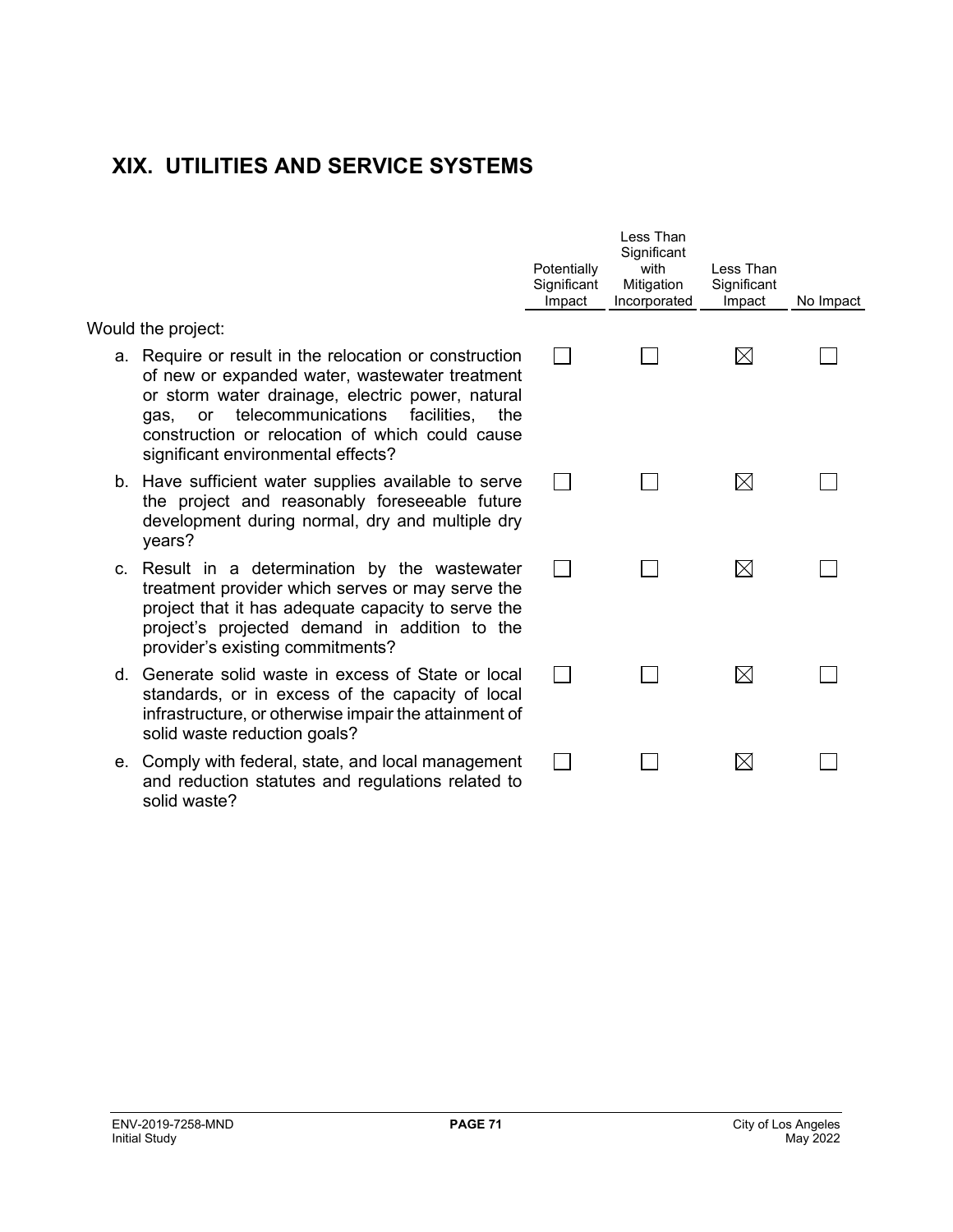# XIX. UTILITIES AND SERVICE SYSTEMS

| Would the project: | Potentially Significant Impact | Less Than Significant with Mitigation Incorporated | Less Than Significant Impact | No Impact |
|---|---|---|---|---|
| a. Require or result in the relocation or construction of new or expanded water, wastewater treatment or storm water drainage, electric power, natural gas, or telecommunications facilities, the construction or relocation of which could cause significant environmental effects? | ☐ | ☐ | ☒ | ☐ |
| b. Have sufficient water supplies available to serve the project and reasonably foreseeable future development during normal, dry and multiple dry years? | ☐ | ☐ | ☒ | ☐ |
| c. Result in a determination by the wastewater treatment provider which serves or may serve the project that it has adequate capacity to serve the project's projected demand in addition to the provider's existing commitments? | ☐ | ☐ | ☒ | ☐ |
| d. Generate solid waste in excess of State or local standards, or in excess of the capacity of local infrastructure, or otherwise impair the attainment of solid waste reduction goals? | ☐ | ☐ | ☒ | ☐ |
| e. Comply with federal, state, and local management and reduction statutes and regulations related to solid waste? | ☐ | ☐ | ☒ | ☐ |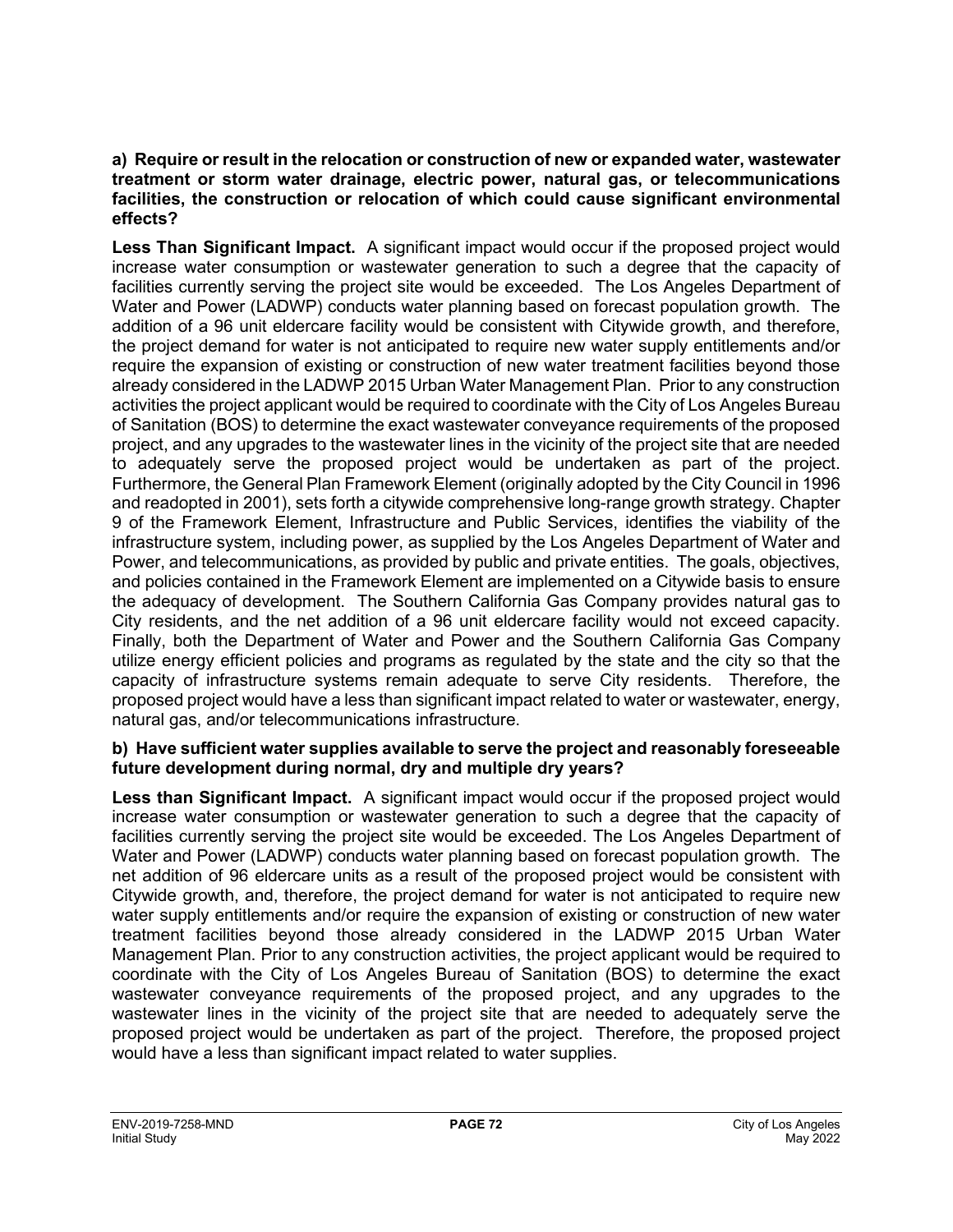**a) Require or result in the relocation or construction of new or expanded water, wastewater treatment or storm water drainage, electric power, natural gas, or telecommunications facilities, the construction or relocation of which could cause significant environmental effects?**

**Less Than Significant Impact.** A significant impact would occur if the proposed project would increase water consumption or wastewater generation to such a degree that the capacity of facilities currently serving the project site would be exceeded. The Los Angeles Department of Water and Power (LADWP) conducts water planning based on forecast population growth. The addition of a 96 unit eldercare facility would be consistent with Citywide growth, and therefore, the project demand for water is not anticipated to require new water supply entitlements and/or require the expansion of existing or construction of new water treatment facilities beyond those already considered in the LADWP 2015 Urban Water Management Plan. Prior to any construction activities the project applicant would be required to coordinate with the City of Los Angeles Bureau of Sanitation (BOS) to determine the exact wastewater conveyance requirements of the proposed project, and any upgrades to the wastewater lines in the vicinity of the project site that are needed to adequately serve the proposed project would be undertaken as part of the project. Furthermore, the General Plan Framework Element (originally adopted by the City Council in 1996 and readopted in 2001), sets forth a citywide comprehensive long-range growth strategy. Chapter 9 of the Framework Element, Infrastructure and Public Services, identifies the viability of the infrastructure system, including power, as supplied by the Los Angeles Department of Water and Power, and telecommunications, as provided by public and private entities. The goals, objectives, and policies contained in the Framework Element are implemented on a Citywide basis to ensure the adequacy of development. The Southern California Gas Company provides natural gas to City residents, and the net addition of a 96 unit eldercare facility would not exceed capacity. Finally, both the Department of Water and Power and the Southern California Gas Company utilize energy efficient policies and programs as regulated by the state and the city so that the capacity of infrastructure systems remain adequate to serve City residents. Therefore, the proposed project would have a less than significant impact related to water or wastewater, energy, natural gas, and/or telecommunications infrastructure.

**b) Have sufficient water supplies available to serve the project and reasonably foreseeable future development during normal, dry and multiple dry years?**

**Less than Significant Impact.** A significant impact would occur if the proposed project would increase water consumption or wastewater generation to such a degree that the capacity of facilities currently serving the project site would be exceeded. The Los Angeles Department of Water and Power (LADWP) conducts water planning based on forecast population growth. The net addition of 96 eldercare units as a result of the proposed project would be consistent with Citywide growth, and, therefore, the project demand for water is not anticipated to require new water supply entitlements and/or require the expansion of existing or construction of new water treatment facilities beyond those already considered in the LADWP 2015 Urban Water Management Plan. Prior to any construction activities, the project applicant would be required to coordinate with the City of Los Angeles Bureau of Sanitation (BOS) to determine the exact wastewater conveyance requirements of the proposed project, and any upgrades to the wastewater lines in the vicinity of the project site that are needed to adequately serve the proposed project would be undertaken as part of the project. Therefore, the proposed project would have a less than significant impact related to water supplies.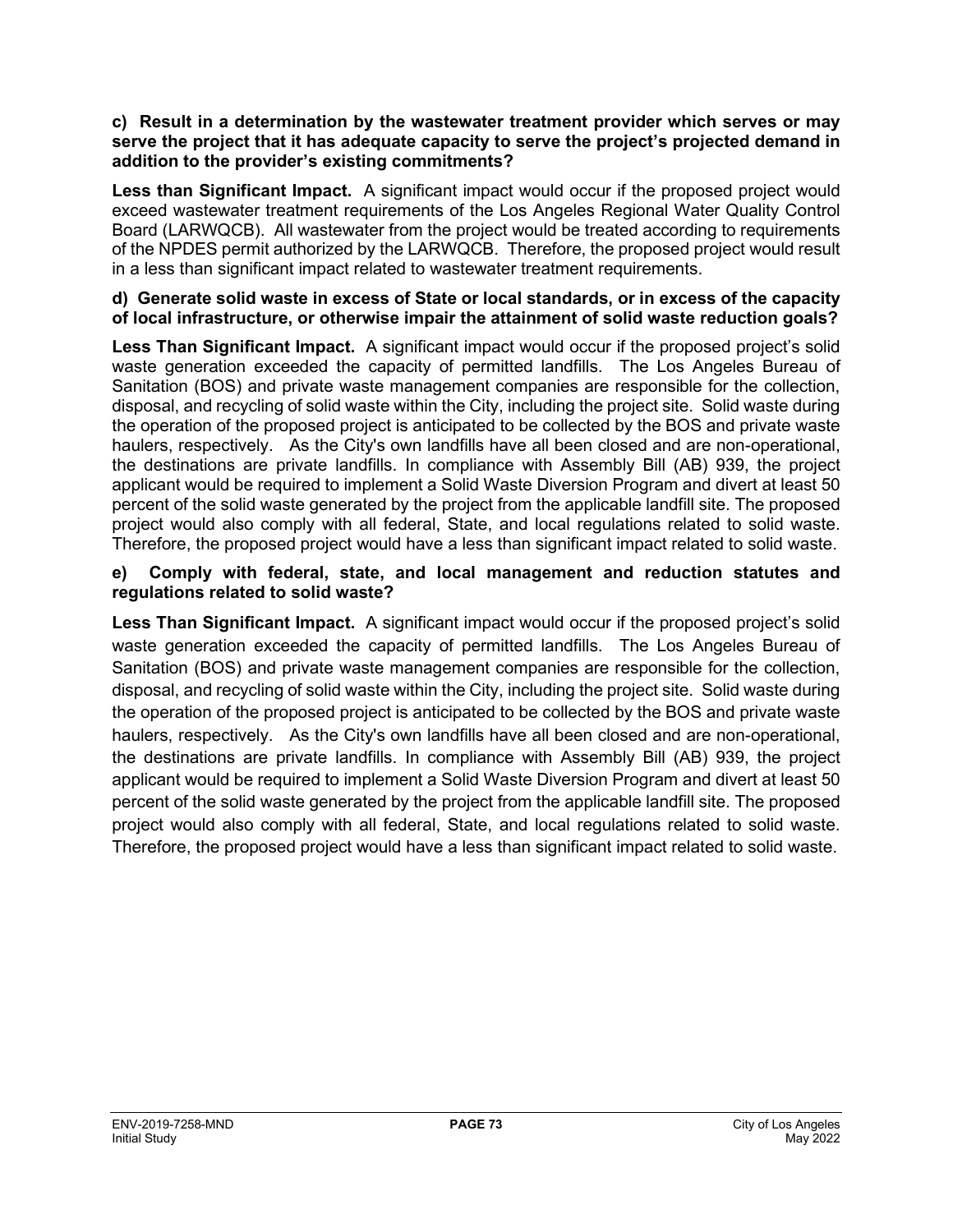**c) Result in a determination by the wastewater treatment provider which serves or may serve the project that it has adequate capacity to serve the project's projected demand in addition to the provider's existing commitments?**

**Less than Significant Impact.** A significant impact would occur if the proposed project would exceed wastewater treatment requirements of the Los Angeles Regional Water Quality Control Board (LARWQCB). All wastewater from the project would be treated according to requirements of the NPDES permit authorized by the LARWQCB. Therefore, the proposed project would result in a less than significant impact related to wastewater treatment requirements.

**d) Generate solid waste in excess of State or local standards, or in excess of the capacity of local infrastructure, or otherwise impair the attainment of solid waste reduction goals?**

**Less Than Significant Impact.** A significant impact would occur if the proposed project's solid waste generation exceeded the capacity of permitted landfills. The Los Angeles Bureau of Sanitation (BOS) and private waste management companies are responsible for the collection, disposal, and recycling of solid waste within the City, including the project site. Solid waste during the operation of the proposed project is anticipated to be collected by the BOS and private waste haulers, respectively. As the City's own landfills have all been closed and are non-operational, the destinations are private landfills. In compliance with Assembly Bill (AB) 939, the project applicant would be required to implement a Solid Waste Diversion Program and divert at least 50 percent of the solid waste generated by the project from the applicable landfill site. The proposed project would also comply with all federal, State, and local regulations related to solid waste. Therefore, the proposed project would have a less than significant impact related to solid waste.

**e) Comply with federal, state, and local management and reduction statutes and regulations related to solid waste?**

**Less Than Significant Impact.** A significant impact would occur if the proposed project's solid waste generation exceeded the capacity of permitted landfills. The Los Angeles Bureau of Sanitation (BOS) and private waste management companies are responsible for the collection, disposal, and recycling of solid waste within the City, including the project site. Solid waste during the operation of the proposed project is anticipated to be collected by the BOS and private waste haulers, respectively. As the City's own landfills have all been closed and are non-operational, the destinations are private landfills. In compliance with Assembly Bill (AB) 939, the project applicant would be required to implement a Solid Waste Diversion Program and divert at least 50 percent of the solid waste generated by the project from the applicable landfill site. The proposed project would also comply with all federal, State, and local regulations related to solid waste. Therefore, the proposed project would have a less than significant impact related to solid waste.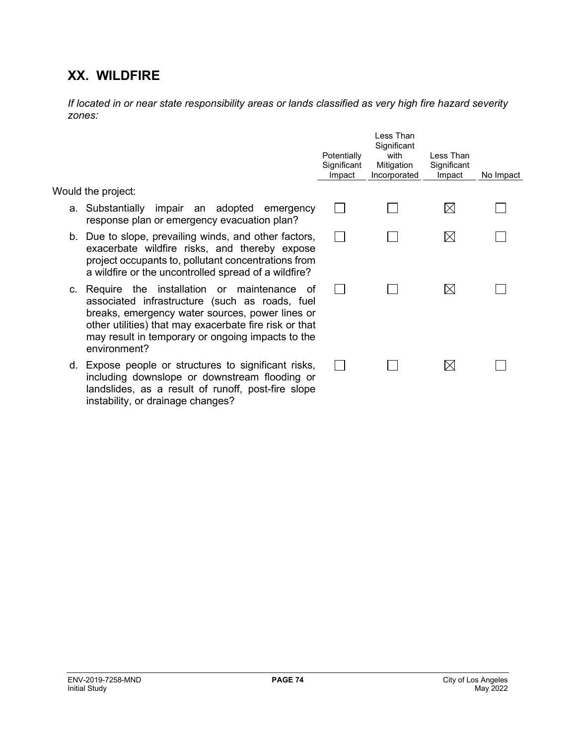## XX. WILDFIRE

*If located in or near state responsibility areas or lands classified as very high fire hazard severity zones:*

| Would the project: | Potentially Significant Impact | Less Than Significant with Mitigation Incorporated | Less Than Significant Impact | No Impact |
|---|---|---|---|---|
| a. Substantially impair an adopted emergency response plan or emergency evacuation plan? | ☐ | ☐ | ☒ | ☐ |
| b. Due to slope, prevailing winds, and other factors, exacerbate wildfire risks, and thereby expose project occupants to, pollutant concentrations from a wildfire or the uncontrolled spread of a wildfire? | ☐ | ☐ | ☒ | ☐ |
| c. Require the installation or maintenance of associated infrastructure (such as roads, fuel breaks, emergency water sources, power lines or other utilities) that may exacerbate fire risk or that may result in temporary or ongoing impacts to the environment? | ☐ | ☐ | ☒ | ☐ |
| d. Expose people or structures to significant risks, including downslope or downstream flooding or landslides, as a result of runoff, post-fire slope instability, or drainage changes? | ☐ | ☐ | ☒ | ☐ |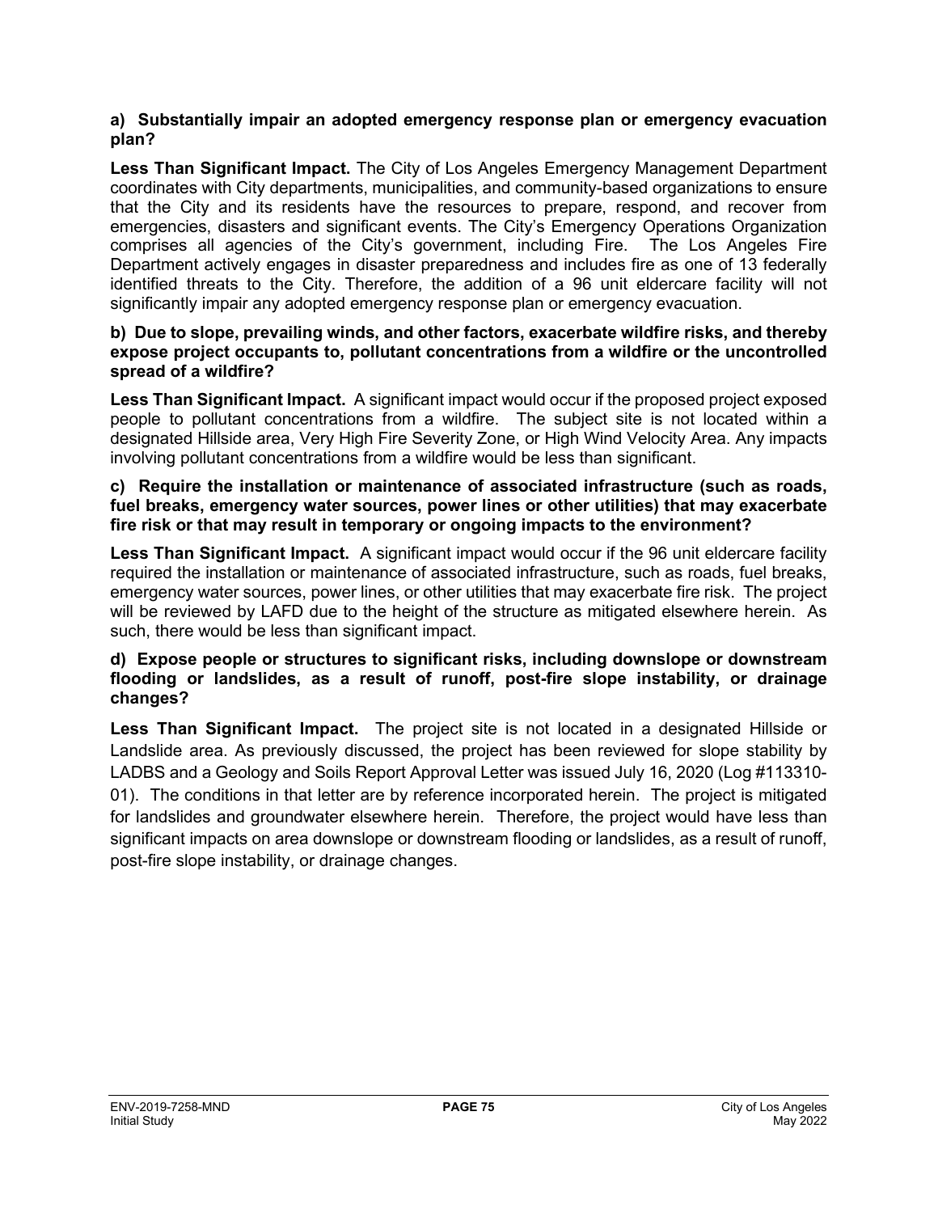**a) Substantially impair an adopted emergency response plan or emergency evacuation plan?**

**Less Than Significant Impact.** The City of Los Angeles Emergency Management Department coordinates with City departments, municipalities, and community-based organizations to ensure that the City and its residents have the resources to prepare, respond, and recover from emergencies, disasters and significant events. The City's Emergency Operations Organization comprises all agencies of the City's government, including Fire. The Los Angeles Fire Department actively engages in disaster preparedness and includes fire as one of 13 federally identified threats to the City. Therefore, the addition of a 96 unit eldercare facility will not significantly impair any adopted emergency response plan or emergency evacuation.

**b) Due to slope, prevailing winds, and other factors, exacerbate wildfire risks, and thereby expose project occupants to, pollutant concentrations from a wildfire or the uncontrolled spread of a wildfire?**

**Less Than Significant Impact.** A significant impact would occur if the proposed project exposed people to pollutant concentrations from a wildfire. The subject site is not located within a designated Hillside area, Very High Fire Severity Zone, or High Wind Velocity Area. Any impacts involving pollutant concentrations from a wildfire would be less than significant.

**c) Require the installation or maintenance of associated infrastructure (such as roads, fuel breaks, emergency water sources, power lines or other utilities) that may exacerbate fire risk or that may result in temporary or ongoing impacts to the environment?**

**Less Than Significant Impact.** A significant impact would occur if the 96 unit eldercare facility required the installation or maintenance of associated infrastructure, such as roads, fuel breaks, emergency water sources, power lines, or other utilities that may exacerbate fire risk. The project will be reviewed by LAFD due to the height of the structure as mitigated elsewhere herein. As such, there would be less than significant impact.

**d) Expose people or structures to significant risks, including downslope or downstream flooding or landslides, as a result of runoff, post-fire slope instability, or drainage changes?**

**Less Than Significant Impact.** The project site is not located in a designated Hillside or Landslide area. As previously discussed, the project has been reviewed for slope stability by LADBS and a Geology and Soils Report Approval Letter was issued July 16, 2020 (Log #113310-01). The conditions in that letter are by reference incorporated herein. The project is mitigated for landslides and groundwater elsewhere herein. Therefore, the project would have less than significant impacts on area downslope or downstream flooding or landslides, as a result of runoff, post-fire slope instability, or drainage changes.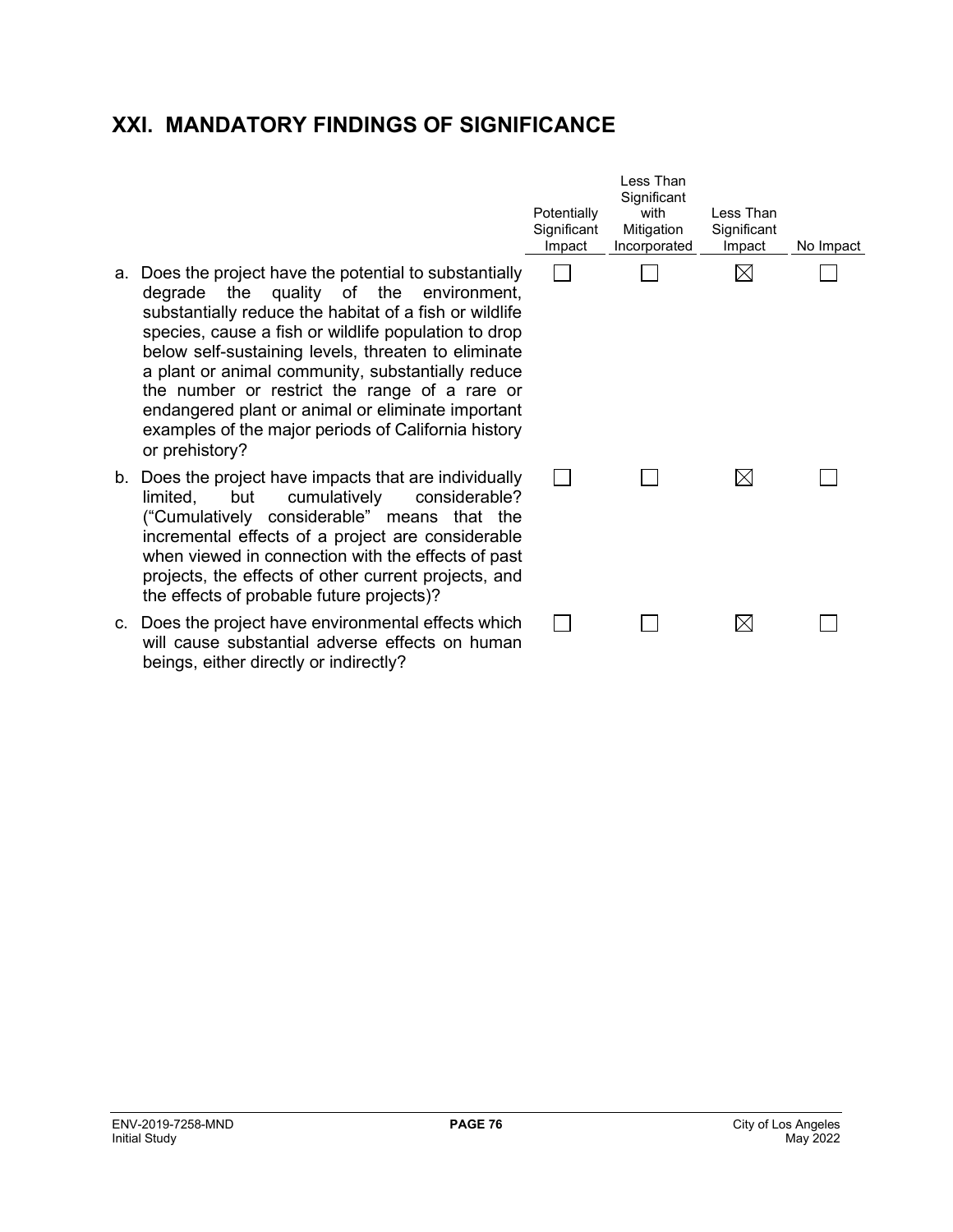## XXI. MANDATORY FINDINGS OF SIGNIFICANCE

| | Potentially Significant Impact | Less Than Significant with Mitigation Incorporated | Less Than Significant Impact | No Impact |
|---|---|---|---|---|
| a. Does the project have the potential to substantially degrade the quality of the environment, substantially reduce the habitat of a fish or wildlife species, cause a fish or wildlife population to drop below self-sustaining levels, threaten to eliminate a plant or animal community, substantially reduce the number or restrict the range of a rare or endangered plant or animal or eliminate important examples of the major periods of California history or prehistory? | ☐ | ☐ | ☒ | ☐ |
| b. Does the project have impacts that are individually limited, but cumulatively considerable? ("Cumulatively considerable" means that the incremental effects of a project are considerable when viewed in connection with the effects of past projects, the effects of other current projects, and the effects of probable future projects)? | ☐ | ☐ | ☒ | ☐ |
| c. Does the project have environmental effects which will cause substantial adverse effects on human beings, either directly or indirectly? | ☐ | ☐ | ☒ | ☐ |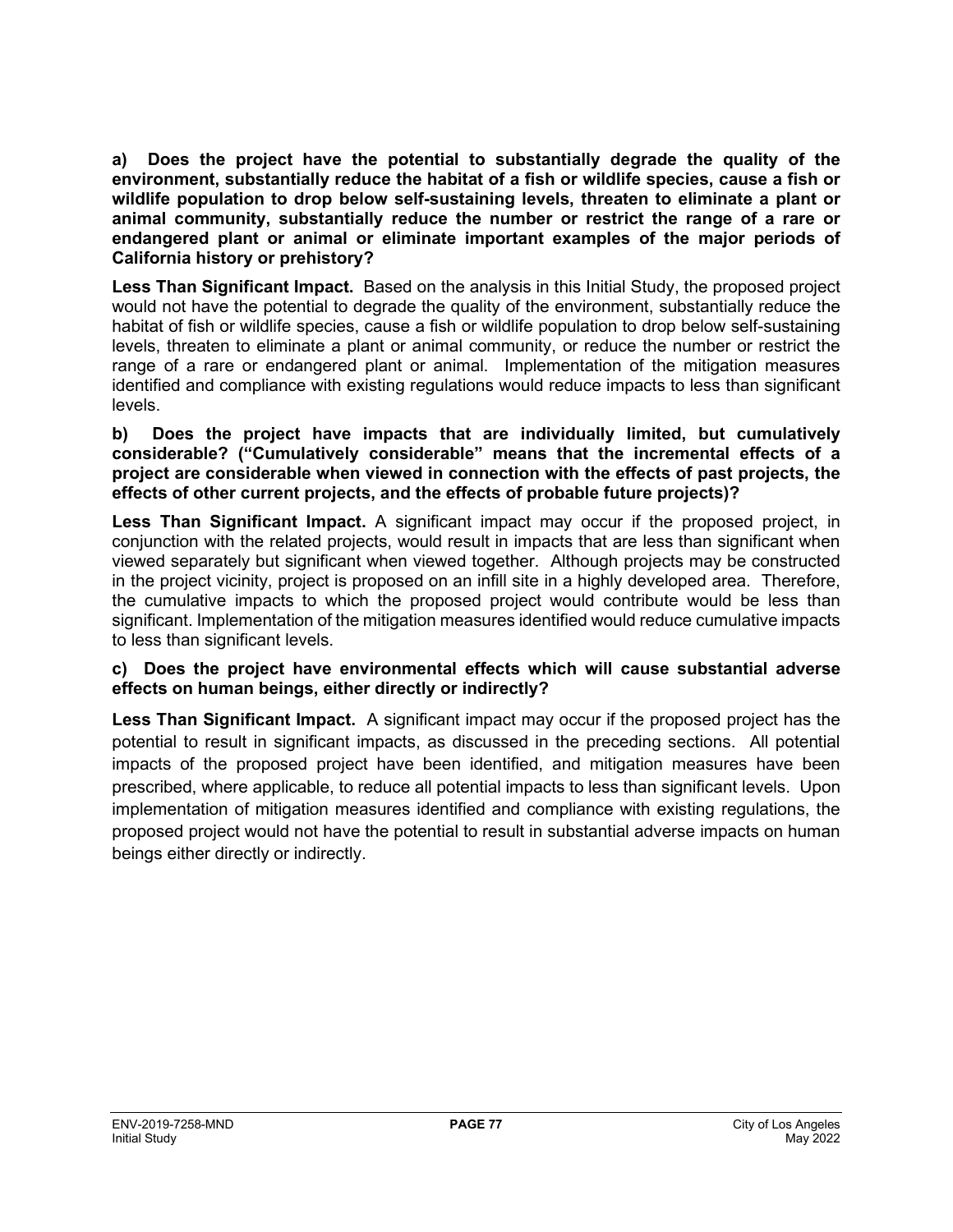**a) Does the project have the potential to substantially degrade the quality of the environment, substantially reduce the habitat of a fish or wildlife species, cause a fish or wildlife population to drop below self-sustaining levels, threaten to eliminate a plant or animal community, substantially reduce the number or restrict the range of a rare or endangered plant or animal or eliminate important examples of the major periods of California history or prehistory?**

**Less Than Significant Impact.** Based on the analysis in this Initial Study, the proposed project would not have the potential to degrade the quality of the environment, substantially reduce the habitat of fish or wildlife species, cause a fish or wildlife population to drop below self-sustaining levels, threaten to eliminate a plant or animal community, or reduce the number or restrict the range of a rare or endangered plant or animal. Implementation of the mitigation measures identified and compliance with existing regulations would reduce impacts to less than significant levels.

**b) Does the project have impacts that are individually limited, but cumulatively considerable? ("Cumulatively considerable" means that the incremental effects of a project are considerable when viewed in connection with the effects of past projects, the effects of other current projects, and the effects of probable future projects)?**

**Less Than Significant Impact.** A significant impact may occur if the proposed project, in conjunction with the related projects, would result in impacts that are less than significant when viewed separately but significant when viewed together. Although projects may be constructed in the project vicinity, project is proposed on an infill site in a highly developed area. Therefore, the cumulative impacts to which the proposed project would contribute would be less than significant. Implementation of the mitigation measures identified would reduce cumulative impacts to less than significant levels.

**c) Does the project have environmental effects which will cause substantial adverse effects on human beings, either directly or indirectly?**

**Less Than Significant Impact.** A significant impact may occur if the proposed project has the potential to result in significant impacts, as discussed in the preceding sections. All potential impacts of the proposed project have been identified, and mitigation measures have been prescribed, where applicable, to reduce all potential impacts to less than significant levels. Upon implementation of mitigation measures identified and compliance with existing regulations, the proposed project would not have the potential to result in substantial adverse impacts on human beings either directly or indirectly.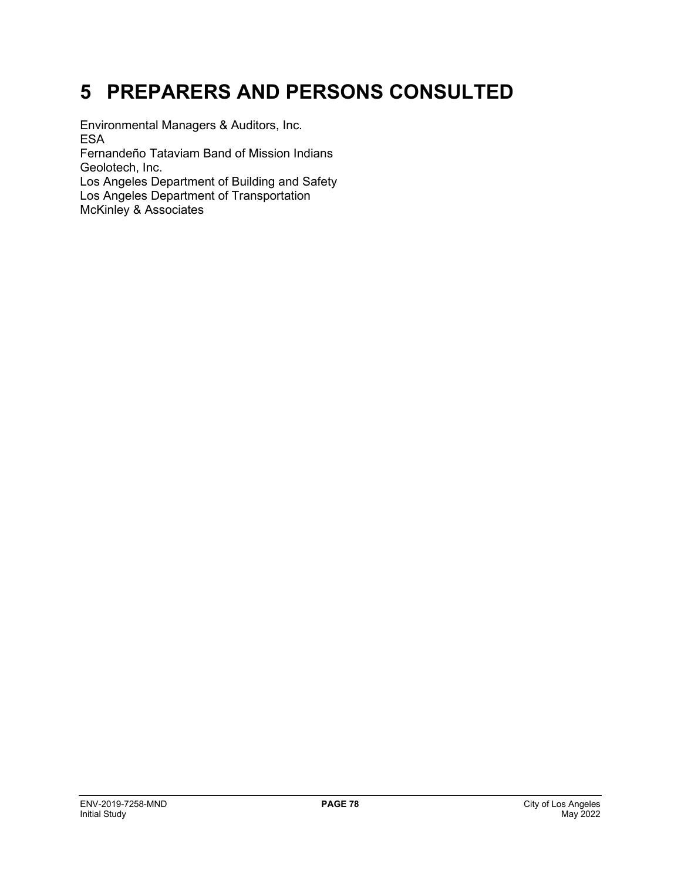# 5 PREPARERS AND PERSONS CONSULTED

Environmental Managers & Auditors, Inc.
ESA
Fernandeño Tataviam Band of Mission Indians
Geolotech, Inc.
Los Angeles Department of Building and Safety
Los Angeles Department of Transportation
McKinley & Associates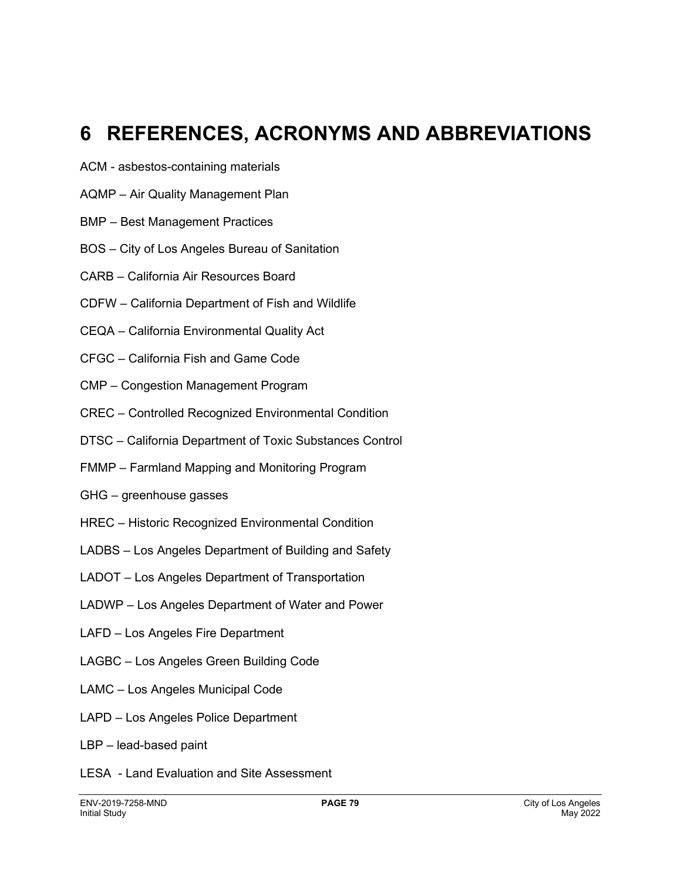# 6 REFERENCES, ACRONYMS AND ABBREVIATIONS

ACM - asbestos-containing materials

AQMP – Air Quality Management Plan

BMP – Best Management Practices

BOS – City of Los Angeles Bureau of Sanitation

CARB – California Air Resources Board

CDFW – California Department of Fish and Wildlife

CEQA – California Environmental Quality Act

CFGC – California Fish and Game Code

CMP – Congestion Management Program

CREC – Controlled Recognized Environmental Condition

DTSC – California Department of Toxic Substances Control

FMMP – Farmland Mapping and Monitoring Program

GHG – greenhouse gasses

HREC – Historic Recognized Environmental Condition

LADBS – Los Angeles Department of Building and Safety

LADOT – Los Angeles Department of Transportation

LADWP – Los Angeles Department of Water and Power

LAFD – Los Angeles Fire Department

LAGBC – Los Angeles Green Building Code

LAMC – Los Angeles Municipal Code

LAPD – Los Angeles Police Department

LBP – lead-based paint

LESA - Land Evaluation and Site Assessment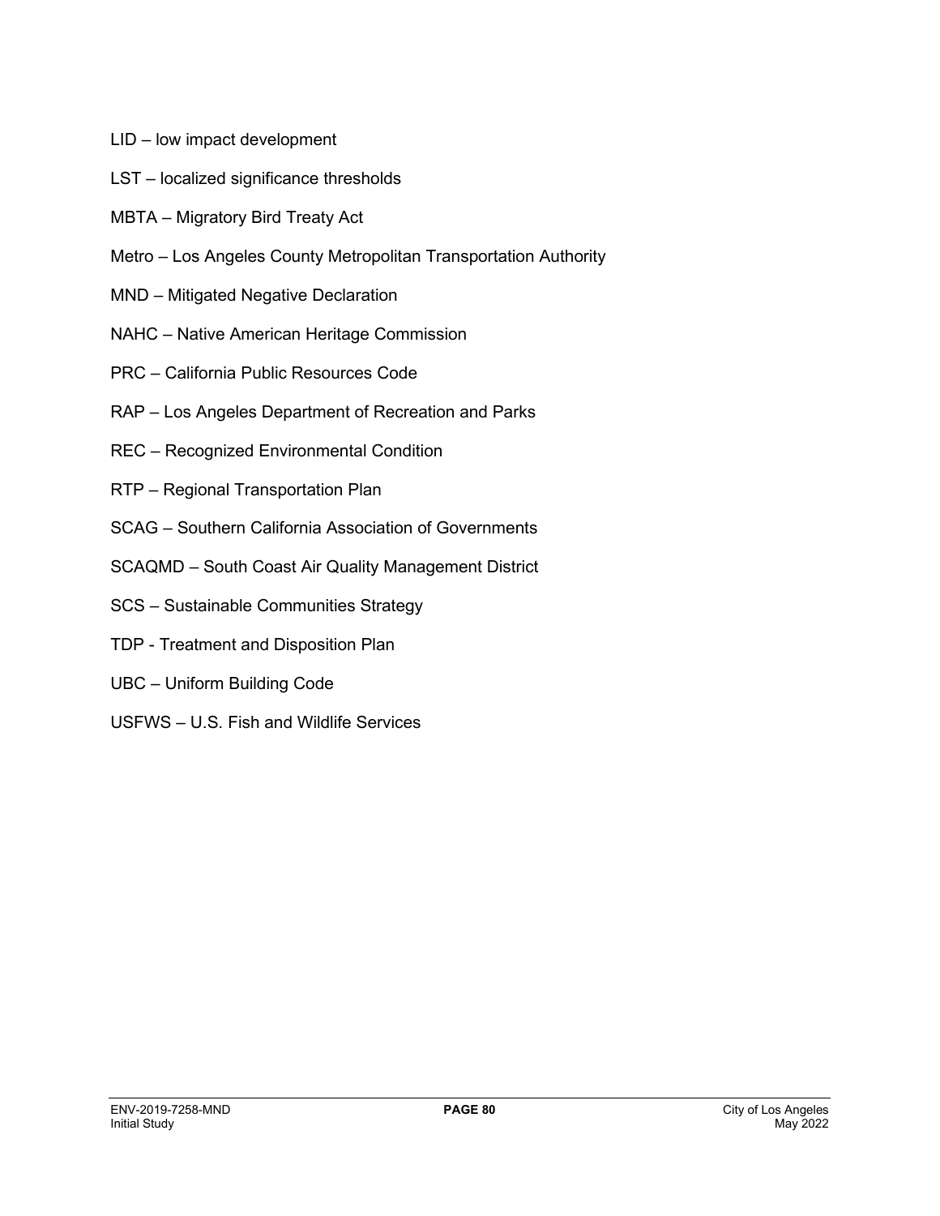LID – low impact development

LST – localized significance thresholds

MBTA – Migratory Bird Treaty Act

Metro – Los Angeles County Metropolitan Transportation Authority

MND – Mitigated Negative Declaration

NAHC – Native American Heritage Commission

PRC – California Public Resources Code

RAP – Los Angeles Department of Recreation and Parks

REC – Recognized Environmental Condition

RTP – Regional Transportation Plan

SCAG – Southern California Association of Governments

SCAQMD – South Coast Air Quality Management District

SCS – Sustainable Communities Strategy

TDP - Treatment and Disposition Plan

UBC – Uniform Building Code

USFWS – U.S. Fish and Wildlife Services